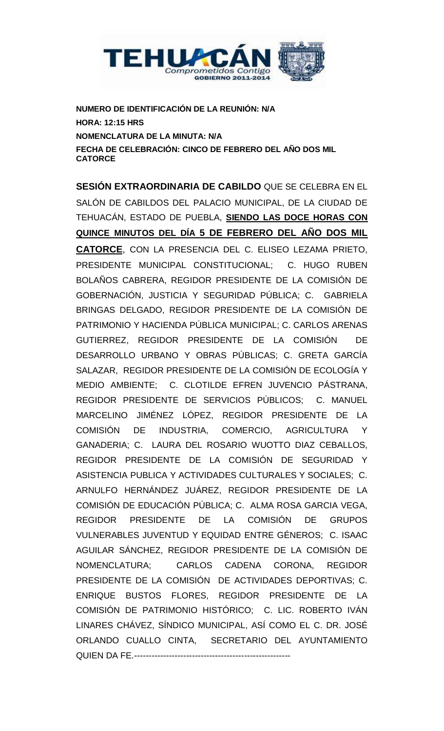**NUMERO DE IDENTIFICACIÓN DE LA REUNIÓN: N/A**
**HORA: 12:15 HRS**
**NOMENCLATURA DE LA MINUTA: N/A**
**FECHA DE CELEBRACIÓN: CINCO DE FEBRERO DEL AÑO DOS MIL CATORCE**

**SESIÓN EXTRAORDINARIA DE CABILDO** QUE SE CELEBRA EN EL SALÓN DE CABILDOS DEL PALACIO MUNICIPAL, DE LA CIUDAD DE TEHUACÁN, ESTADO DE PUEBLA, **SIENDO LAS DOCE HORAS CON QUINCE MINUTOS DEL DÍA 5 DE FEBRERO DEL AÑO DOS MIL CATORCE**, CON LA PRESENCIA DEL C. ELISEO LEZAMA PRIETO, PRESIDENTE MUNICIPAL CONSTITUCIONAL; C. HUGO RUBEN BOLAÑOS CABRERA, REGIDOR PRESIDENTE DE LA COMISIÓN DE GOBERNACIÓN, JUSTICIA Y SEGURIDAD PÚBLICA; C. GABRIELA BRINGAS DELGADO, REGIDOR PRESIDENTE DE LA COMISIÓN DE PATRIMONIO Y HACIENDA PÚBLICA MUNICIPAL; C. CARLOS ARENAS GUTIERREZ, REGIDOR PRESIDENTE DE LA COMISIÓN DE DESARROLLO URBANO Y OBRAS PÚBLICAS; C. GRETA GARCÍA SALAZAR, REGIDOR PRESIDENTE DE LA COMISIÓN DE ECOLOGÍA Y MEDIO AMBIENTE; C. CLOTILDE EFREN JUVENCIO PÁSTRANA, REGIDOR PRESIDENTE DE SERVICIOS PÚBLICOS; C. MANUEL MARCELINO JIMÉNEZ LÓPEZ, REGIDOR PRESIDENTE DE LA COMISIÓN DE INDUSTRIA, COMERCIO, AGRICULTURA Y GANADERIA; C. LAURA DEL ROSARIO WUOTTO DIAZ CEBALLOS, REGIDOR PRESIDENTE DE LA COMISIÓN DE SEGURIDAD Y ASISTENCIA PUBLICA Y ACTIVIDADES CULTURALES Y SOCIALES; C. ARNULFO HERNÁNDEZ JUÁREZ, REGIDOR PRESIDENTE DE LA COMISIÓN DE EDUCACIÓN PÚBLICA; C. ALMA ROSA GARCIA VEGA, REGIDOR PRESIDENTE DE LA COMISIÓN DE GRUPOS VULNERABLES JUVENTUD Y EQUIDAD ENTRE GÉNEROS; C. ISAAC AGUILAR SÁNCHEZ, REGIDOR PRESIDENTE DE LA COMISIÓN DE NOMENCLATURA; CARLOS CADENA CORONA, REGIDOR PRESIDENTE DE LA COMISIÓN DE ACTIVIDADES DEPORTIVAS; C. ENRIQUE BUSTOS FLORES, REGIDOR PRESIDENTE DE LA COMISIÓN DE PATRIMONIO HISTÓRICO; C. LIC. ROBERTO IVÁN LINARES CHÁVEZ, SÍNDICO MUNICIPAL, ASÍ COMO EL C. DR. JOSÉ ORLANDO CUALLO CINTA, SECRETARIO DEL AYUNTAMIENTO QUIEN DA FE.------------------------------------------------------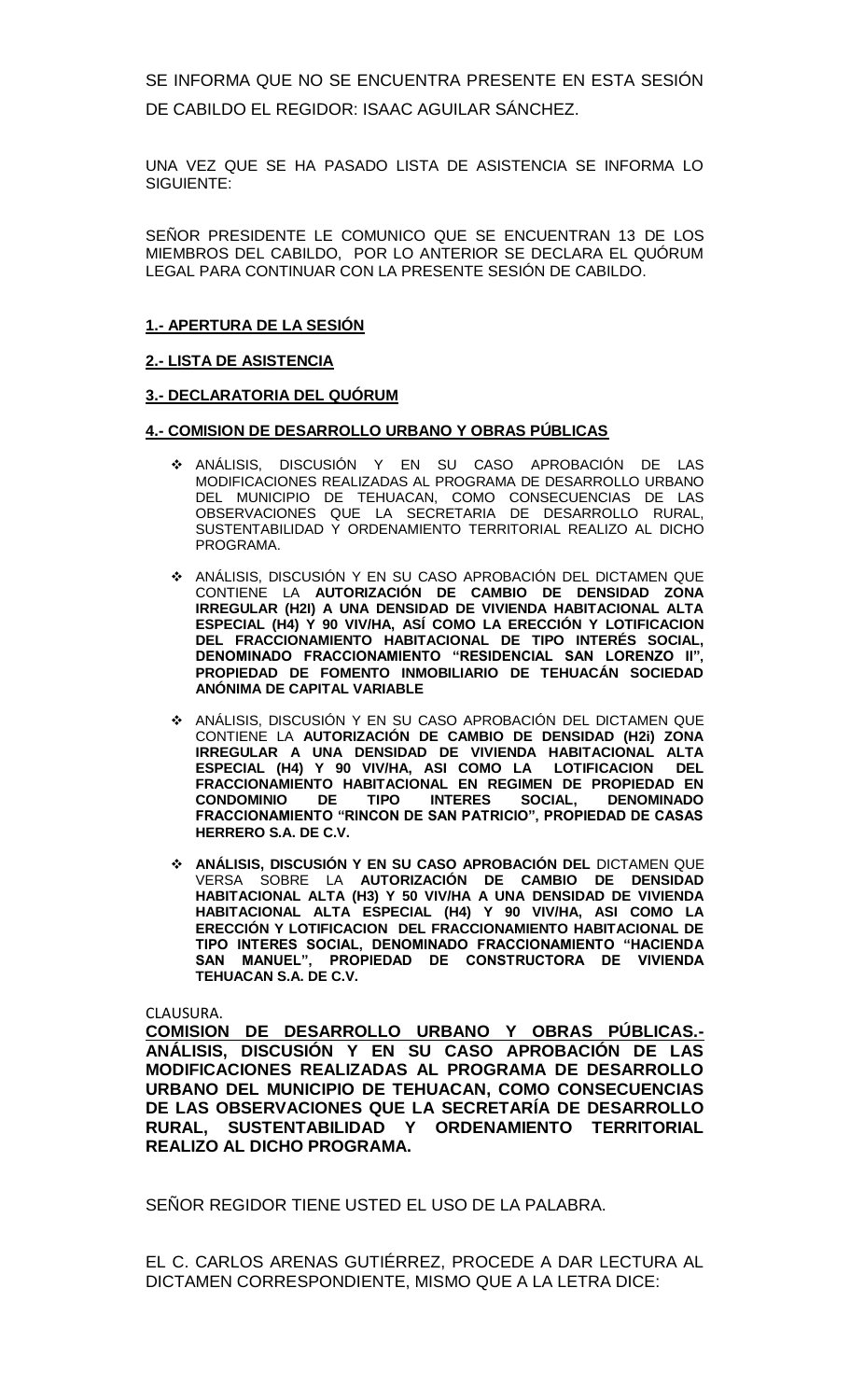SE INFORMA QUE NO SE ENCUENTRA PRESENTE EN ESTA SESIÓN DE CABILDO EL REGIDOR: ISAAC AGUILAR SÁNCHEZ.

UNA VEZ QUE SE HA PASADO LISTA DE ASISTENCIA SE INFORMA LO SIGUIENTE:

SEÑOR PRESIDENTE LE COMUNICO QUE SE ENCUENTRAN 13 DE LOS MIEMBROS DEL CABILDO, POR LO ANTERIOR SE DECLARA EL QUÓRUM LEGAL PARA CONTINUAR CON LA PRESENTE SESIÓN DE CABILDO.

**1.- APERTURA DE LA SESIÓN**

**2.- LISTA DE ASISTENCIA**

**3.- DECLARATORIA DEL QUÓRUM**

**4.- COMISION DE DESARROLLO URBANO Y OBRAS PÚBLICAS**

- ANÁLISIS, DISCUSIÓN Y EN SU CASO APROBACIÓN DE LAS MODIFICACIONES REALIZADAS AL PROGRAMA DE DESARROLLO URBANO DEL MUNICIPIO DE TEHUACAN, COMO CONSECUENCIAS DE LAS OBSERVACIONES QUE LA SECRETARIA DE DESARROLLO RURAL, SUSTENTABILIDAD Y ORDENAMIENTO TERRITORIAL REALIZO AL DICHO PROGRAMA.

- ANÁLISIS, DISCUSIÓN Y EN SU CASO APROBACIÓN DEL DICTAMEN QUE CONTIENE LA **AUTORIZACIÓN DE CAMBIO DE DENSIDAD ZONA IRREGULAR (H2I) A UNA DENSIDAD DE VIVIENDA HABITACIONAL ALTA ESPECIAL (H4) Y 90 VIV/HA, ASÍ COMO LA ERECCIÓN Y LOTIFICACION DEL FRACCIONAMIENTO HABITACIONAL DE TIPO INTERÉS SOCIAL, DENOMINADO FRACCIONAMIENTO "RESIDENCIAL SAN LORENZO II", PROPIEDAD DE FOMENTO INMOBILIARIO DE TEHUACÁN SOCIEDAD ANÓNIMA DE CAPITAL VARIABLE**

- ANÁLISIS, DISCUSIÓN Y EN SU CASO APROBACIÓN DEL DICTAMEN QUE CONTIENE LA **AUTORIZACIÓN DE CAMBIO DE DENSIDAD (H2i) ZONA IRREGULAR A UNA DENSIDAD DE VIVIENDA HABITACIONAL ALTA ESPECIAL (H4) Y 90 VIV/HA, ASI COMO LA LOTIFICACION DEL FRACCIONAMIENTO HABITACIONAL EN REGIMEN DE PROPIEDAD EN CONDOMINIO DE TIPO INTERES SOCIAL, DENOMINADO FRACCIONAMIENTO "RINCON DE SAN PATRICIO", PROPIEDAD DE CASAS HERRERO S.A. DE C.V.**

- **ANÁLISIS, DISCUSIÓN Y EN SU CASO APROBACIÓN DEL** DICTAMEN QUE VERSA SOBRE LA **AUTORIZACIÓN DE CAMBIO DE DENSIDAD HABITACIONAL ALTA (H3) Y 50 VIV/HA A UNA DENSIDAD DE VIVIENDA HABITACIONAL ALTA ESPECIAL (H4) Y 90 VIV/HA, ASI COMO LA ERECCIÓN Y LOTIFICACION DEL FRACCIONAMIENTO HABITACIONAL DE TIPO INTERES SOCIAL, DENOMINADO FRACCIONAMIENTO "HACIENDA SAN MANUEL", PROPIEDAD DE CONSTRUCTORA DE VIVIENDA TEHUACAN S.A. DE C.V.**

CLAUSURA.

**COMISION DE DESARROLLO URBANO Y OBRAS PÚBLICAS.- ANÁLISIS, DISCUSIÓN Y EN SU CASO APROBACIÓN DE LAS MODIFICACIONES REALIZADAS AL PROGRAMA DE DESARROLLO URBANO DEL MUNICIPIO DE TEHUACAN, COMO CONSECUENCIAS DE LAS OBSERVACIONES QUE LA SECRETARÍA DE DESARROLLO RURAL, SUSTENTABILIDAD Y ORDENAMIENTO TERRITORIAL REALIZO AL DICHO PROGRAMA.**

SEÑOR REGIDOR TIENE USTED EL USO DE LA PALABRA.

EL C. CARLOS ARENAS GUTIÉRREZ, PROCEDE A DAR LECTURA AL DICTAMEN CORRESPONDIENTE, MISMO QUE A LA LETRA DICE: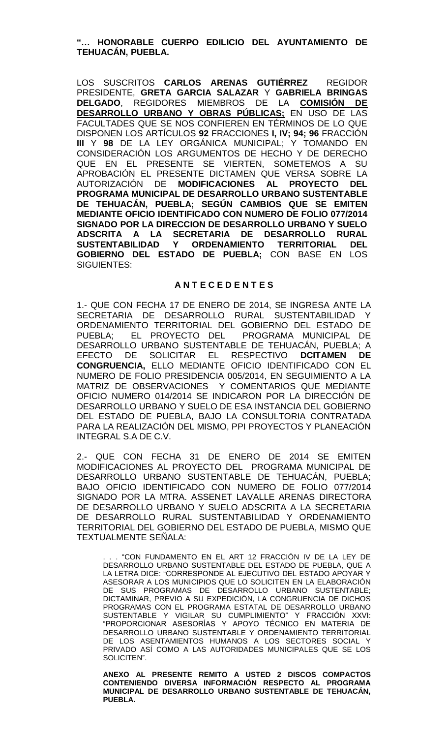**"… HONORABLE CUERPO EDILICIO DEL AYUNTAMIENTO DE TEHUACÁN, PUEBLA.**

LOS SUSCRITOS **CARLOS ARENAS GUTIÉRREZ** REGIDOR PRESIDENTE, **GRETA GARCIA SALAZAR** Y **GABRIELA BRINGAS DELGADO**, REGIDORES MIEMBROS DE LA **COMISIÓN DE DESARROLLO URBANO Y OBRAS PÚBLICAS;** EN USO DE LAS FACULTADES QUE SE NOS CONFIEREN EN TÉRMINOS DE LO QUE DISPONEN LOS ARTÍCULOS **92** FRACCIONES **I, IV; 94; 96** FRACCIÓN **III** Y **98** DE LA LEY ORGÁNICA MUNICIPAL; Y TOMANDO EN CONSIDERACIÓN LOS ARGUMENTOS DE HECHO Y DE DERECHO QUE EN EL PRESENTE SE VIERTEN, SOMETEMOS A SU APROBACIÓN EL PRESENTE DICTAMEN QUE VERSA SOBRE LA AUTORIZACIÓN DE **MODIFICACIONES AL PROYECTO DEL PROGRAMA MUNICIPAL DE DESARROLLO URBANO SUSTENTABLE DE TEHUACÁN, PUEBLA; SEGÚN CAMBIOS QUE SE EMITEN MEDIANTE OFICIO IDENTIFICADO CON NUMERO DE FOLIO 077/2014 SIGNADO POR LA DIRECCION DE DESARROLLO URBANO Y SUELO ADSCRITA A LA SECRETARIA DE DESARROLLO RURAL SUSTENTABILIDAD Y ORDENAMIENTO TERRITORIAL DEL GOBIERNO DEL ESTADO DE PUEBLA;** CON BASE EN LOS SIGUIENTES:

## A N T E C E D E N T E S

1.- QUE CON FECHA 17 DE ENERO DE 2014, SE INGRESA ANTE LA SECRETARIA DE DESARROLLO RURAL SUSTENTABILIDAD Y ORDENAMIENTO TERRITORIAL DEL GOBIERNO DEL ESTADO DE PUEBLA; EL PROYECTO DEL PROGRAMA MUNICIPAL DE DESARROLLO URBANO SUSTENTABLE DE TEHUACÁN, PUEBLA; A EFECTO DE SOLICITAR EL RESPECTIVO **DCITAMEN DE CONGRUENCIA,** ELLO MEDIANTE OFICIO IDENTIFICADO CON EL NUMERO DE FOLIO PRESIDENCIA 005/2014, EN SEGUIMIENTO A LA MATRIZ DE OBSERVACIONES Y COMENTARIOS QUE MEDIANTE OFICIO NUMERO 014/2014 SE INDICARON POR LA DIRECCIÓN DE DESARROLLO URBANO Y SUELO DE ESA INSTANCIA DEL GOBIERNO DEL ESTADO DE PUEBLA, BAJO LA CONSULTORIA CONTRATADA PARA LA REALIZACIÓN DEL MISMO, PPI PROYECTOS Y PLANEACIÓN INTEGRAL S.A DE C.V.

2.- QUE CON FECHA 31 DE ENERO DE 2014 SE EMITEN MODIFICACIONES AL PROYECTO DEL PROGRAMA MUNICIPAL DE DESARROLLO URBANO SUSTENTABLE DE TEHUACÁN, PUEBLA; BAJO OFICIO IDENTIFICADO CON NUMERO DE FOLIO 077/2014 SIGNADO POR LA MTRA. ASSENET LAVALLE ARENAS DIRECTORA DE DESARROLLO URBANO Y SUELO ADSCRITA A LA SECRETARIA DE DESARROLLO RURAL SUSTENTABILIDAD Y ORDENAMIENTO TERRITORIAL DEL GOBIERNO DEL ESTADO DE PUEBLA, MISMO QUE TEXTUALMENTE SEÑALA:

> . . . "CON FUNDAMENTO EN EL ART 12 FRACCIÓN IV DE LA LEY DE DESARROLLO URBANO SUSTENTABLE DEL ESTADO DE PUEBLA, QUE A LA LETRA DICE: "CORRESPONDE AL EJECUTIVO DEL ESTADO APOYAR Y ASESORAR A LOS MUNICIPIOS QUE LO SOLICITEN EN LA ELABORACIÓN DE SUS PROGRAMAS DE DESARROLLO URBANO SUSTENTABLE; DICTAMINAR, PREVIO A SU EXPEDICIÓN, LA CONGRUENCIA DE DICHOS PROGRAMAS CON EL PROGRAMA ESTATAL DE DESARROLLO URBANO SUSTENTABLE Y VIGILAR SU CUMPLIMIENTO" Y FRACCIÓN XXVI: "PROPORCIONAR ASESORÍAS Y APOYO TÉCNICO EN MATERIA DE DESARROLLO URBANO SUSTENTABLE Y ORDENAMIENTO TERRITORIAL DE LOS ASENTAMIENTOS HUMANOS A LOS SECTORES SOCIAL Y PRIVADO ASÍ COMO A LAS AUTORIDADES MUNICIPALES QUE SE LOS SOLICITEN".
>
> **ANEXO AL PRESENTE REMITO A USTED 2 DISCOS COMPACTOS CONTENIENDO DIVERSA INFORMACIÓN RESPECTO AL PROGRAMA MUNICIPAL DE DESARROLLO URBANO SUSTENTABLE DE TEHUACÁN, PUEBLA.**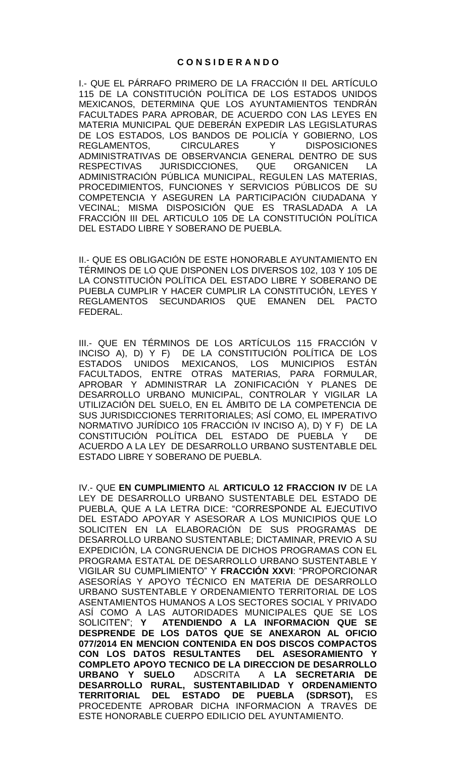## C O N S I D E R A N D O

I.- QUE EL PÁRRAFO PRIMERO DE LA FRACCIÓN II DEL ARTÍCULO 115 DE LA CONSTITUCIÓN POLÍTICA DE LOS ESTADOS UNIDOS MEXICANOS, DETERMINA QUE LOS AYUNTAMIENTOS TENDRÁN FACULTADES PARA APROBAR, DE ACUERDO CON LAS LEYES EN MATERIA MUNICIPAL QUE DEBERÁN EXPEDIR LAS LEGISLATURAS DE LOS ESTADOS, LOS BANDOS DE POLICÍA Y GOBIERNO, LOS REGLAMENTOS, CIRCULARES Y DISPOSICIONES ADMINISTRATIVAS DE OBSERVANCIA GENERAL DENTRO DE SUS RESPECTIVAS JURISDICCIONES, QUE ORGANICEN LA ADMINISTRACIÓN PÚBLICA MUNICIPAL, REGULEN LAS MATERIAS, PROCEDIMIENTOS, FUNCIONES Y SERVICIOS PÚBLICOS DE SU COMPETENCIA Y ASEGUREN LA PARTICIPACIÓN CIUDADANA Y VECINAL; MISMA DISPOSICIÓN QUE ES TRASLADADA A LA FRACCIÓN III DEL ARTICULO 105 DE LA CONSTITUCIÓN POLÍTICA DEL ESTADO LIBRE Y SOBERANO DE PUEBLA.

II.- QUE ES OBLIGACIÓN DE ESTE HONORABLE AYUNTAMIENTO EN TÉRMINOS DE LO QUE DISPONEN LOS DIVERSOS 102, 103 Y 105 DE LA CONSTITUCIÓN POLÍTICA DEL ESTADO LIBRE Y SOBERANO DE PUEBLA CUMPLIR Y HACER CUMPLIR LA CONSTITUCIÓN, LEYES Y REGLAMENTOS SECUNDARIOS QUE EMANEN DEL PACTO FEDERAL.

III.- QUE EN TÉRMINOS DE LOS ARTÍCULOS 115 FRACCIÓN V INCISO A), D) Y F) DE LA CONSTITUCIÓN POLÍTICA DE LOS ESTADOS UNIDOS MEXICANOS, LOS MUNICIPIOS ESTÁN FACULTADOS, ENTRE OTRAS MATERIAS, PARA FORMULAR, APROBAR Y ADMINISTRAR LA ZONIFICACIÓN Y PLANES DE DESARROLLO URBANO MUNICIPAL, CONTROLAR Y VIGILAR LA UTILIZACIÓN DEL SUELO, EN EL ÁMBITO DE LA COMPETENCIA DE SUS JURISDICCIONES TERRITORIALES; ASÍ COMO, EL IMPERATIVO NORMATIVO JURÍDICO 105 FRACCIÓN IV INCISO A), D) Y F) DE LA CONSTITUCIÓN POLÍTICA DEL ESTADO DE PUEBLA Y DE ACUERDO A LA LEY DE DESARROLLO URBANO SUSTENTABLE DEL ESTADO LIBRE Y SOBERANO DE PUEBLA.

IV.- QUE **EN CUMPLIMIENTO** AL **ARTICULO 12 FRACCION IV** DE LA LEY DE DESARROLLO URBANO SUSTENTABLE DEL ESTADO DE PUEBLA, QUE A LA LETRA DICE: "CORRESPONDE AL EJECUTIVO DEL ESTADO APOYAR Y ASESORAR A LOS MUNICIPIOS QUE LO SOLICITEN EN LA ELABORACIÓN DE SUS PROGRAMAS DE DESARROLLO URBANO SUSTENTABLE; DICTAMINAR, PREVIO A SU EXPEDICIÓN, LA CONGRUENCIA DE DICHOS PROGRAMAS CON EL PROGRAMA ESTATAL DE DESARROLLO URBANO SUSTENTABLE Y VIGILAR SU CUMPLIMIENTO" Y **FRACCIÓN XXVI**: "PROPORCIONAR ASESORÍAS Y APOYO TÉCNICO EN MATERIA DE DESARROLLO URBANO SUSTENTABLE Y ORDENAMIENTO TERRITORIAL DE LOS ASENTAMIENTOS HUMANOS A LOS SECTORES SOCIAL Y PRIVADO ASÍ COMO A LAS AUTORIDADES MUNICIPALES QUE SE LOS SOLICITEN"; **Y ATENDIENDO A LA INFORMACION QUE SE DESPRENDE DE LOS DATOS QUE SE ANEXARON AL OFICIO 077/2014 EN MENCION CONTENIDA EN DOS DISCOS COMPACTOS CON LOS DATOS RESULTANTES DEL ASESORAMIENTO Y COMPLETO APOYO TECNICO DE LA DIRECCION DE DESARROLLO URBANO Y SUELO** ADSCRITA A **LA SECRETARIA DE DESARROLLO RURAL, SUSTENTABILIDAD Y ORDENAMIENTO TERRITORIAL DEL ESTADO DE PUEBLA (SDRSOT),** ES PROCEDENTE APROBAR DICHA INFORMACION A TRAVES DE ESTE HONORABLE CUERPO EDILICIO DEL AYUNTAMIENTO.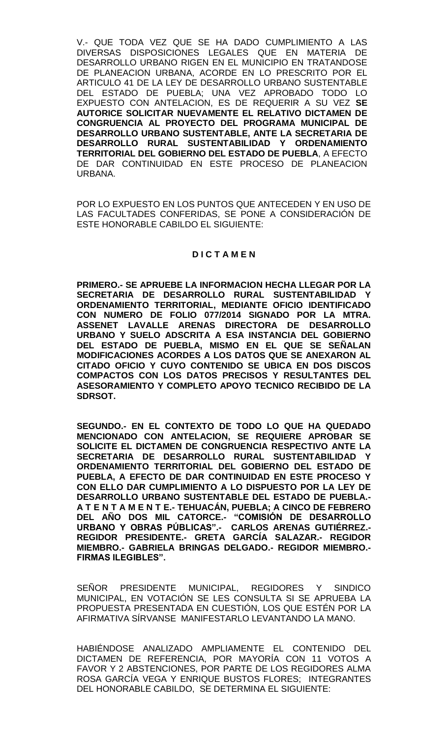V.- QUE TODA VEZ QUE SE HA DADO CUMPLIMIENTO A LAS DIVERSAS DISPOSICIONES LEGALES QUE EN MATERIA DE DESARROLLO URBANO RIGEN EN EL MUNICIPIO EN TRATANDOSE DE PLANEACION URBANA, ACORDE EN LO PRESCRITO POR EL ARTICULO 41 DE LA LEY DE DESARROLLO URBANO SUSTENTABLE DEL ESTADO DE PUEBLA; UNA VEZ APROBADO TODO LO EXPUESTO CON ANTELACION, ES DE REQUERIR A SU VEZ **SE AUTORICE SOLICITAR NUEVAMENTE EL RELATIVO DICTAMEN DE CONGRUENCIA AL PROYECTO DEL PROGRAMA MUNICIPAL DE DESARROLLO URBANO SUSTENTABLE, ANTE LA SECRETARIA DE DESARROLLO RURAL SUSTENTABILIDAD Y ORDENAMIENTO TERRITORIAL DEL GOBIERNO DEL ESTADO DE PUEBLA**, A EFECTO DE DAR CONTINUIDAD EN ESTE PROCESO DE PLANEACION URBANA.

POR LO EXPUESTO EN LOS PUNTOS QUE ANTECEDEN Y EN USO DE LAS FACULTADES CONFERIDAS, SE PONE A CONSIDERACIÓN DE ESTE HONORABLE CABILDO EL SIGUIENTE:

**D I C T A M E N**

**PRIMERO.- SE APRUEBE LA INFORMACION HECHA LLEGAR POR LA SECRETARIA DE DESARROLLO RURAL SUSTENTABILIDAD Y ORDENAMIENTO TERRITORIAL, MEDIANTE OFICIO IDENTIFICADO CON NUMERO DE FOLIO 077/2014 SIGNADO POR LA MTRA. ASSENET LAVALLE ARENAS DIRECTORA DE DESARROLLO URBANO Y SUELO ADSCRITA A ESA INSTANCIA DEL GOBIERNO DEL ESTADO DE PUEBLA, MISMO EN EL QUE SE SEÑALAN MODIFICACIONES ACORDES A LOS DATOS QUE SE ANEXARON AL CITADO OFICIO Y CUYO CONTENIDO SE UBICA EN DOS DISCOS COMPACTOS CON LOS DATOS PRECISOS Y RESULTANTES DEL ASESORAMIENTO Y COMPLETO APOYO TECNICO RECIBIDO DE LA SDRSOT.**

**SEGUNDO.- EN EL CONTEXTO DE TODO LO QUE HA QUEDADO MENCIONADO CON ANTELACION, SE REQUIERE APROBAR SE SOLICITE EL DICTAMEN DE CONGRUENCIA RESPECTIVO ANTE LA SECRETARIA DE DESARROLLO RURAL SUSTENTABILIDAD Y ORDENAMIENTO TERRITORIAL DEL GOBIERNO DEL ESTADO DE PUEBLA, A EFECTO DE DAR CONTINUIDAD EN ESTE PROCESO Y CON ELLO DAR CUMPLIMIENTO A LO DISPUESTO POR LA LEY DE DESARROLLO URBANO SUSTENTABLE DEL ESTADO DE PUEBLA.- A T E N T A M E N T E.- TEHUACÁN, PUEBLA; A CINCO DE FEBRERO DEL AÑO DOS MIL CATORCE.- "COMISIÓN DE DESARROLLO URBANO Y OBRAS PÚBLICAS".- CARLOS ARENAS GUTIÉRREZ.- REGIDOR PRESIDENTE.- GRETA GARCÍA SALAZAR.- REGIDOR MIEMBRO.- GABRIELA BRINGAS DELGADO.- REGIDOR MIEMBRO.- FIRMAS ILEGIBLES".**

SEÑOR PRESIDENTE MUNICIPAL, REGIDORES Y SINDICO MUNICIPAL, EN VOTACIÓN SE LES CONSULTA SI SE APRUEBA LA PROPUESTA PRESENTADA EN CUESTIÓN, LOS QUE ESTÉN POR LA AFIRMATIVA SÍRVANSE MANIFESTARLO LEVANTANDO LA MANO.

HABIÉNDOSE ANALIZADO AMPLIAMENTE EL CONTENIDO DEL DICTAMEN DE REFERENCIA, POR MAYORÍA CON 11 VOTOS A FAVOR Y 2 ABSTENCIONES, POR PARTE DE LOS REGIDORES ALMA ROSA GARCÍA VEGA Y ENRIQUE BUSTOS FLORES; INTEGRANTES DEL HONORABLE CABILDO, SE DETERMINA EL SIGUIENTE: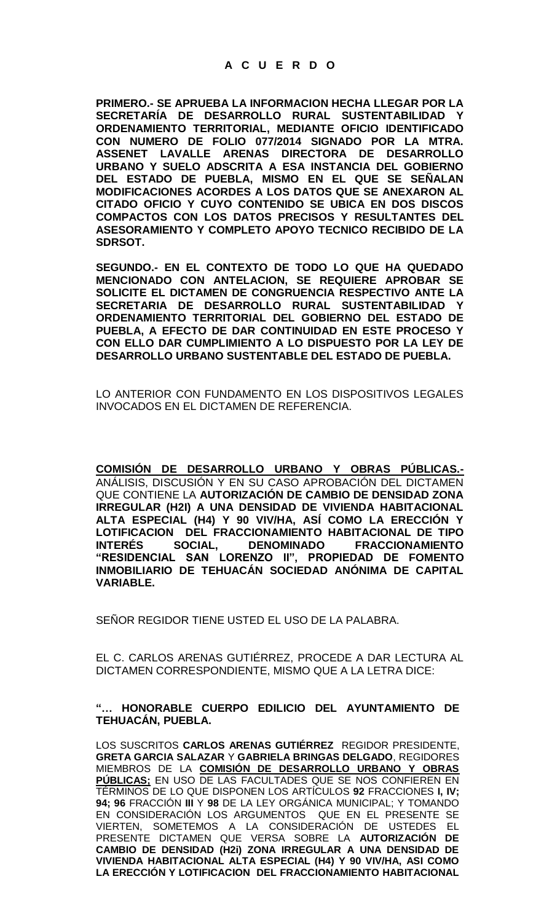**A C U E R D O**

**PRIMERO.- SE APRUEBA LA INFORMACION HECHA LLEGAR POR LA SECRETARÍA DE DESARROLLO RURAL SUSTENTABILIDAD Y ORDENAMIENTO TERRITORIAL, MEDIANTE OFICIO IDENTIFICADO CON NUMERO DE FOLIO 077/2014 SIGNADO POR LA MTRA. ASSENET LAVALLE ARENAS DIRECTORA DE DESARROLLO URBANO Y SUELO ADSCRITA A ESA INSTANCIA DEL GOBIERNO DEL ESTADO DE PUEBLA, MISMO EN EL QUE SE SEÑALAN MODIFICACIONES ACORDES A LOS DATOS QUE SE ANEXARON AL CITADO OFICIO Y CUYO CONTENIDO SE UBICA EN DOS DISCOS COMPACTOS CON LOS DATOS PRECISOS Y RESULTANTES DEL ASESORAMIENTO Y COMPLETO APOYO TECNICO RECIBIDO DE LA SDRSOT.**

**SEGUNDO.- EN EL CONTEXTO DE TODO LO QUE HA QUEDADO MENCIONADO CON ANTELACION, SE REQUIERE APROBAR SE SOLICITE EL DICTAMEN DE CONGRUENCIA RESPECTIVO ANTE LA SECRETARIA DE DESARROLLO RURAL SUSTENTABILIDAD Y ORDENAMIENTO TERRITORIAL DEL GOBIERNO DEL ESTADO DE PUEBLA, A EFECTO DE DAR CONTINUIDAD EN ESTE PROCESO Y CON ELLO DAR CUMPLIMIENTO A LO DISPUESTO POR LA LEY DE DESARROLLO URBANO SUSTENTABLE DEL ESTADO DE PUEBLA.**

LO ANTERIOR CON FUNDAMENTO EN LOS DISPOSITIVOS LEGALES INVOCADOS EN EL DICTAMEN DE REFERENCIA.

**COMISIÓN DE DESARROLLO URBANO Y OBRAS PÚBLICAS.-** ANÁLISIS, DISCUSIÓN Y EN SU CASO APROBACIÓN DEL DICTAMEN QUE CONTIENE LA **AUTORIZACIÓN DE CAMBIO DE DENSIDAD ZONA IRREGULAR (H2I) A UNA DENSIDAD DE VIVIENDA HABITACIONAL ALTA ESPECIAL (H4) Y 90 VIV/HA, ASÍ COMO LA ERECCIÓN Y LOTIFICACION DEL FRACCIONAMIENTO HABITACIONAL DE TIPO INTERÉS SOCIAL, DENOMINADO FRACCIONAMIENTO "RESIDENCIAL SAN LORENZO II", PROPIEDAD DE FOMENTO INMOBILIARIO DE TEHUACÁN SOCIEDAD ANÓNIMA DE CAPITAL VARIABLE.**

SEÑOR REGIDOR TIENE USTED EL USO DE LA PALABRA.

EL C. CARLOS ARENAS GUTIÉRREZ, PROCEDE A DAR LECTURA AL DICTAMEN CORRESPONDIENTE, MISMO QUE A LA LETRA DICE:

**"… HONORABLE CUERPO EDILICIO DEL AYUNTAMIENTO DE TEHUACÁN, PUEBLA.**

LOS SUSCRITOS **CARLOS ARENAS GUTIÉRREZ** REGIDOR PRESIDENTE, **GRETA GARCIA SALAZAR** Y **GABRIELA BRINGAS DELGADO**, REGIDORES MIEMBROS DE LA **COMISIÓN DE DESARROLLO URBANO Y OBRAS PÚBLICAS;** EN USO DE LAS FACULTADES QUE SE NOS CONFIEREN EN TÉRMINOS DE LO QUE DISPONEN LOS ARTÍCULOS **92** FRACCIONES **I, IV; 94; 96** FRACCIÓN **III** Y **98** DE LA LEY ORGÁNICA MUNICIPAL; Y TOMANDO EN CONSIDERACIÓN LOS ARGUMENTOS QUE EN EL PRESENTE SE VIERTEN, SOMETEMOS A LA CONSIDERACIÓN DE USTEDES EL PRESENTE DICTAMEN QUE VERSA SOBRE LA **AUTORIZACIÓN DE CAMBIO DE DENSIDAD (H2i) ZONA IRREGULAR A UNA DENSIDAD DE VIVIENDA HABITACIONAL ALTA ESPECIAL (H4) Y 90 VIV/HA, ASI COMO LA ERECCIÓN Y LOTIFICACION DEL FRACCIONAMIENTO HABITACIONAL**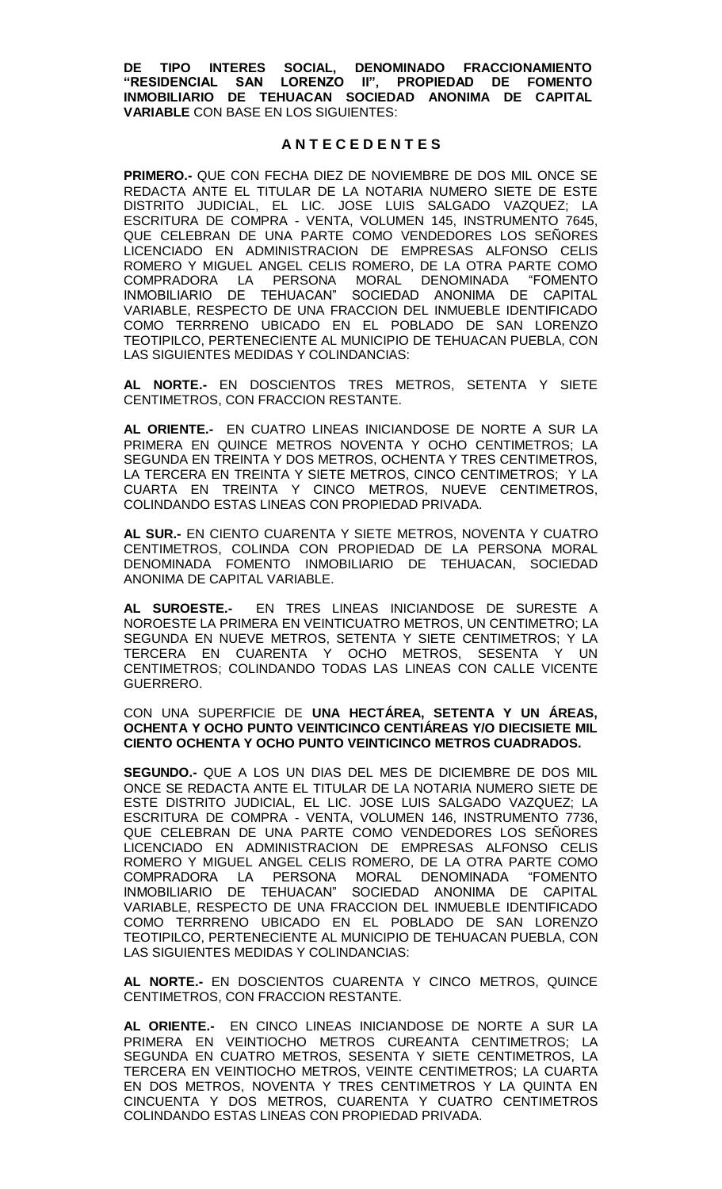**DE TIPO INTERES SOCIAL, DENOMINADO FRACCIONAMIENTO "RESIDENCIAL SAN LORENZO II", PROPIEDAD DE FOMENTO INMOBILIARIO DE TEHUACAN SOCIEDAD ANONIMA DE CAPITAL VARIABLE** CON BASE EN LOS SIGUIENTES:

## A N T E C E D E N T E S

**PRIMERO.-** QUE CON FECHA DIEZ DE NOVIEMBRE DE DOS MIL ONCE SE REDACTA ANTE EL TITULAR DE LA NOTARIA NUMERO SIETE DE ESTE DISTRITO JUDICIAL, EL LIC. JOSE LUIS SALGADO VAZQUEZ; LA ESCRITURA DE COMPRA - VENTA, VOLUMEN 145, INSTRUMENTO 7645, QUE CELEBRAN DE UNA PARTE COMO VENDEDORES LOS SEÑORES LICENCIADO EN ADMINISTRACION DE EMPRESAS ALFONSO CELIS ROMERO Y MIGUEL ANGEL CELIS ROMERO, DE LA OTRA PARTE COMO COMPRADORA LA PERSONA MORAL DENOMINADA "FOMENTO INMOBILIARIO DE TEHUACAN" SOCIEDAD ANONIMA DE CAPITAL VARIABLE, RESPECTO DE UNA FRACCION DEL INMUEBLE IDENTIFICADO COMO TERRRENO UBICADO EN EL POBLADO DE SAN LORENZO TEOTIPILCO, PERTENECIENTE AL MUNICIPIO DE TEHUACAN PUEBLA, CON LAS SIGUIENTES MEDIDAS Y COLINDANCIAS:

**AL NORTE.-** EN DOSCIENTOS TRES METROS, SETENTA Y SIETE CENTIMETROS, CON FRACCION RESTANTE.

**AL ORIENTE.-** EN CUATRO LINEAS INICIANDOSE DE NORTE A SUR LA PRIMERA EN QUINCE METROS NOVENTA Y OCHO CENTIMETROS; LA SEGUNDA EN TREINTA Y DOS METROS, OCHENTA Y TRES CENTIMETROS, LA TERCERA EN TREINTA Y SIETE METROS, CINCO CENTIMETROS; Y LA CUARTA EN TREINTA Y CINCO METROS, NUEVE CENTIMETROS, COLINDANDO ESTAS LINEAS CON PROPIEDAD PRIVADA.

**AL SUR.-** EN CIENTO CUARENTA Y SIETE METROS, NOVENTA Y CUATRO CENTIMETROS, COLINDA CON PROPIEDAD DE LA PERSONA MORAL DENOMINADA FOMENTO INMOBILIARIO DE TEHUACAN, SOCIEDAD ANONIMA DE CAPITAL VARIABLE.

**AL SUROESTE.-** EN TRES LINEAS INICIANDOSE DE SURESTE A NOROESTE LA PRIMERA EN VEINTICUATRO METROS, UN CENTIMETRO; LA SEGUNDA EN NUEVE METROS, SETENTA Y SIETE CENTIMETROS; Y LA TERCERA EN CUARENTA Y OCHO METROS, SESENTA Y UN CENTIMETROS; COLINDANDO TODAS LAS LINEAS CON CALLE VICENTE GUERRERO.

CON UNA SUPERFICIE DE **UNA HECTÁREA, SETENTA Y UN ÁREAS, OCHENTA Y OCHO PUNTO VEINTICINCO CENTIÁREAS Y/O DIECISIETE MIL CIENTO OCHENTA Y OCHO PUNTO VEINTICINCO METROS CUADRADOS.**

**SEGUNDO.-** QUE A LOS UN DIAS DEL MES DE DICIEMBRE DE DOS MIL ONCE SE REDACTA ANTE EL TITULAR DE LA NOTARIA NUMERO SIETE DE ESTE DISTRITO JUDICIAL, EL LIC. JOSE LUIS SALGADO VAZQUEZ; LA ESCRITURA DE COMPRA - VENTA, VOLUMEN 146, INSTRUMENTO 7736, QUE CELEBRAN DE UNA PARTE COMO VENDEDORES LOS SEÑORES LICENCIADO EN ADMINISTRACION DE EMPRESAS ALFONSO CELIS ROMERO Y MIGUEL ANGEL CELIS ROMERO, DE LA OTRA PARTE COMO COMPRADORA LA PERSONA MORAL DENOMINADA "FOMENTO INMOBILIARIO DE TEHUACAN" SOCIEDAD ANONIMA DE CAPITAL VARIABLE, RESPECTO DE UNA FRACCION DEL INMUEBLE IDENTIFICADO COMO TERRRENO UBICADO EN EL POBLADO DE SAN LORENZO TEOTIPILCO, PERTENECIENTE AL MUNICIPIO DE TEHUACAN PUEBLA, CON LAS SIGUIENTES MEDIDAS Y COLINDANCIAS:

**AL NORTE.-** EN DOSCIENTOS CUARENTA Y CINCO METROS, QUINCE CENTIMETROS, CON FRACCION RESTANTE.

**AL ORIENTE.-** EN CINCO LINEAS INICIANDOSE DE NORTE A SUR LA PRIMERA EN VEINTIOCHO METROS CUREANTA CENTIMETROS; LA SEGUNDA EN CUATRO METROS, SESENTA Y SIETE CENTIMETROS, LA TERCERA EN VEINTIOCHO METROS, VEINTE CENTIMETROS; LA CUARTA EN DOS METROS, NOVENTA Y TRES CENTIMETROS Y LA QUINTA EN CINCUENTA Y DOS METROS, CUARENTA Y CUATRO CENTIMETROS COLINDANDO ESTAS LINEAS CON PROPIEDAD PRIVADA.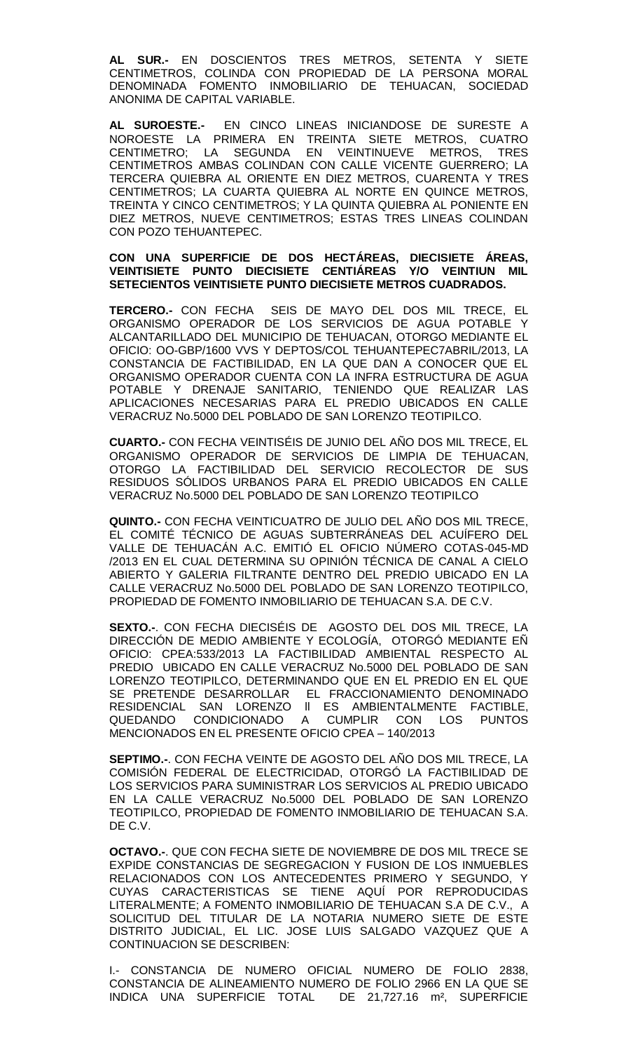**AL SUR.-** EN DOSCIENTOS TRES METROS, SETENTA Y SIETE CENTIMETROS, COLINDA CON PROPIEDAD DE LA PERSONA MORAL DENOMINADA FOMENTO INMOBILIARIO DE TEHUACAN, SOCIEDAD ANONIMA DE CAPITAL VARIABLE.

**AL SUROESTE.-** EN CINCO LINEAS INICIANDOSE DE SURESTE A NOROESTE LA PRIMERA EN TREINTA SIETE METROS, CUATRO CENTIMETRO; LA SEGUNDA EN VEINTINUEVE METROS, TRES CENTIMETROS AMBAS COLINDAN CON CALLE VICENTE GUERRERO; LA TERCERA QUIEBRA AL ORIENTE EN DIEZ METROS, CUARENTA Y TRES CENTIMETROS; LA CUARTA QUIEBRA AL NORTE EN QUINCE METROS, TREINTA Y CINCO CENTIMETROS; Y LA QUINTA QUIEBRA AL PONIENTE EN DIEZ METROS, NUEVE CENTIMETROS; ESTAS TRES LINEAS COLINDAN CON POZO TEHUANTEPEC.

**CON UNA SUPERFICIE DE DOS HECTÁREAS, DIECISIETE ÁREAS, VEINTISIETE PUNTO DIECISIETE CENTIÁREAS Y/O VEINTIUN MIL SETECIENTOS VEINTISIETE PUNTO DIECISIETE METROS CUADRADOS.**

**TERCERO.-** CON FECHA SEIS DE MAYO DEL DOS MIL TRECE, EL ORGANISMO OPERADOR DE LOS SERVICIOS DE AGUA POTABLE Y ALCANTARILLADO DEL MUNICIPIO DE TEHUACAN, OTORGO MEDIANTE EL OFICIO: OO-GBP/1600 VVS Y DEPTOS/COL TEHUANTEPEC7ABRIL/2013, LA CONSTANCIA DE FACTIBILIDAD, EN LA QUE DAN A CONOCER QUE EL ORGANISMO OPERADOR CUENTA CON LA INFRA ESTRUCTURA DE AGUA POTABLE Y DRENAJE SANITARIO, TENIENDO QUE REALIZAR LAS APLICACIONES NECESARIAS PARA EL PREDIO UBICADOS EN CALLE VERACRUZ No.5000 DEL POBLADO DE SAN LORENZO TEOTIPILCO.

**CUARTO.-** CON FECHA VEINTISÉIS DE JUNIO DEL AÑO DOS MIL TRECE, EL ORGANISMO OPERADOR DE SERVICIOS DE LIMPIA DE TEHUACAN, OTORGO LA FACTIBILIDAD DEL SERVICIO RECOLECTOR DE SUS RESIDUOS SÓLIDOS URBANOS PARA EL PREDIO UBICADOS EN CALLE VERACRUZ No.5000 DEL POBLADO DE SAN LORENZO TEOTIPILCO

**QUINTO.-** CON FECHA VEINTICUATRO DE JULIO DEL AÑO DOS MIL TRECE, EL COMITÉ TÉCNICO DE AGUAS SUBTERRÁNEAS DEL ACUÍFERO DEL VALLE DE TEHUACÁN A.C. EMITIÓ EL OFICIO NÚMERO COTAS-045-MD /2013 EN EL CUAL DETERMINA SU OPINIÓN TÉCNICA DE CANAL A CIELO ABIERTO Y GALERIA FILTRANTE DENTRO DEL PREDIO UBICADO EN LA CALLE VERACRUZ No.5000 DEL POBLADO DE SAN LORENZO TEOTIPILCO, PROPIEDAD DE FOMENTO INMOBILIARIO DE TEHUACAN S.A. DE C.V.

**SEXTO.-**. CON FECHA DIECISÉIS DE AGOSTO DEL DOS MIL TRECE, LA DIRECCIÓN DE MEDIO AMBIENTE Y ECOLOGÍA, OTORGÓ MEDIANTE EÑ OFICIO: CPEA:533/2013 LA FACTIBILIDAD AMBIENTAL RESPECTO AL PREDIO UBICADO EN CALLE VERACRUZ No.5000 DEL POBLADO DE SAN LORENZO TEOTIPILCO, DETERMINANDO QUE EN EL PREDIO EN EL QUE SE PRETENDE DESARROLLAR EL FRACCIONAMIENTO DENOMINADO RESIDENCIAL SAN LORENZO ll ES AMBIENTALMENTE FACTIBLE, QUEDANDO CONDICIONADO A CUMPLIR CON LOS PUNTOS MENCIONADOS EN EL PRESENTE OFICIO CPEA – 140/2013

**SEPTIMO.-**. CON FECHA VEINTE DE AGOSTO DEL AÑO DOS MIL TRECE, LA COMISIÓN FEDERAL DE ELECTRICIDAD, OTORGÓ LA FACTIBILIDAD DE LOS SERVICIOS PARA SUMINISTRAR LOS SERVICIOS AL PREDIO UBICADO EN LA CALLE VERACRUZ No.5000 DEL POBLADO DE SAN LORENZO TEOTIPILCO, PROPIEDAD DE FOMENTO INMOBILIARIO DE TEHUACAN S.A. DE C.V.

**OCTAVO.-**. QUE CON FECHA SIETE DE NOVIEMBRE DE DOS MIL TRECE SE EXPIDE CONSTANCIAS DE SEGREGACION Y FUSION DE LOS INMUEBLES RELACIONADOS CON LOS ANTECEDENTES PRIMERO Y SEGUNDO, Y CUYAS CARACTERISTICAS SE TIENE AQUÍ POR REPRODUCIDAS LITERALMENTE; A FOMENTO INMOBILIARIO DE TEHUACAN S.A DE C.V., A SOLICITUD DEL TITULAR DE LA NOTARIA NUMERO SIETE DE ESTE DISTRITO JUDICIAL, EL LIC. JOSE LUIS SALGADO VAZQUEZ QUE A CONTINUACION SE DESCRIBEN:

I.- CONSTANCIA DE NUMERO OFICIAL NUMERO DE FOLIO 2838, CONSTANCIA DE ALINEAMIENTO NUMERO DE FOLIO 2966 EN LA QUE SE INDICA UNA SUPERFICIE TOTAL DE 21,727.16 m², SUPERFICIE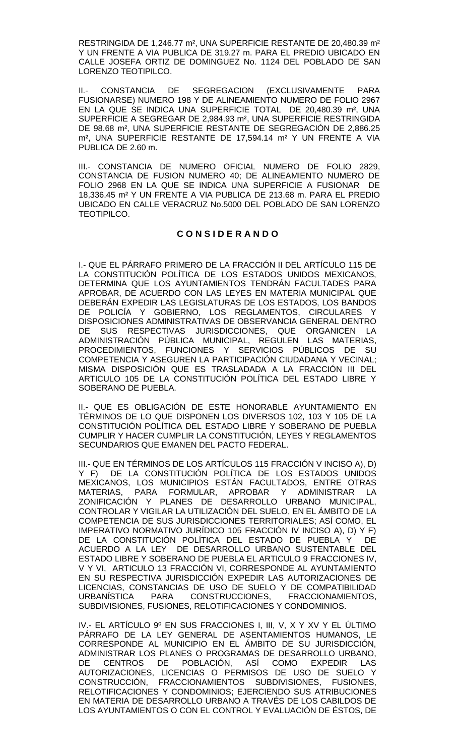RESTRINGIDA DE 1,246.77 m², UNA SUPERFICIE RESTANTE DE 20,480.39 m² Y UN FRENTE A VIA PUBLICA DE 319.27 m. PARA EL PREDIO UBICADO EN CALLE JOSEFA ORTIZ DE DOMINGUEZ No. 1124 DEL POBLADO DE SAN LORENZO TEOTIPILCO.

II.- CONSTANCIA DE SEGREGACION (EXCLUSIVAMENTE PARA FUSIONARSE) NUMERO 198 Y DE ALINEAMIENTO NUMERO DE FOLIO 2967 EN LA QUE SE INDICA UNA SUPERFICIE TOTAL DE 20,480.39 m², UNA SUPERFICIE A SEGREGAR DE 2,984.93 m², UNA SUPERFICIE RESTRINGIDA DE 98.68 m², UNA SUPERFICIE RESTANTE DE SEGREGACIÓN DE 2,886.25 m², UNA SUPERFICIE RESTANTE DE 17,594.14 m² Y UN FRENTE A VIA PUBLICA DE 2.60 m.

III.- CONSTANCIA DE NUMERO OFICIAL NUMERO DE FOLIO 2829, CONSTANCIA DE FUSION NUMERO 40; DE ALINEAMIENTO NUMERO DE FOLIO 2968 EN LA QUE SE INDICA UNA SUPERFICIE A FUSIONAR DE 18,336.45 m² Y UN FRENTE A VIA PUBLICA DE 213.68 m. PARA EL PREDIO UBICADO EN CALLE VERACRUZ No.5000 DEL POBLADO DE SAN LORENZO TEOTIPILCO.

## C O N S I D E R A N D O

I.- QUE EL PÁRRAFO PRIMERO DE LA FRACCIÓN II DEL ARTÍCULO 115 DE LA CONSTITUCIÓN POLÍTICA DE LOS ESTADOS UNIDOS MEXICANOS, DETERMINA QUE LOS AYUNTAMIENTOS TENDRÁN FACULTADES PARA APROBAR, DE ACUERDO CON LAS LEYES EN MATERIA MUNICIPAL QUE DEBERÁN EXPEDIR LAS LEGISLATURAS DE LOS ESTADOS, LOS BANDOS DE POLICÍA Y GOBIERNO, LOS REGLAMENTOS, CIRCULARES Y DISPOSICIONES ADMINISTRATIVAS DE OBSERVANCIA GENERAL DENTRO DE SUS RESPECTIVAS JURISDICCIONES, QUE ORGANICEN LA ADMINISTRACIÓN PÚBLICA MUNICIPAL, REGULEN LAS MATERIAS, PROCEDIMIENTOS, FUNCIONES Y SERVICIOS PÚBLICOS DE SU COMPETENCIA Y ASEGUREN LA PARTICIPACIÓN CIUDADANA Y VECINAL; MISMA DISPOSICIÓN QUE ES TRASLADADA A LA FRACCIÓN III DEL ARTICULO 105 DE LA CONSTITUCIÓN POLÍTICA DEL ESTADO LIBRE Y SOBERANO DE PUEBLA.

II.- QUE ES OBLIGACIÓN DE ESTE HONORABLE AYUNTAMIENTO EN TÉRMINOS DE LO QUE DISPONEN LOS DIVERSOS 102, 103 Y 105 DE LA CONSTITUCIÓN POLÍTICA DEL ESTADO LIBRE Y SOBERANO DE PUEBLA CUMPLIR Y HACER CUMPLIR LA CONSTITUCIÓN, LEYES Y REGLAMENTOS SECUNDARIOS QUE EMANEN DEL PACTO FEDERAL.

III.- QUE EN TÉRMINOS DE LOS ARTÍCULOS 115 FRACCIÓN V INCISO A), D) Y F) DE LA CONSTITUCIÓN POLÍTICA DE LOS ESTADOS UNIDOS MEXICANOS, LOS MUNICIPIOS ESTÁN FACULTADOS, ENTRE OTRAS MATERIAS, PARA FORMULAR, APROBAR Y ADMINISTRAR LA ZONIFICACIÓN Y PLANES DE DESARROLLO URBANO MUNICIPAL, CONTROLAR Y VIGILAR LA UTILIZACIÓN DEL SUELO, EN EL ÁMBITO DE LA COMPETENCIA DE SUS JURISDICCIONES TERRITORIALES; ASÍ COMO, EL IMPERATIVO NORMATIVO JURÍDICO 105 FRACCIÓN IV INCISO A), D) Y F) DE LA CONSTITUCIÓN POLÍTICA DEL ESTADO DE PUEBLA Y DE ACUERDO A LA LEY DE DESARROLLO URBANO SUSTENTABLE DEL ESTADO LIBRE Y SOBERANO DE PUEBLA EL ARTICULO 9 FRACCIONES IV, V Y VI, ARTICULO 13 FRACCIÓN VI, CORRESPONDE AL AYUNTAMIENTO EN SU RESPECTIVA JURISDICCIÓN EXPEDIR LAS AUTORIZACIONES DE LICENCIAS, CONSTANCIAS DE USO DE SUELO Y DE COMPATIBILIDAD URBANÍSTICA PARA CONSTRUCCIONES, FRACCIONAMIENTOS, SUBDIVISIONES, FUSIONES, RELOTIFICACIONES Y CONDOMINIOS.

IV.- EL ARTÍCULO 9º EN SUS FRACCIONES I, III, V, X Y XV Y EL ÚLTIMO PÁRRAFO DE LA LEY GENERAL DE ASENTAMIENTOS HUMANOS, LE CORRESPONDE AL MUNICIPIO EN EL ÁMBITO DE SU JURISDICCIÓN, ADMINISTRAR LOS PLANES O PROGRAMAS DE DESARROLLO URBANO, DE CENTROS DE POBLACIÓN, ASÍ COMO EXPEDIR LAS AUTORIZACIONES, LICENCIAS O PERMISOS DE USO DE SUELO Y CONSTRUCCIÓN, FRACCIONAMIENTOS SUBDIVISIONES, FUSIONES, RELOTIFICACIONES Y CONDOMINIOS; EJERCIENDO SUS ATRIBUCIONES EN MATERIA DE DESARROLLO URBANO A TRAVÉS DE LOS CABILDOS DE LOS AYUNTAMIENTOS O CON EL CONTROL Y EVALUACIÓN DE ÉSTOS, DE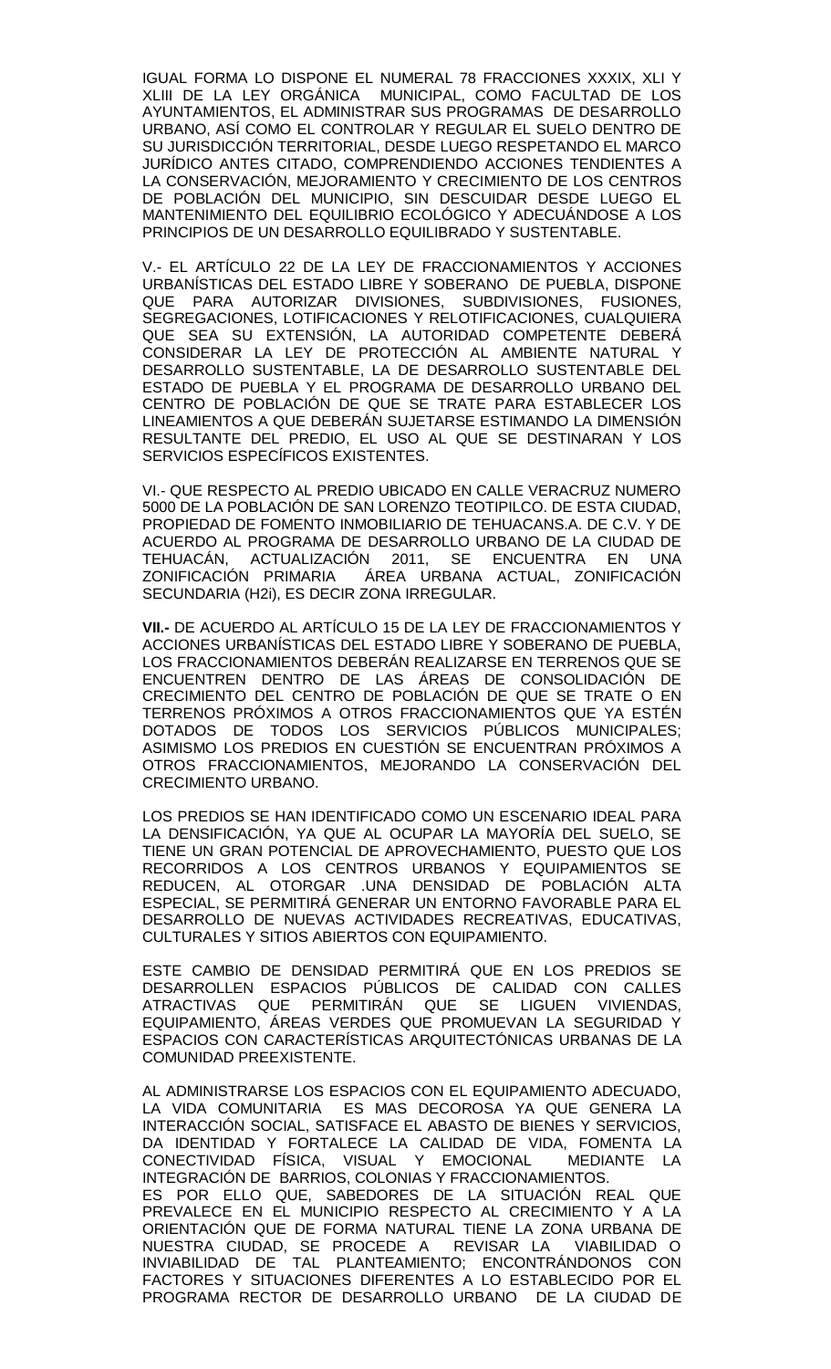IGUAL FORMA LO DISPONE EL NUMERAL 78 FRACCIONES XXXIX, XLI Y XLIII DE LA LEY ORGÁNICA MUNICIPAL, COMO FACULTAD DE LOS AYUNTAMIENTOS, EL ADMINISTRAR SUS PROGRAMAS DE DESARROLLO URBANO, ASÍ COMO EL CONTROLAR Y REGULAR EL SUELO DENTRO DE SU JURISDICCIÓN TERRITORIAL, DESDE LUEGO RESPETANDO EL MARCO JURÍDICO ANTES CITADO, COMPRENDIENDO ACCIONES TENDIENTES A LA CONSERVACIÓN, MEJORAMIENTO Y CRECIMIENTO DE LOS CENTROS DE POBLACIÓN DEL MUNICIPIO, SIN DESCUIDAR DESDE LUEGO EL MANTENIMIENTO DEL EQUILIBRIO ECOLÓGICO Y ADECUÁNDOSE A LOS PRINCIPIOS DE UN DESARROLLO EQUILIBRADO Y SUSTENTABLE.

V.- EL ARTÍCULO 22 DE LA LEY DE FRACCIONAMIENTOS Y ACCIONES URBANÍSTICAS DEL ESTADO LIBRE Y SOBERANO DE PUEBLA, DISPONE QUE PARA AUTORIZAR DIVISIONES, SUBDIVISIONES, FUSIONES, SEGREGACIONES, LOTIFICACIONES Y RELOTIFICACIONES, CUALQUIERA QUE SEA SU EXTENSIÓN, LA AUTORIDAD COMPETENTE DEBERÁ CONSIDERAR LA LEY DE PROTECCIÓN AL AMBIENTE NATURAL Y DESARROLLO SUSTENTABLE, LA DE DESARROLLO SUSTENTABLE DEL ESTADO DE PUEBLA Y EL PROGRAMA DE DESARROLLO URBANO DEL CENTRO DE POBLACIÓN DE QUE SE TRATE PARA ESTABLECER LOS LINEAMIENTOS A QUE DEBERÁN SUJETARSE ESTIMANDO LA DIMENSIÓN RESULTANTE DEL PREDIO, EL USO AL QUE SE DESTINARAN Y LOS SERVICIOS ESPECÍFICOS EXISTENTES.

VI.- QUE RESPECTO AL PREDIO UBICADO EN CALLE VERACRUZ NUMERO 5000 DE LA POBLACIÓN DE SAN LORENZO TEOTIPILCO. DE ESTA CIUDAD, PROPIEDAD DE FOMENTO INMOBILIARIO DE TEHUACANS.A. DE C.V. Y DE ACUERDO AL PROGRAMA DE DESARROLLO URBANO DE LA CIUDAD DE TEHUACÁN, ACTUALIZACIÓN 2011, SE ENCUENTRA EN UNA ZONIFICACIÓN PRIMARIA ÁREA URBANA ACTUAL, ZONIFICACIÓN SECUNDARIA (H2i), ES DECIR ZONA IRREGULAR.

**VII.-** DE ACUERDO AL ARTÍCULO 15 DE LA LEY DE FRACCIONAMIENTOS Y ACCIONES URBANÍSTICAS DEL ESTADO LIBRE Y SOBERANO DE PUEBLA, LOS FRACCIONAMIENTOS DEBERÁN REALIZARSE EN TERRENOS QUE SE ENCUENTREN DENTRO DE LAS ÁREAS DE CONSOLIDACIÓN DE CRECIMIENTO DEL CENTRO DE POBLACIÓN DE QUE SE TRATE O EN TERRENOS PRÓXIMOS A OTROS FRACCIONAMIENTOS QUE YA ESTÉN DOTADOS DE TODOS LOS SERVICIOS PÚBLICOS MUNICIPALES; ASIMISMO LOS PREDIOS EN CUESTIÓN SE ENCUENTRAN PRÓXIMOS A OTROS FRACCIONAMIENTOS, MEJORANDO LA CONSERVACIÓN DEL CRECIMIENTO URBANO.

LOS PREDIOS SE HAN IDENTIFICADO COMO UN ESCENARIO IDEAL PARA LA DENSIFICACIÓN, YA QUE AL OCUPAR LA MAYORÍA DEL SUELO, SE TIENE UN GRAN POTENCIAL DE APROVECHAMIENTO, PUESTO QUE LOS RECORRIDOS A LOS CENTROS URBANOS Y EQUIPAMIENTOS SE REDUCEN, AL OTORGAR .UNA DENSIDAD DE POBLACIÓN ALTA ESPECIAL, SE PERMITIRÁ GENERAR UN ENTORNO FAVORABLE PARA EL DESARROLLO DE NUEVAS ACTIVIDADES RECREATIVAS, EDUCATIVAS, CULTURALES Y SITIOS ABIERTOS CON EQUIPAMIENTO.

ESTE CAMBIO DE DENSIDAD PERMITIRÁ QUE EN LOS PREDIOS SE DESARROLLEN ESPACIOS PÚBLICOS DE CALIDAD CON CALLES ATRACTIVAS QUE PERMITIRÁN QUE SE LIGUEN VIVIENDAS, EQUIPAMIENTO, ÁREAS VERDES QUE PROMUEVAN LA SEGURIDAD Y ESPACIOS CON CARACTERÍSTICAS ARQUITECTÓNICAS URBANAS DE LA COMUNIDAD PREEXISTENTE.

AL ADMINISTRARSE LOS ESPACIOS CON EL EQUIPAMIENTO ADECUADO, LA VIDA COMUNITARIA ES MAS DECOROSA YA QUE GENERA LA INTERACCIÓN SOCIAL, SATISFACE EL ABASTO DE BIENES Y SERVICIOS, DA IDENTIDAD Y FORTALECE LA CALIDAD DE VIDA, FOMENTA LA CONECTIVIDAD FÍSICA, VISUAL Y EMOCIONAL MEDIANTE LA INTEGRACIÓN DE BARRIOS, COLONIAS Y FRACCIONAMIENTOS.

ES POR ELLO QUE, SABEDORES DE LA SITUACIÓN REAL QUE PREVALECE EN EL MUNICIPIO RESPECTO AL CRECIMIENTO Y A LA ORIENTACIÓN QUE DE FORMA NATURAL TIENE LA ZONA URBANA DE NUESTRA CIUDAD, SE PROCEDE A REVISAR LA VIABILIDAD O INVIABILIDAD DE TAL PLANTEAMIENTO; ENCONTRÁNDONOS CON FACTORES Y SITUACIONES DIFERENTES A LO ESTABLECIDO POR EL PROGRAMA RECTOR DE DESARROLLO URBANO DE LA CIUDAD DE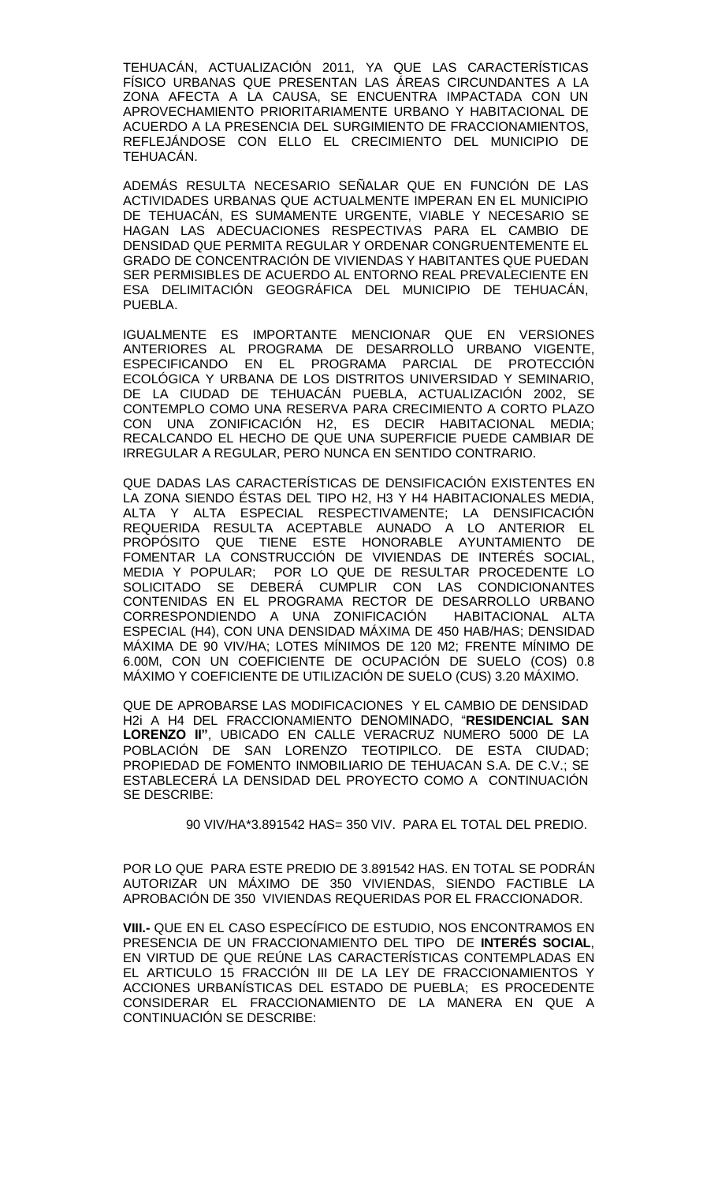TEHUACÁN, ACTUALIZACIÓN 2011, YA QUE LAS CARACTERÍSTICAS FÍSICO URBANAS QUE PRESENTAN LAS ÁREAS CIRCUNDANTES A LA ZONA AFECTA A LA CAUSA, SE ENCUENTRA IMPACTADA CON UN APROVECHAMIENTO PRIORITARIAMENTE URBANO Y HABITACIONAL DE ACUERDO A LA PRESENCIA DEL SURGIMIENTO DE FRACCIONAMIENTOS, REFLEJÁNDOSE CON ELLO EL CRECIMIENTO DEL MUNICIPIO DE TEHUACÁN.

ADEMÁS RESULTA NECESARIO SEÑALAR QUE EN FUNCIÓN DE LAS ACTIVIDADES URBANAS QUE ACTUALMENTE IMPERAN EN EL MUNICIPIO DE TEHUACÁN, ES SUMAMENTE URGENTE, VIABLE Y NECESARIO SE HAGAN LAS ADECUACIONES RESPECTIVAS PARA EL CAMBIO DE DENSIDAD QUE PERMITA REGULAR Y ORDENAR CONGRUENTEMENTE EL GRADO DE CONCENTRACIÓN DE VIVIENDAS Y HABITANTES QUE PUEDAN SER PERMISIBLES DE ACUERDO AL ENTORNO REAL PREVALECIENTE EN ESA DELIMITACIÓN GEOGRÁFICA DEL MUNICIPIO DE TEHUACÁN, PUEBLA.

IGUALMENTE ES IMPORTANTE MENCIONAR QUE EN VERSIONES ANTERIORES AL PROGRAMA DE DESARROLLO URBANO VIGENTE, ESPECIFICANDO EN EL PROGRAMA PARCIAL DE PROTECCIÓN ECOLÓGICA Y URBANA DE LOS DISTRITOS UNIVERSIDAD Y SEMINARIO, DE LA CIUDAD DE TEHUACÁN PUEBLA, ACTUALIZACIÓN 2002, SE CONTEMPLO COMO UNA RESERVA PARA CRECIMIENTO A CORTO PLAZO CON UNA ZONIFICACIÓN H2, ES DECIR HABITACIONAL MEDIA; RECALCANDO EL HECHO DE QUE UNA SUPERFICIE PUEDE CAMBIAR DE IRREGULAR A REGULAR, PERO NUNCA EN SENTIDO CONTRARIO.

QUE DADAS LAS CARACTERÍSTICAS DE DENSIFICACIÓN EXISTENTES EN LA ZONA SIENDO ÉSTAS DEL TIPO H2, H3 Y H4 HABITACIONALES MEDIA, ALTA Y ALTA ESPECIAL RESPECTIVAMENTE; LA DENSIFICACIÓN REQUERIDA RESULTA ACEPTABLE AUNADO A LO ANTERIOR EL PROPÓSITO QUE TIENE ESTE HONORABLE AYUNTAMIENTO DE FOMENTAR LA CONSTRUCCIÓN DE VIVIENDAS DE INTERÉS SOCIAL, MEDIA Y POPULAR; POR LO QUE DE RESULTAR PROCEDENTE LO SOLICITADO SE DEBERÁ CUMPLIR CON LAS CONDICIONANTES CONTENIDAS EN EL PROGRAMA RECTOR DE DESARROLLO URBANO CORRESPONDIENDO A UNA ZONIFICACIÓN HABITACIONAL ALTA ESPECIAL (H4), CON UNA DENSIDAD MÁXIMA DE 450 HAB/HAS; DENSIDAD MÁXIMA DE 90 VIV/HA; LOTES MÍNIMOS DE 120 M2; FRENTE MÍNIMO DE 6.00M, CON UN COEFICIENTE DE OCUPACIÓN DE SUELO (COS) 0.8 MÁXIMO Y COEFICIENTE DE UTILIZACIÓN DE SUELO (CUS) 3.20 MÁXIMO.

QUE DE APROBARSE LAS MODIFICACIONES Y EL CAMBIO DE DENSIDAD H2i A H4 DEL FRACCIONAMIENTO DENOMINADO, "**RESIDENCIAL SAN LORENZO II"**, UBICADO EN CALLE VERACRUZ NUMERO 5000 DE LA POBLACIÓN DE SAN LORENZO TEOTIPILCO. DE ESTA CIUDAD; PROPIEDAD DE FOMENTO INMOBILIARIO DE TEHUACAN S.A. DE C.V.; SE ESTABLECERÁ LA DENSIDAD DEL PROYECTO COMO A CONTINUACIÓN SE DESCRIBE:

90 VIV/HA*3.891542 HAS= 350 VIV. PARA EL TOTAL DEL PREDIO.

POR LO QUE PARA ESTE PREDIO DE 3.891542 HAS. EN TOTAL SE PODRÁN AUTORIZAR UN MÁXIMO DE 350 VIVIENDAS, SIENDO FACTIBLE LA APROBACIÓN DE 350 VIVIENDAS REQUERIDAS POR EL FRACCIONADOR.

**VIII.-** QUE EN EL CASO ESPECÍFICO DE ESTUDIO, NOS ENCONTRAMOS EN PRESENCIA DE UN FRACCIONAMIENTO DEL TIPO DE **INTERÉS SOCIAL**, EN VIRTUD DE QUE REÚNE LAS CARACTERÍSTICAS CONTEMPLADAS EN EL ARTICULO 15 FRACCIÓN III DE LA LEY DE FRACCIONAMIENTOS Y ACCIONES URBANÍSTICAS DEL ESTADO DE PUEBLA; ES PROCEDENTE CONSIDERAR EL FRACCIONAMIENTO DE LA MANERA EN QUE A CONTINUACIÓN SE DESCRIBE: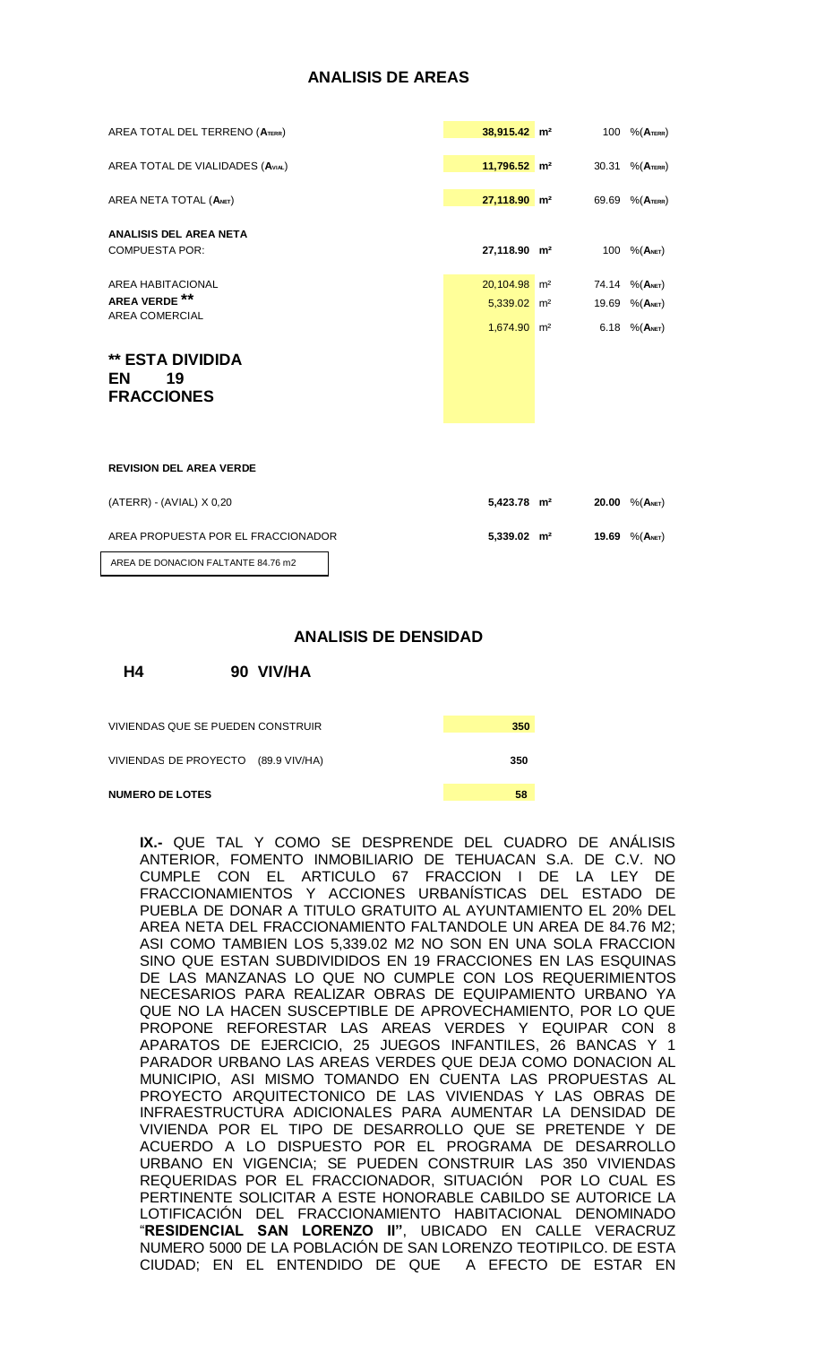## ANALISIS DE AREAS

| | | | |
|---|---|---|---|
| AREA TOTAL DEL TERRENO ($A_{TERR}$) | **38,915.42 m²** | 100 | %($A_{TERR}$) |
| AREA TOTAL DE VIALIDADES ($A_{VIAL}$) | **11,796.52 m²** | 30.31 | %($A_{TERR}$) |
| AREA NETA TOTAL ($A_{NET}$) | **27,118.90 m²** | 69.69 | %($A_{TERR}$) |
| **ANALISIS DEL AREA NETA** COMPUESTA POR: | **27,118.90 m²** | 100 | %($A_{NET}$) |
| AREA HABITACIONAL | 20,104.98 m² | 74.14 | %($A_{NET}$) |
| **AREA VERDE \*\*** | 5,339.02 m² | 19.69 | %($A_{NET}$) |
| AREA COMERCIAL | 1,674.90 m² | 6.18 | %($A_{NET}$) |

**\*\* ESTA DIVIDIDA EN 19 FRACCIONES**

**REVISION DEL AREA VERDE**

| | | | |
|---|---|---|---|
| (ATERR) - (AVIAL) X 0,20 | **5,423.78 m²** | **20.00** | %($A_{NET}$) |
| AREA PROPUESTA POR EL FRACCIONADOR | **5,339.02 m²** | **19.69** | %($A_{NET}$) |

AREA DE DONACION FALTANTE 84.76 m2

## ANALISIS DE DENSIDAD

**H4 90 VIV/HA**

| | |
|---|---|
| VIVIENDAS QUE SE PUEDEN CONSTRUIR | 350 |
| VIVIENDAS DE PROYECTO (89.9 VIV/HA) | 350 |
| **NUMERO DE LOTES** | 58 |

**IX.-** QUE TAL Y COMO SE DESPRENDE DEL CUADRO DE ANÁLISIS ANTERIOR, FOMENTO INMOBILIARIO DE TEHUACAN S.A. DE C.V. NO CUMPLE CON EL ARTICULO 67 FRACCION I DE LA LEY DE FRACCIONAMIENTOS Y ACCIONES URBANÍSTICAS DEL ESTADO DE PUEBLA DE DONAR A TITULO GRATUITO AL AYUNTAMIENTO EL 20% DEL AREA NETA DEL FRACCIONAMIENTO FALTANDOLE UN AREA DE 84.76 M2; ASI COMO TAMBIEN LOS 5,339.02 M2 NO SON EN UNA SOLA FRACCION SINO QUE ESTAN SUBDIVIDIDOS EN 19 FRACCIONES EN LAS ESQUINAS DE LAS MANZANAS LO QUE NO CUMPLE CON LOS REQUERIMIENTOS NECESARIOS PARA REALIZAR OBRAS DE EQUIPAMIENTO URBANO YA QUE NO LA HACEN SUSCEPTIBLE DE APROVECHAMIENTO, POR LO QUE PROPONE REFORESTAR LAS AREAS VERDES Y EQUIPAR CON 8 APARATOS DE EJERCICIO, 25 JUEGOS INFANTILES, 26 BANCAS Y 1 PARADOR URBANO LAS AREAS VERDES QUE DEJA COMO DONACION AL MUNICIPIO, ASI MISMO TOMANDO EN CUENTA LAS PROPUESTAS AL PROYECTO ARQUITECTONICO DE LAS VIVIENDAS Y LAS OBRAS DE INFRAESTRUCTURA ADICIONALES PARA AUMENTAR LA DENSIDAD DE VIVIENDA POR EL TIPO DE DESARROLLO QUE SE PRETENDE Y DE ACUERDO A LO DISPUESTO POR EL PROGRAMA DE DESARROLLO URBANO EN VIGENCIA; SE PUEDEN CONSTRUIR LAS 350 VIVIENDAS REQUERIDAS POR EL FRACCIONADOR, SITUACIÓN POR LO CUAL ES PERTINENTE SOLICITAR A ESTE HONORABLE CABILDO SE AUTORICE LA LOTIFICACIÓN DEL FRACCIONAMIENTO HABITACIONAL DENOMINADO "**RESIDENCIAL SAN LORENZO II**", UBICADO EN CALLE VERACRUZ NUMERO 5000 DE LA POBLACIÓN DE SAN LORENZO TEOTIPILCO. DE ESTA CIUDAD; EN EL ENTENDIDO DE QUE A EFECTO DE ESTAR EN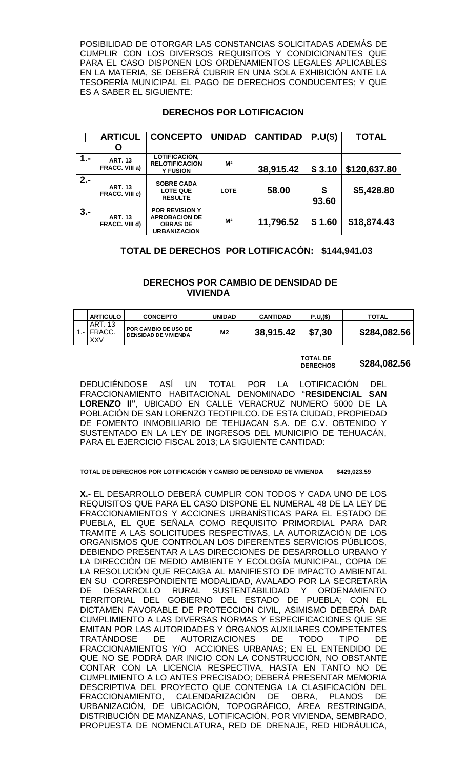POSIBILIDAD DE OTORGAR LAS CONSTANCIAS SOLICITADAS ADEMÁS DE CUMPLIR CON LOS DIVERSOS REQUISITOS Y CONDICIONANTES QUE PARA EL CASO DISPONEN LOS ORDENAMIENTOS LEGALES APLICABLES EN LA MATERIA, SE DEBERÁ CUBRIR EN UNA SOLA EXHIBICIÓN ANTE LA TESORERÍA MUNICIPAL EL PAGO DE DERECHOS CONDUCENTES; Y QUE ES A SABER EL SIGUIENTE:

**DERECHOS POR LOTIFICACION**

| | ARTICULO | CONCEPTO | UNIDAD | CANTIDAD | P.U($) | TOTAL |
|---|---|---|---|---|---|---|
| 1.- | ART. 13 FRACC. VIII a) | LOTIFICACIÓN, RELOTIFICACION Y FUSION | M² | 38,915.42 | $ 3.10 | $120,637.80 |
| 2.- | ART. 13 FRACC. VIII c) | SOBRE CADA LOTE QUE RESULTE | LOTE | 58.00 | $ 93.60 | $5,428.80 |
| 3.- | ART. 13 FRACC. VIII d) | POR REVISION Y APROBACION DE OBRAS DE URBANIZACION | M² | 11,796.52 | $ 1.60 | $18,874.43 |

**TOTAL DE DERECHOS POR LOTIFICACÓN: $144,941.03**

**DERECHOS POR CAMBIO DE DENSIDAD DE VIVIENDA**

| | ARTICULO | CONCEPTO | UNIDAD | CANTIDAD | P.U,($) | TOTAL |
|---|---|---|---|---|---|---|
| 1.- | ART. 13 FRACC. XXV | POR CAMBIO DE USO DE DENSIDAD DE VIVIENDA | M2 | 38,915.42 | $7,30 | $284,082.56 |

**TOTAL DE DERECHOS** **$284,082.56**

DEDUCIÉNDOSE ASÍ UN TOTAL POR LA LOTIFICACIÓN DEL FRACCIONAMIENTO HABITACIONAL DENOMINADO "**RESIDENCIAL SAN LORENZO II"**, UBICADO EN CALLE VERACRUZ NUMERO 5000 DE LA POBLACIÓN DE SAN LORENZO TEOTIPILCO. DE ESTA CIUDAD, PROPIEDAD DE FOMENTO INMOBILIARIO DE TEHUACAN S.A. DE C.V. OBTENIDO Y SUSTENTADO EN LA LEY DE INGRESOS DEL MUNICIPIO DE TEHUACÁN, PARA EL EJERCICIO FISCAL 2013; LA SIGUIENTE CANTIDAD:

**TOTAL DE DERECHOS POR LOTIFICACIÓN Y CAMBIO DE DENSIDAD DE VIVIENDA $429,023.59**

**X.-** EL DESARROLLO DEBERÁ CUMPLIR CON TODOS Y CADA UNO DE LOS REQUISITOS QUE PARA EL CASO DISPONE EL NUMERAL 48 DE LA LEY DE FRACCIONAMIENTOS Y ACCIONES URBANÍSTICAS PARA EL ESTADO DE PUEBLA, EL QUE SEÑALA COMO REQUISITO PRIMORDIAL PARA DAR TRAMITE A LAS SOLICITUDES RESPECTIVAS, LA AUTORIZACIÓN DE LOS ORGANISMOS QUE CONTROLAN LOS DIFERENTES SERVICIOS PÚBLICOS, DEBIENDO PRESENTAR A LAS DIRECCIONES DE DESARROLLO URBANO Y LA DIRECCIÓN DE MEDIO AMBIENTE Y ECOLOGÍA MUNICIPAL, COPIA DE LA RESOLUCIÓN QUE RECAIGA AL MANIFIESTO DE IMPACTO AMBIENTAL EN SU CORRESPONDIENTE MODALIDAD, AVALADO POR LA SECRETARÍA DE DESARROLLO RURAL SUSTENTABILIDAD Y ORDENAMIENTO TERRITORIAL DEL GOBIERNO DEL ESTADO DE PUEBLA; CON EL DICTAMEN FAVORABLE DE PROTECCION CIVIL, ASIMISMO DEBERÁ DAR CUMPLIMIENTO A LAS DIVERSAS NORMAS Y ESPECIFICACIONES QUE SE EMITAN POR LAS AUTORIDADES Y ÓRGANOS AUXILIARES COMPETENTES TRATÁNDOSE DE AUTORIZACIONES DE TODO TIPO DE FRACCIONAMIENTOS Y/O ACCIONES URBANAS; EN EL ENTENDIDO DE QUE NO SE PODRÁ DAR INICIO CON LA CONSTRUCCIÓN, NO OBSTANTE CONTAR CON LA LICENCIA RESPECTIVA, HASTA EN TANTO NO DE CUMPLIMIENTO A LO ANTES PRECISADO; DEBERÁ PRESENTAR MEMORIA DESCRIPTIVA DEL PROYECTO QUE CONTENGA LA CLASIFICACIÓN DEL FRACCIONAMIENTO, CALENDARIZACIÓN DE OBRA, PLANOS DE URBANIZACIÓN, DE UBICACIÓN, TOPOGRÁFICO, ÁREA RESTRINGIDA, DISTRIBUCIÓN DE MANZANAS, LOTIFICACIÓN, POR VIVIENDA, SEMBRADO, PROPUESTA DE NOMENCLATURA, RED DE DRENAJE, RED HIDRÁULICA,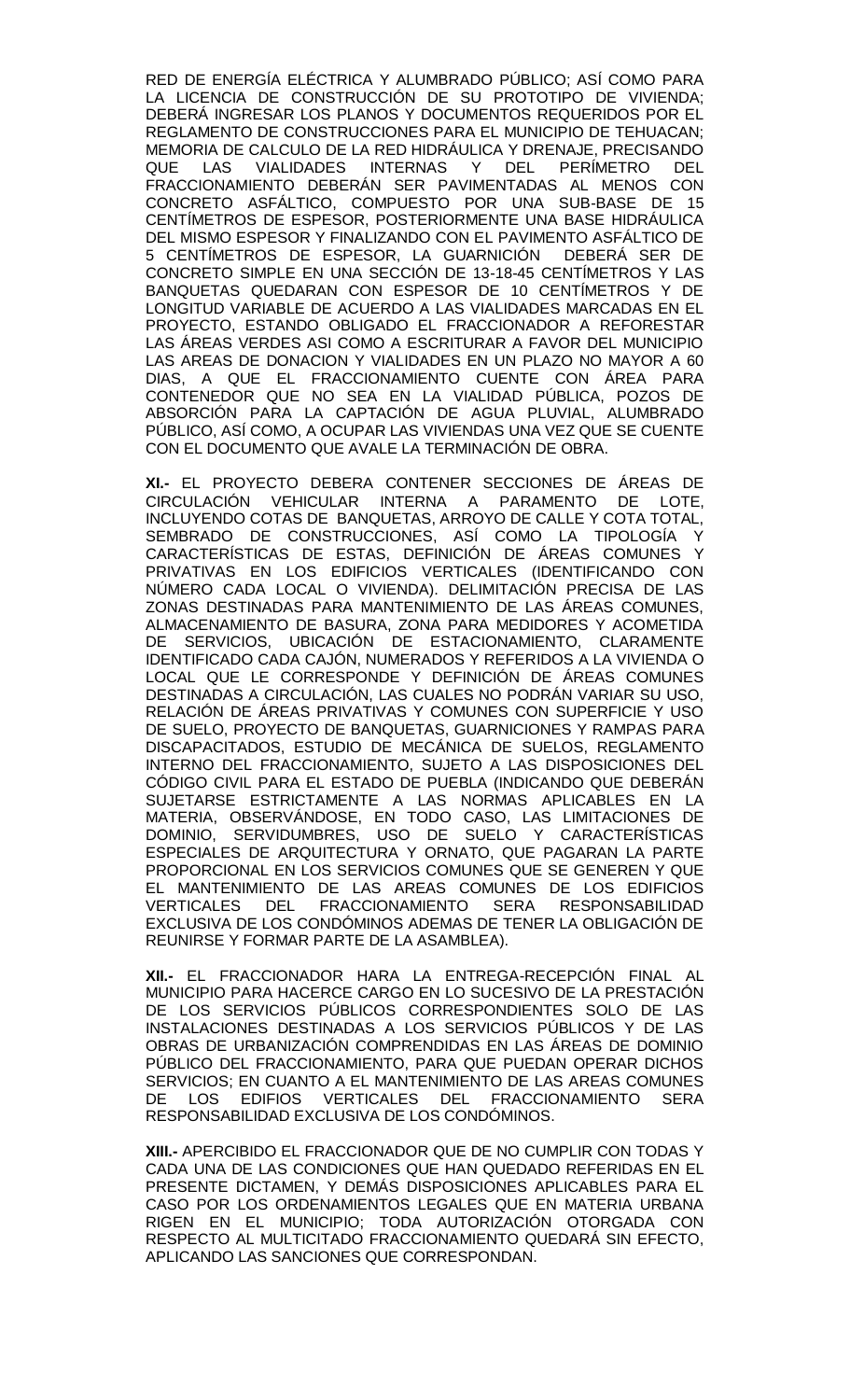RED DE ENERGÍA ELÉCTRICA Y ALUMBRADO PÚBLICO; ASÍ COMO PARA LA LICENCIA DE CONSTRUCCIÓN DE SU PROTOTIPO DE VIVIENDA; DEBERÁ INGRESAR LOS PLANOS Y DOCUMENTOS REQUERIDOS POR EL REGLAMENTO DE CONSTRUCCIONES PARA EL MUNICIPIO DE TEHUACAN; MEMORIA DE CALCULO DE LA RED HIDRÁULICA Y DRENAJE, PRECISANDO QUE LAS VIALIDADES INTERNAS Y DEL PERÍMETRO DEL FRACCIONAMIENTO DEBERÁN SER PAVIMENTADAS AL MENOS CON CONCRETO ASFÁLTICO, COMPUESTO POR UNA SUB-BASE DE 15 CENTÍMETROS DE ESPESOR, POSTERIORMENTE UNA BASE HIDRÁULICA DEL MISMO ESPESOR Y FINALIZANDO CON EL PAVIMENTO ASFÁLTICO DE 5 CENTÍMETROS DE ESPESOR, LA GUARNICIÓN DEBERÁ SER DE CONCRETO SIMPLE EN UNA SECCIÓN DE 13-18-45 CENTÍMETROS Y LAS BANQUETAS QUEDARAN CON ESPESOR DE 10 CENTÍMETROS Y DE LONGITUD VARIABLE DE ACUERDO A LAS VIALIDADES MARCADAS EN EL PROYECTO, ESTANDO OBLIGADO EL FRACCIONADOR A REFORESTAR LAS ÁREAS VERDES ASI COMO A ESCRITURAR A FAVOR DEL MUNICIPIO LAS AREAS DE DONACION Y VIALIDADES EN UN PLAZO NO MAYOR A 60 DIAS, A QUE EL FRACCIONAMIENTO CUENTE CON ÁREA PARA CONTENEDOR QUE NO SEA EN LA VIALIDAD PÚBLICA, POZOS DE ABSORCIÓN PARA LA CAPTACIÓN DE AGUA PLUVIAL, ALUMBRADO PÚBLICO, ASÍ COMO, A OCUPAR LAS VIVIENDAS UNA VEZ QUE SE CUENTE CON EL DOCUMENTO QUE AVALE LA TERMINACIÓN DE OBRA.

**XI.-** EL PROYECTO DEBERA CONTENER SECCIONES DE ÁREAS DE CIRCULACIÓN VEHICULAR INTERNA A PARAMENTO DE LOTE, INCLUYENDO COTAS DE BANQUETAS, ARROYO DE CALLE Y COTA TOTAL, SEMBRADO DE CONSTRUCCIONES, ASÍ COMO LA TIPOLOGÍA Y CARACTERÍSTICAS DE ESTAS, DEFINICIÓN DE ÁREAS COMUNES Y PRIVATIVAS EN LOS EDIFICIOS VERTICALES (IDENTIFICANDO CON NÚMERO CADA LOCAL O VIVIENDA). DELIMITACIÓN PRECISA DE LAS ZONAS DESTINADAS PARA MANTENIMIENTO DE LAS ÁREAS COMUNES, ALMACENAMIENTO DE BASURA, ZONA PARA MEDIDORES Y ACOMETIDA DE SERVICIOS, UBICACIÓN DE ESTACIONAMIENTO, CLARAMENTE IDENTIFICADO CADA CAJÓN, NUMERADOS Y REFERIDOS A LA VIVIENDA O LOCAL QUE LE CORRESPONDE Y DEFINICIÓN DE ÁREAS COMUNES DESTINADAS A CIRCULACIÓN, LAS CUALES NO PODRÁN VARIAR SU USO, RELACIÓN DE ÁREAS PRIVATIVAS Y COMUNES CON SUPERFICIE Y USO DE SUELO, PROYECTO DE BANQUETAS, GUARNICIONES Y RAMPAS PARA DISCAPACITADOS, ESTUDIO DE MECÁNICA DE SUELOS, REGLAMENTO INTERNO DEL FRACCIONAMIENTO, SUJETO A LAS DISPOSICIONES DEL CÓDIGO CIVIL PARA EL ESTADO DE PUEBLA (INDICANDO QUE DEBERÁN SUJETARSE ESTRICTAMENTE A LAS NORMAS APLICABLES EN LA MATERIA, OBSERVÁNDOSE, EN TODO CASO, LAS LIMITACIONES DE DOMINIO, SERVIDUMBRES, USO DE SUELO Y CARACTERÍSTICAS ESPECIALES DE ARQUITECTURA Y ORNATO, QUE PAGARAN LA PARTE PROPORCIONAL EN LOS SERVICIOS COMUNES QUE SE GENEREN Y QUE EL MANTENIMIENTO DE LAS AREAS COMUNES DE LOS EDIFICIOS VERTICALES DEL FRACCIONAMIENTO SERA RESPONSABILIDAD EXCLUSIVA DE LOS CONDÓMINOS ADEMAS DE TENER LA OBLIGACIÓN DE REUNIRSE Y FORMAR PARTE DE LA ASAMBLEA).

**XII.-** EL FRACCIONADOR HARA LA ENTREGA-RECEPCIÓN FINAL AL MUNICIPIO PARA HACERCE CARGO EN LO SUCESIVO DE LA PRESTACIÓN DE LOS SERVICIOS PÚBLICOS CORRESPONDIENTES SOLO DE LAS INSTALACIONES DESTINADAS A LOS SERVICIOS PÚBLICOS Y DE LAS OBRAS DE URBANIZACIÓN COMPRENDIDAS EN LAS ÁREAS DE DOMINIO PÚBLICO DEL FRACCIONAMIENTO, PARA QUE PUEDAN OPERAR DICHOS SERVICIOS; EN CUANTO A EL MANTENIMIENTO DE LAS AREAS COMUNES DE LOS EDIFICIOS VERTICALES DEL FRACCIONAMIENTO SERA RESPONSABILIDAD EXCLUSIVA DE LOS CONDÓMINOS.

**XIII.-** APERCIBIDO EL FRACCIONADOR QUE DE NO CUMPLIR CON TODAS Y CADA UNA DE LAS CONDICIONES QUE HAN QUEDADO REFERIDAS EN EL PRESENTE DICTAMEN, Y DEMÁS DISPOSICIONES APLICABLES PARA EL CASO POR LOS ORDENAMIENTOS LEGALES QUE EN MATERIA URBANA RIGEN EN EL MUNICIPIO; TODA AUTORIZACIÓN OTORGADA CON RESPECTO AL MULTICITADO FRACCIONAMIENTO QUEDARÁ SIN EFECTO, APLICANDO LAS SANCIONES QUE CORRESPONDAN.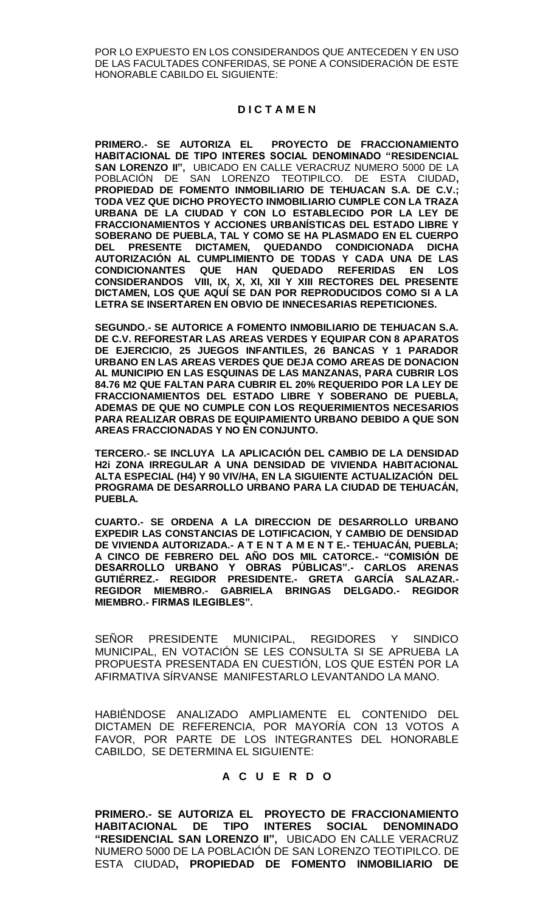POR LO EXPUESTO EN LOS CONSIDERANDOS QUE ANTECEDEN Y EN USO DE LAS FACULTADES CONFERIDAS, SE PONE A CONSIDERACIÓN DE ESTE HONORABLE CABILDO EL SIGUIENTE:

**D I C T A M E N**

**PRIMERO.- SE AUTORIZA EL PROYECTO DE FRACCIONAMIENTO HABITACIONAL DE TIPO INTERES SOCIAL DENOMINADO "RESIDENCIAL SAN LORENZO II",** UBICADO EN CALLE VERACRUZ NUMERO 5000 DE LA POBLACIÓN DE SAN LORENZO TEOTIPILCO. DE ESTA CIUDAD**, PROPIEDAD DE FOMENTO INMOBILIARIO DE TEHUACAN S.A. DE C.V.; TODA VEZ QUE DICHO PROYECTO INMOBILIARIO CUMPLE CON LA TRAZA URBANA DE LA CIUDAD Y CON LO ESTABLECIDO POR LA LEY DE FRACCIONAMIENTOS Y ACCIONES URBANÍSTICAS DEL ESTADO LIBRE Y SOBERANO DE PUEBLA, TAL Y COMO SE HA PLASMADO EN EL CUERPO DEL PRESENTE DICTAMEN, QUEDANDO CONDICIONADA DICHA AUTORIZACIÓN AL CUMPLIMIENTO DE TODAS Y CADA UNA DE LAS CONDICIONANTES QUE HAN QUEDADO REFERIDAS EN LOS CONSIDERANDOS VIII, IX, X, XI, XII Y XIII RECTORES DEL PRESENTE DICTAMEN, LOS QUE AQUÍ SE DAN POR REPRODUCIDOS COMO SI A LA LETRA SE INSERTAREN EN OBVIO DE INNECESARIAS REPETICIONES.**

**SEGUNDO.- SE AUTORICE A FOMENTO INMOBILIARIO DE TEHUACAN S.A. DE C.V. REFORESTAR LAS AREAS VERDES Y EQUIPAR CON 8 APARATOS DE EJERCICIO, 25 JUEGOS INFANTILES, 26 BANCAS Y 1 PARADOR URBANO EN LAS AREAS VERDES QUE DEJA COMO AREAS DE DONACION AL MUNICIPIO EN LAS ESQUINAS DE LAS MANZANAS, PARA CUBRIR LOS 84.76 M2 QUE FALTAN PARA CUBRIR EL 20% REQUERIDO POR LA LEY DE FRACCIONAMIENTOS DEL ESTADO LIBRE Y SOBERANO DE PUEBLA, ADEMAS DE QUE NO CUMPLE CON LOS REQUERIMIENTOS NECESARIOS PARA REALIZAR OBRAS DE EQUIPAMIENTO URBANO DEBIDO A QUE SON AREAS FRACCIONADAS Y NO EN CONJUNTO.**

**TERCERO.- SE INCLUYA LA APLICACIÓN DEL CAMBIO DE LA DENSIDAD H2i ZONA IRREGULAR A UNA DENSIDAD DE VIVIENDA HABITACIONAL ALTA ESPECIAL (H4) Y 90 VIV/HA, EN LA SIGUIENTE ACTUALIZACIÓN DEL PROGRAMA DE DESARROLLO URBANO PARA LA CIUDAD DE TEHUACÁN, PUEBLA.**

**CUARTO.- SE ORDENA A LA DIRECCION DE DESARROLLO URBANO EXPEDIR LAS CONSTANCIAS DE LOTIFICACION, Y CAMBIO DE DENSIDAD DE VIVIENDA AUTORIZADA.- A T E N T A M E N T E.- TEHUACÁN, PUEBLA; A CINCO DE FEBRERO DEL AÑO DOS MIL CATORCE.- "COMISIÓN DE DESARROLLO URBANO Y OBRAS PÚBLICAS".- CARLOS ARENAS GUTIÉRREZ.- REGIDOR PRESIDENTE.- GRETA GARCÍA SALAZAR.- REGIDOR MIEMBRO.- GABRIELA BRINGAS DELGADO.- REGIDOR MIEMBRO.- FIRMAS ILEGIBLES".**

SEÑOR PRESIDENTE MUNICIPAL, REGIDORES Y SINDICO MUNICIPAL, EN VOTACIÓN SE LES CONSULTA SI SE APRUEBA LA PROPUESTA PRESENTADA EN CUESTIÓN, LOS QUE ESTÉN POR LA AFIRMATIVA SÍRVANSE MANIFESTARLO LEVANTANDO LA MANO.

HABIÉNDOSE ANALIZADO AMPLIAMENTE EL CONTENIDO DEL DICTAMEN DE REFERENCIA, POR MAYORÍA CON 13 VOTOS A FAVOR, POR PARTE DE LOS INTEGRANTES DEL HONORABLE CABILDO, SE DETERMINA EL SIGUIENTE:

**A C U E R D O**

**PRIMERO.- SE AUTORIZA EL PROYECTO DE FRACCIONAMIENTO HABITACIONAL DE TIPO INTERES SOCIAL DENOMINADO "RESIDENCIAL SAN LORENZO II",** UBICADO EN CALLE VERACRUZ NUMERO 5000 DE LA POBLACIÓN DE SAN LORENZO TEOTIPILCO. DE ESTA CIUDAD**, PROPIEDAD DE FOMENTO INMOBILIARIO DE**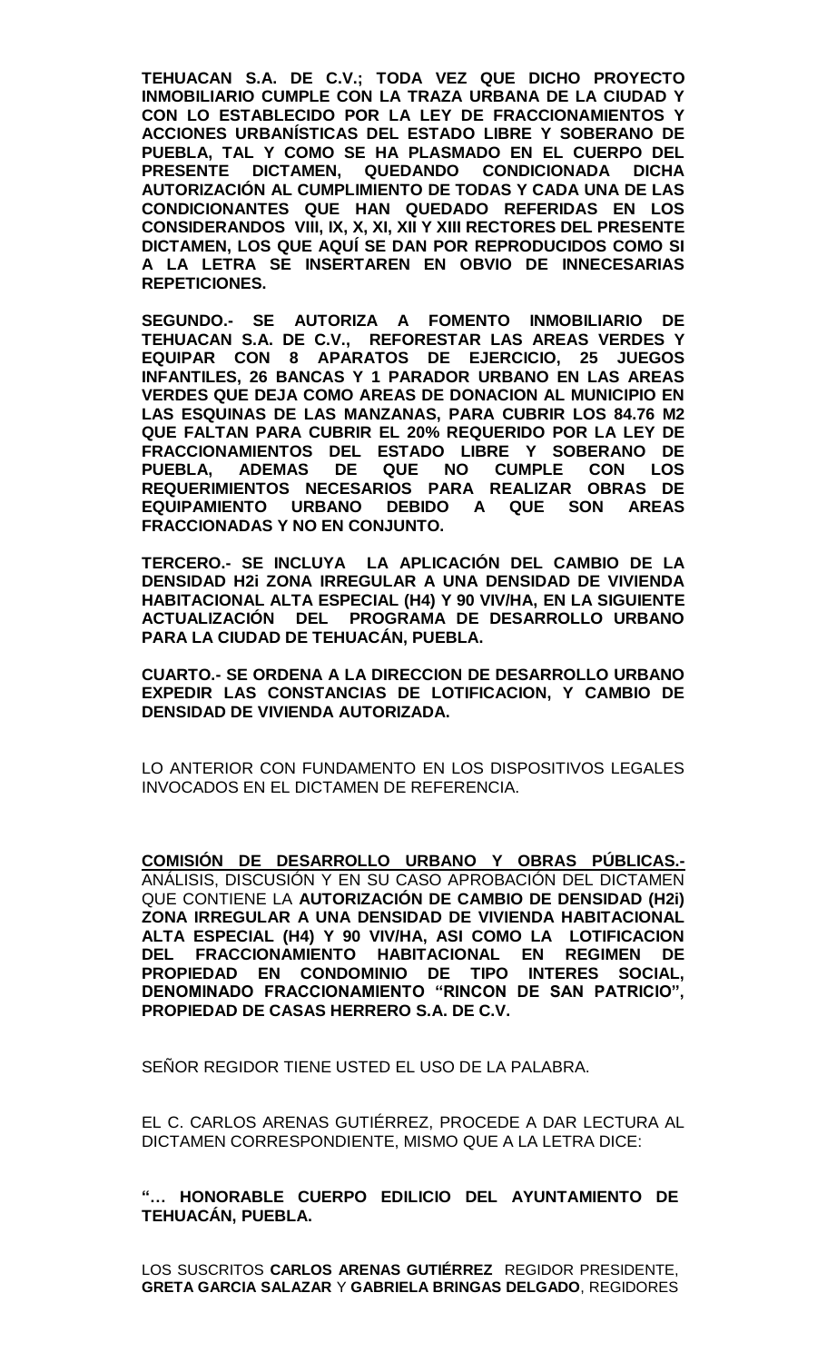**TEHUACAN S.A. DE C.V.; TODA VEZ QUE DICHO PROYECTO INMOBILIARIO CUMPLE CON LA TRAZA URBANA DE LA CIUDAD Y CON LO ESTABLECIDO POR LA LEY DE FRACCIONAMIENTOS Y ACCIONES URBANÍSTICAS DEL ESTADO LIBRE Y SOBERANO DE PUEBLA, TAL Y COMO SE HA PLASMADO EN EL CUERPO DEL PRESENTE DICTAMEN, QUEDANDO CONDICIONADA DICHA AUTORIZACIÓN AL CUMPLIMIENTO DE TODAS Y CADA UNA DE LAS CONDICIONANTES QUE HAN QUEDADO REFERIDAS EN LOS CONSIDERANDOS VIII, IX, X, XI, XII Y XIII RECTORES DEL PRESENTE DICTAMEN, LOS QUE AQUÍ SE DAN POR REPRODUCIDOS COMO SI A LA LETRA SE INSERTAREN EN OBVIO DE INNECESARIAS REPETICIONES.**

**SEGUNDO.- SE AUTORIZA A FOMENTO INMOBILIARIO DE TEHUACAN S.A. DE C.V., REFORESTAR LAS AREAS VERDES Y EQUIPAR CON 8 APARATOS DE EJERCICIO, 25 JUEGOS INFANTILES, 26 BANCAS Y 1 PARADOR URBANO EN LAS AREAS VERDES QUE DEJA COMO AREAS DE DONACION AL MUNICIPIO EN LAS ESQUINAS DE LAS MANZANAS, PARA CUBRIR LOS 84.76 M2 QUE FALTAN PARA CUBRIR EL 20% REQUERIDO POR LA LEY DE FRACCIONAMIENTOS DEL ESTADO LIBRE Y SOBERANO DE PUEBLA, ADEMAS DE QUE NO CUMPLE CON LOS REQUERIMIENTOS NECESARIOS PARA REALIZAR OBRAS DE EQUIPAMIENTO URBANO DEBIDO A QUE SON AREAS FRACCIONADAS Y NO EN CONJUNTO.**

**TERCERO.- SE INCLUYA LA APLICACIÓN DEL CAMBIO DE LA DENSIDAD H2i ZONA IRREGULAR A UNA DENSIDAD DE VIVIENDA HABITACIONAL ALTA ESPECIAL (H4) Y 90 VIV/HA, EN LA SIGUIENTE ACTUALIZACIÓN DEL PROGRAMA DE DESARROLLO URBANO PARA LA CIUDAD DE TEHUACÁN, PUEBLA.**

**CUARTO.- SE ORDENA A LA DIRECCION DE DESARROLLO URBANO EXPEDIR LAS CONSTANCIAS DE LOTIFICACION, Y CAMBIO DE DENSIDAD DE VIVIENDA AUTORIZADA.**

LO ANTERIOR CON FUNDAMENTO EN LOS DISPOSITIVOS LEGALES INVOCADOS EN EL DICTAMEN DE REFERENCIA.

**COMISIÓN DE DESARROLLO URBANO Y OBRAS PÚBLICAS.-** ANÁLISIS, DISCUSIÓN Y EN SU CASO APROBACIÓN DEL DICTAMEN QUE CONTIENE LA **AUTORIZACIÓN DE CAMBIO DE DENSIDAD (H2i) ZONA IRREGULAR A UNA DENSIDAD DE VIVIENDA HABITACIONAL ALTA ESPECIAL (H4) Y 90 VIV/HA, ASI COMO LA LOTIFICACION DEL FRACCIONAMIENTO HABITACIONAL EN REGIMEN DE PROPIEDAD EN CONDOMINIO DE TIPO INTERES SOCIAL, DENOMINADO FRACCIONAMIENTO "RINCON DE SAN PATRICIO", PROPIEDAD DE CASAS HERRERO S.A. DE C.V.**

SEÑOR REGIDOR TIENE USTED EL USO DE LA PALABRA.

EL C. CARLOS ARENAS GUTIÉRREZ, PROCEDE A DAR LECTURA AL DICTAMEN CORRESPONDIENTE, MISMO QUE A LA LETRA DICE:

**"… HONORABLE CUERPO EDILICIO DEL AYUNTAMIENTO DE TEHUACÁN, PUEBLA.**

LOS SUSCRITOS **CARLOS ARENAS GUTIÉRREZ** REGIDOR PRESIDENTE, **GRETA GARCIA SALAZAR** Y **GABRIELA BRINGAS DELGADO**, REGIDORES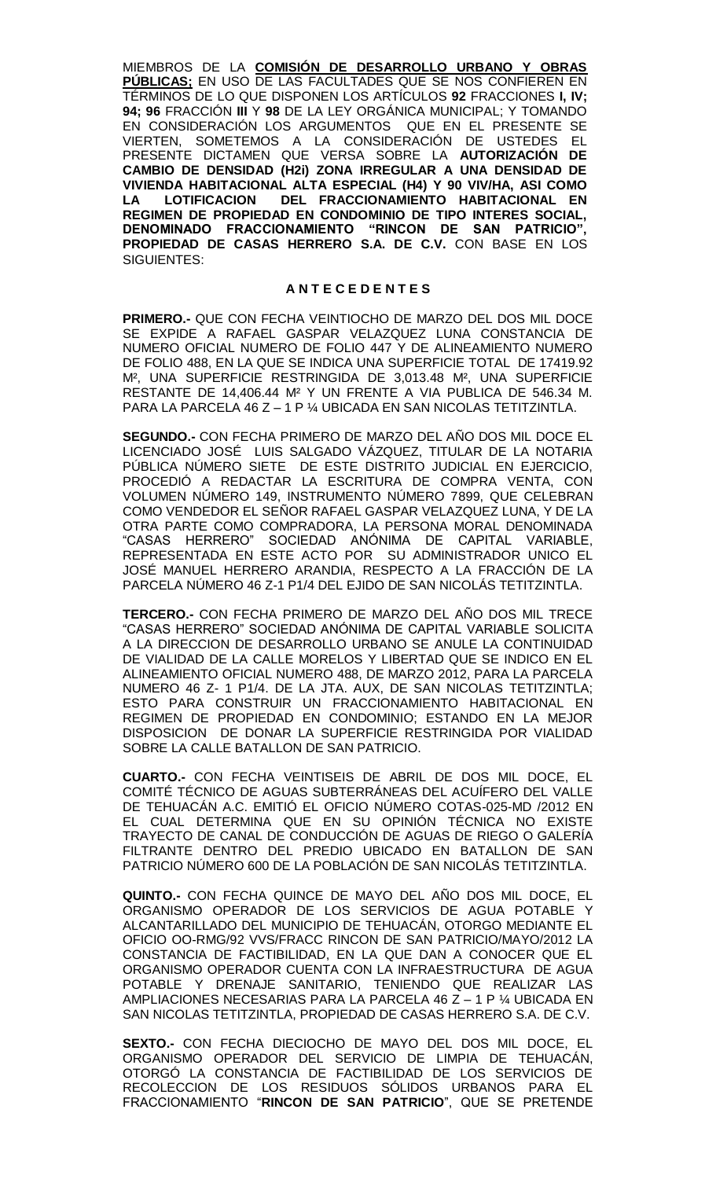MIEMBROS DE LA **COMISIÓN DE DESARROLLO URBANO Y OBRAS PÚBLICAS;** EN USO DE LAS FACULTADES QUE SE NOS CONFIEREN EN TÉRMINOS DE LO QUE DISPONEN LOS ARTÍCULOS **92** FRACCIONES **I, IV; 94; 96** FRACCIÓN **III** Y **98** DE LA LEY ORGÁNICA MUNICIPAL; Y TOMANDO EN CONSIDERACIÓN LOS ARGUMENTOS QUE EN EL PRESENTE SE VIERTEN, SOMETEMOS A LA CONSIDERACIÓN DE USTEDES EL PRESENTE DICTAMEN QUE VERSA SOBRE LA **AUTORIZACIÓN DE CAMBIO DE DENSIDAD (H2i) ZONA IRREGULAR A UNA DENSIDAD DE VIVIENDA HABITACIONAL ALTA ESPECIAL (H4) Y 90 VIV/HA, ASI COMO LA LOTIFICACION DEL FRACCIONAMIENTO HABITACIONAL EN REGIMEN DE PROPIEDAD EN CONDOMINIO DE TIPO INTERES SOCIAL, DENOMINADO FRACCIONAMIENTO "RINCON DE SAN PATRICIO", PROPIEDAD DE CASAS HERRERO S.A. DE C.V.** CON BASE EN LOS SIGUIENTES:

## A N T E C E D E N T E S

**PRIMERO.-** QUE CON FECHA VEINTIOCHO DE MARZO DEL DOS MIL DOCE SE EXPIDE A RAFAEL GASPAR VELAZQUEZ LUNA UNA CONSTANCIA DE NUMERO OFICIAL NUMERO DE FOLIO 447 Y DE ALINEAMIENTO NUMERO DE FOLIO 488, EN LA QUE SE INDICA UNA SUPERFICIE TOTAL DE 17419.92 M², UNA SUPERFICIE RESTRINGIDA DE 3,013.48 M², UNA SUPERFICIE RESTANTE DE 14,406.44 M² Y UN FRENTE A VIA PUBLICA DE 546.34 M. PARA LA PARCELA 46 Z – 1 P ¼ UBICADA EN SAN NICOLAS TETITZINTLA.

**SEGUNDO.-** CON FECHA PRIMERO DE MARZO DEL AÑO DOS MIL DOCE EL LICENCIADO JOSÉ LUIS SALGADO VÁZQUEZ, TITULAR DE LA NOTARIA PÚBLICA NÚMERO SIETE DE ESTE DISTRITO JUDICIAL EN EJERCICIO, PROCEDIÓ A REDACTAR LA ESCRITURA DE COMPRA VENTA, CON VOLUMEN NÚMERO 149, INSTRUMENTO NÚMERO 7899, QUE CELEBRAN COMO VENDEDOR EL SEÑOR RAFAEL GASPAR VELAZQUEZ LUNA, Y DE LA OTRA PARTE COMO COMPRADORA, LA PERSONA MORAL DENOMINADA "CASAS HERRERO" SOCIEDAD ANÓNIMA DE CAPITAL VARIABLE, REPRESENTADA EN ESTE ACTO POR SU ADMINISTRADOR UNICO EL JOSÉ MANUEL HERRERO ARANDIA, RESPECTO A LA FRACCIÓN DE LA PARCELA NÚMERO 46 Z-1 P1/4 DEL EJIDO DE SAN NICOLÁS TETITZINTLA.

**TERCERO.-** CON FECHA PRIMERO DE MARZO DEL AÑO DOS MIL TRECE "CASAS HERRERO" SOCIEDAD ANÓNIMA DE CAPITAL VARIABLE SOLICITA A LA DIRECCION DE DESARROLLO URBANO SE ANULE LA CONTINUIDAD DE VIALIDAD DE LA CALLE MORELOS Y LIBERTAD QUE SE INDICO EN EL ALINEAMIENTO OFICIAL NUMERO 488, DE MARZO 2012, PARA LA PARCELA NUMERO 46 Z- 1 P1/4. DE LA JTA. AUX, DE SAN NICOLAS TETITZINTLA; ESTO PARA CONSTRUIR UN FRACCIONAMIENTO HABITACIONAL EN REGIMEN DE PROPIEDAD EN CONDOMINIO; ESTANDO EN LA MEJOR DISPOSICION DE DONAR LA SUPERFICIE RESTRINGIDA POR VIALIDAD SOBRE LA CALLE BATALLON DE SAN PATRICIO.

**CUARTO.-** CON FECHA VEINTISEIS DE ABRIL DE DOS MIL DOCE, EL COMITÉ TÉCNICO DE AGUAS SUBTERRÁNEAS DEL ACUÍFERO DEL VALLE DE TEHUACÁN A.C. EMITIÓ EL OFICIO NÚMERO COTAS-025-MD /2012 EN EL CUAL DETERMINA QUE EN SU OPINIÓN TÉCNICA NO EXISTE TRAYECTO DE CANAL DE CONDUCCIÓN DE AGUAS DE RIEGO O GALERÍA FILTRANTE DENTRO DEL PREDIO UBICADO EN BATALLON DE SAN PATRICIO NÚMERO 600 DE LA POBLACIÓN DE SAN NICOLÁS TETITZINTLA.

**QUINTO.-** CON FECHA QUINCE DE MAYO DEL AÑO DOS MIL DOCE, EL ORGANISMO OPERADOR DE LOS SERVICIOS DE AGUA POTABLE Y ALCANTARILLADO DEL MUNICIPIO DE TEHUACÁN, OTORGO MEDIANTE EL OFICIO OO-RMG/92 VVS/FRACC RINCON DE SAN PATRICIO/MAYO/2012 LA CONSTANCIA DE FACTIBILIDAD, EN LA QUE DAN A CONOCER QUE EL ORGANISMO OPERADOR CUENTA CON LA INFRAESTRUCTURA DE AGUA POTABLE Y DRENAJE SANITARIO, TENIENDO QUE REALIZAR LAS AMPLIACIONES NECESARIAS PARA LA PARCELA 46 Z – 1 P ¼ UBICADA EN SAN NICOLAS TETITZINTLA, PROPIEDAD DE CASAS HERRERO S.A. DE C.V.

**SEXTO.-** CON FECHA DIECIOCHO DE MAYO DEL DOS MIL DOCE, EL ORGANISMO OPERADOR DEL SERVICIO DE LIMPIA DE TEHUACÁN, OTORGÓ LA CONSTANCIA DE FACTIBILIDAD DE LOS SERVICIOS DE RECOLECCION DE LOS RESIDUOS SÓLIDOS URBANOS PARA EL FRACCIONAMIENTO "**RINCON DE SAN PATRICIO**", QUE SE PRETENDE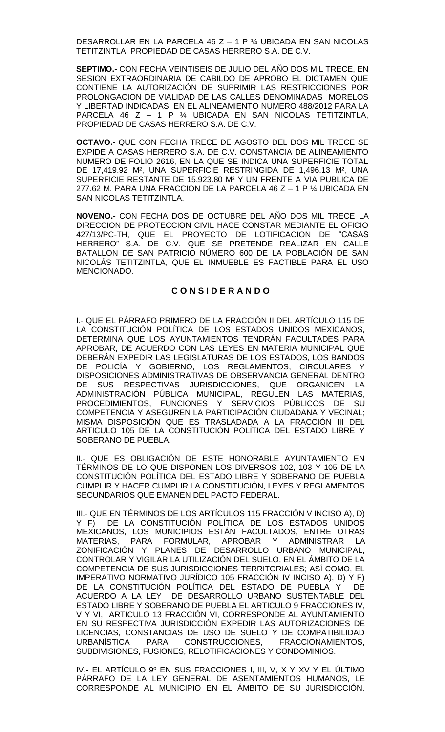DESARROLLAR EN LA PARCELA 46 Z – 1 P ¼ UBICADA EN SAN NICOLAS TETITZINTLA, PROPIEDAD DE CASAS HERRERO S.A. DE C.V.

**SEPTIMO.-** CON FECHA VEINTISEIS DE JULIO DEL AÑO DOS MIL TRECE, EN SESION EXTRAORDINARIA DE CABILDO DE APROBO EL DICTAMEN QUE CONTIENE LA AUTORIZACIÓN DE SUPRIMIR LAS RESTRICCIONES POR PROLONGACION DE VIALIDAD DE LAS CALLES DENOMINADAS MORELOS Y LIBERTAD INDICADAS EN EL ALINEAMIENTO NUMERO 488/2012 PARA LA PARCELA 46 Z – 1 P ¼ UBICADA EN SAN NICOLAS TETITZINTLA, PROPIEDAD DE CASAS HERRERO S.A. DE C.V.

**OCTAVO.-** QUE CON FECHA TRECE DE AGOSTO DEL DOS MIL TRECE SE EXPIDE A CASAS HERRERO S.A. DE C.V. CONSTANCIA DE ALINEAMIENTO NUMERO DE FOLIO 2616, EN LA QUE SE INDICA UNA SUPERFICIE TOTAL DE 17,419.92 M², UNA SUPERFICIE RESTRINGIDA DE 1,496.13 M², UNA SUPERFICIE RESTANTE DE 15,923.80 M² Y UN FRENTE A VIA PUBLICA DE 277.62 M. PARA UNA FRACCION DE LA PARCELA 46 Z – 1 P ¼ UBICADA EN SAN NICOLAS TETITZINTLA.

**NOVENO.-** CON FECHA DOS DE OCTUBRE DEL AÑO DOS MIL TRECE LA DIRECCION DE PROTECCION CIVIL HACE CONSTAR MEDIANTE EL OFICIO 427/13/PC-TH, QUE EL PROYECTO DE LOTIFICACION DE "CASAS HERRERO" S.A. DE C.V. QUE SE PRETENDE REALIZAR EN CALLE BATALLON DE SAN PATRICIO NÚMERO 600 DE LA POBLACIÓN DE SAN NICOLÁS TETITZINTLA, QUE EL INMUEBLE ES FACTIBLE PARA EL USO MENCIONADO.

## C O N S I D E R A N D O

I.- QUE EL PÁRRAFO PRIMERO DE LA FRACCIÓN II DEL ARTÍCULO 115 DE LA CONSTITUCIÓN POLÍTICA DE LOS ESTADOS UNIDOS MEXICANOS, DETERMINA QUE LOS AYUNTAMIENTOS TENDRÁN FACULTADES PARA APROBAR, DE ACUERDO CON LAS LEYES EN MATERIA MUNICIPAL QUE DEBERÁN EXPEDIR LAS LEGISLATURAS DE LOS ESTADOS, LOS BANDOS DE POLICÍA Y GOBIERNO, LOS REGLAMENTOS, CIRCULARES Y DISPOSICIONES ADMINISTRATIVAS DE OBSERVANCIA GENERAL DENTRO DE SUS RESPECTIVAS JURISDICCIONES, QUE ORGANICEN LA ADMINISTRACIÓN PÚBLICA MUNICIPAL, REGULEN LAS MATERIAS, PROCEDIMIENTOS, FUNCIONES Y SERVICIOS PÚBLICOS DE SU COMPETENCIA Y ASEGUREN LA PARTICIPACIÓN CIUDADANA Y VECINAL; MISMA DISPOSICIÓN QUE ES TRASLADADA A LA FRACCIÓN III DEL ARTICULO 105 DE LA CONSTITUCIÓN POLÍTICA DEL ESTADO LIBRE Y SOBERANO DE PUEBLA.

II.- QUE ES OBLIGACIÓN DE ESTE HONORABLE AYUNTAMIENTO EN TÉRMINOS DE LO QUE DISPONEN LOS DIVERSOS 102, 103 Y 105 DE LA CONSTITUCIÓN POLÍTICA DEL ESTADO LIBRE Y SOBERANO DE PUEBLA CUMPLIR Y HACER CUMPLIR LA CONSTITUCIÓN, LEYES Y REGLAMENTOS SECUNDARIOS QUE EMANEN DEL PACTO FEDERAL.

III.- QUE EN TÉRMINOS DE LOS ARTÍCULOS 115 FRACCIÓN V INCISO A), D) Y F) DE LA CONSTITUCIÓN POLÍTICA DE LOS ESTADOS UNIDOS MEXICANOS, LOS MUNICIPIOS ESTÁN FACULTADOS, ENTRE OTRAS MATERIAS, PARA FORMULAR, APROBAR Y ADMINISTRAR LA ZONIFICACIÓN Y PLANES DE DESARROLLO URBANO MUNICIPAL, CONTROLAR Y VIGILAR LA UTILIZACIÓN DEL SUELO, EN EL ÁMBITO DE LA COMPETENCIA DE SUS JURISDICCIONES TERRITORIALES; ASÍ COMO, EL IMPERATIVO NORMATIVO JURÍDICO 105 FRACCIÓN IV INCISO A), D) Y F) DE LA CONSTITUCIÓN POLÍTICA DEL ESTADO DE PUEBLA Y DE ACUERDO A LA LEY DE DESARROLLO URBANO SUSTENTABLE DEL ESTADO LIBRE Y SOBERANO DE PUEBLA EL ARTICULO 9 FRACCIONES IV, V Y VI, ARTICULO 13 FRACCIÓN VI, CORRESPONDE AL AYUNTAMIENTO EN SU RESPECTIVA JURISDICCIÓN EXPEDIR LAS AUTORIZACIONES DE LICENCIAS, CONSTANCIAS DE USO DE SUELO Y DE COMPATIBILIDAD URBANÍSTICA PARA CONSTRUCCIONES, FRACCIONAMIENTOS, SUBDIVISIONES, FUSIONES, RELOTIFICACIONES Y CONDOMINIOS.

IV.- EL ARTÍCULO 9º EN SUS FRACCIONES I, III, V, X Y XV Y EL ÚLTIMO PÁRRAFO DE LA LEY GENERAL DE ASENTAMIENTOS HUMANOS, LE CORRESPONDE AL MUNICIPIO EN EL ÁMBITO DE SU JURISDICCIÓN,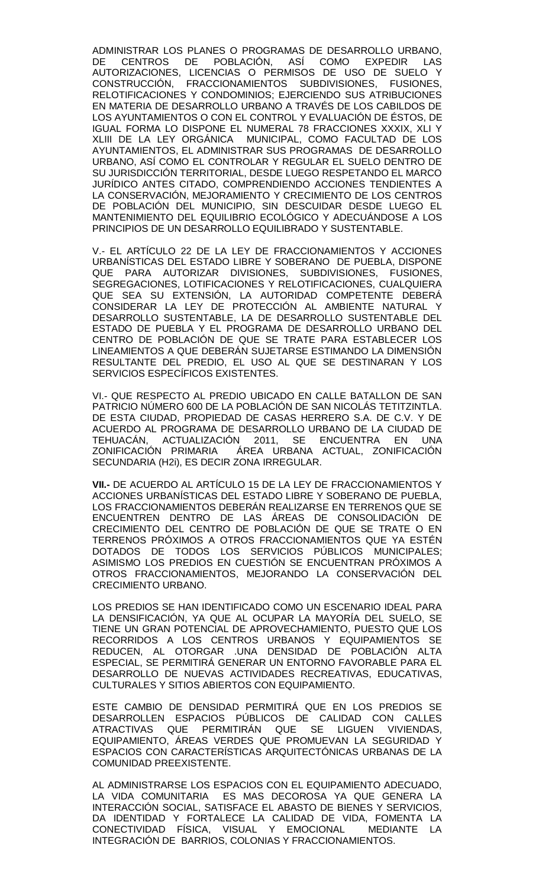ADMINISTRAR LOS PLANES O PROGRAMAS DE DESARROLLO URBANO, DE CENTROS DE POBLACIÓN, ASÍ COMO EXPEDIR LAS AUTORIZACIONES, LICENCIAS O PERMISOS DE USO DE SUELO Y CONSTRUCCIÓN, FRACCIONAMIENTOS SUBDIVISIONES, FUSIONES, RELOTIFICACIONES Y CONDOMINIOS; EJERCIENDO SUS ATRIBUCIONES EN MATERIA DE DESARROLLO URBANO A TRAVÉS DE LOS CABILDOS DE LOS AYUNTAMIENTOS O CON EL CONTROL Y EVALUACIÓN DE ÉSTOS, DE IGUAL FORMA LO DISPONE EL NUMERAL 78 FRACCIONES XXXIX, XLI Y XLIII DE LA LEY ORGÁNICA MUNICIPAL, COMO FACULTAD DE LOS AYUNTAMIENTOS, EL ADMINISTRAR SUS PROGRAMAS DE DESARROLLO URBANO, ASÍ COMO EL CONTROLAR Y REGULAR EL SUELO DENTRO DE SU JURISDICCIÓN TERRITORIAL, DESDE LUEGO RESPETANDO EL MARCO JURÍDICO ANTES CITADO, COMPRENDIENDO ACCIONES TENDIENTES A LA CONSERVACIÓN, MEJORAMIENTO Y CRECIMIENTO DE LOS CENTROS DE POBLACIÓN DEL MUNICIPIO, SIN DESCUIDAR DESDE LUEGO EL MANTENIMIENTO DEL EQUILIBRIO ECOLÓGICO Y ADECUÁNDOSE A LOS PRINCIPIOS DE UN DESARROLLO EQUILIBRADO Y SUSTENTABLE.

V.- EL ARTÍCULO 22 DE LA LEY DE FRACCIONAMIENTOS Y ACCIONES URBANÍSTICAS DEL ESTADO LIBRE Y SOBERANO DE PUEBLA, DISPONE QUE PARA AUTORIZAR DIVISIONES, SUBDIVISIONES, FUSIONES, SEGREGACIONES, LOTIFICACIONES Y RELOTIFICACIONES, CUALQUIERA QUE SEA SU EXTENSIÓN, LA AUTORIDAD COMPETENTE DEBERÁ CONSIDERAR LA LEY DE PROTECCIÓN AL AMBIENTE NATURAL Y DESARROLLO SUSTENTABLE, LA DE DESARROLLO SUSTENTABLE DEL ESTADO DE PUEBLA Y EL PROGRAMA DE DESARROLLO URBANO DEL CENTRO DE POBLACIÓN DE QUE SE TRATE PARA ESTABLECER LOS LINEAMIENTOS A QUE DEBERÁN SUJETARSE ESTIMANDO LA DIMENSIÓN RESULTANTE DEL PREDIO, EL USO AL QUE SE DESTINARAN Y LOS SERVICIOS ESPECÍFICOS EXISTENTES.

VI.- QUE RESPECTO AL PREDIO UBICADO EN CALLE BATALLON DE SAN PATRICIO NÚMERO 600 DE LA POBLACIÓN DE SAN NICOLÁS TETITZINTLA. DE ESTA CIUDAD, PROPIEDAD DE CASAS HERRERO S.A. DE C.V. Y DE ACUERDO AL PROGRAMA DE DESARROLLO URBANO DE LA CIUDAD DE TEHUACÁN, ACTUALIZACIÓN 2011, SE ENCUENTRA EN UNA ZONIFICACIÓN PRIMARIA ÁREA URBANA ACTUAL, ZONIFICACIÓN SECUNDARIA (H2i), ES DECIR ZONA IRREGULAR.

**VII.-** DE ACUERDO AL ARTÍCULO 15 DE LA LEY DE FRACCIONAMIENTOS Y ACCIONES URBANÍSTICAS DEL ESTADO LIBRE Y SOBERANO DE PUEBLA, LOS FRACCIONAMIENTOS DEBERÁN REALIZARSE EN TERRENOS QUE SE ENCUENTREN DENTRO DE LAS ÁREAS DE CONSOLIDACIÓN DE CRECIMIENTO DEL CENTRO DE POBLACIÓN DE QUE SE TRATE O EN TERRENOS PRÓXIMOS A OTROS FRACCIONAMIENTOS QUE YA ESTÉN DOTADOS DE TODOS LOS SERVICIOS PÚBLICOS MUNICIPALES; ASIMISMO LOS PREDIOS EN CUESTIÓN SE ENCUENTRAN PRÓXIMOS A OTROS FRACCIONAMIENTOS, MEJORANDO LA CONSERVACIÓN DEL CRECIMIENTO URBANO.

LOS PREDIOS SE HAN IDENTIFICADO COMO UN ESCENARIO IDEAL PARA LA DENSIFICACIÓN, YA QUE AL OCUPAR LA MAYORÍA DEL SUELO, SE TIENE UN GRAN POTENCIAL DE APROVECHAMIENTO, PUESTO QUE LOS RECORRIDOS A LOS CENTROS URBANOS Y EQUIPAMIENTOS SE REDUCEN, AL OTORGAR .UNA DENSIDAD DE POBLACIÓN ALTA ESPECIAL, SE PERMITIRÁ GENERAR UN ENTORNO FAVORABLE PARA EL DESARROLLO DE NUEVAS ACTIVIDADES RECREATIVAS, EDUCATIVAS, CULTURALES Y SITIOS ABIERTOS CON EQUIPAMIENTO.

ESTE CAMBIO DE DENSIDAD PERMITIRÁ QUE EN LOS PREDIOS SE DESARROLLEN ESPACIOS PÚBLICOS DE CALIDAD CON CALLES ATRACTIVAS QUE PERMITIRÁN QUE SE LIGUEN VIVIENDAS, EQUIPAMIENTO, ÁREAS VERDES QUE PROMUEVAN LA SEGURIDAD Y ESPACIOS CON CARACTERÍSTICAS ARQUITECTÓNICAS URBANAS DE LA COMUNIDAD PREEXISTENTE.

AL ADMINISTRARSE LOS ESPACIOS CON EL EQUIPAMIENTO ADECUADO, LA VIDA COMUNITARIA ES MAS DECOROSA YA QUE GENERA LA INTERACCIÓN SOCIAL, SATISFACE EL ABASTO DE BIENES Y SERVICIOS, DA IDENTIDAD Y FORTALECE LA CALIDAD DE VIDA, FOMENTA LA CONECTIVIDAD FÍSICA, VISUAL Y EMOCIONAL MEDIANTE LA INTEGRACIÓN DE BARRIOS, COLONIAS Y FRACCIONAMIENTOS.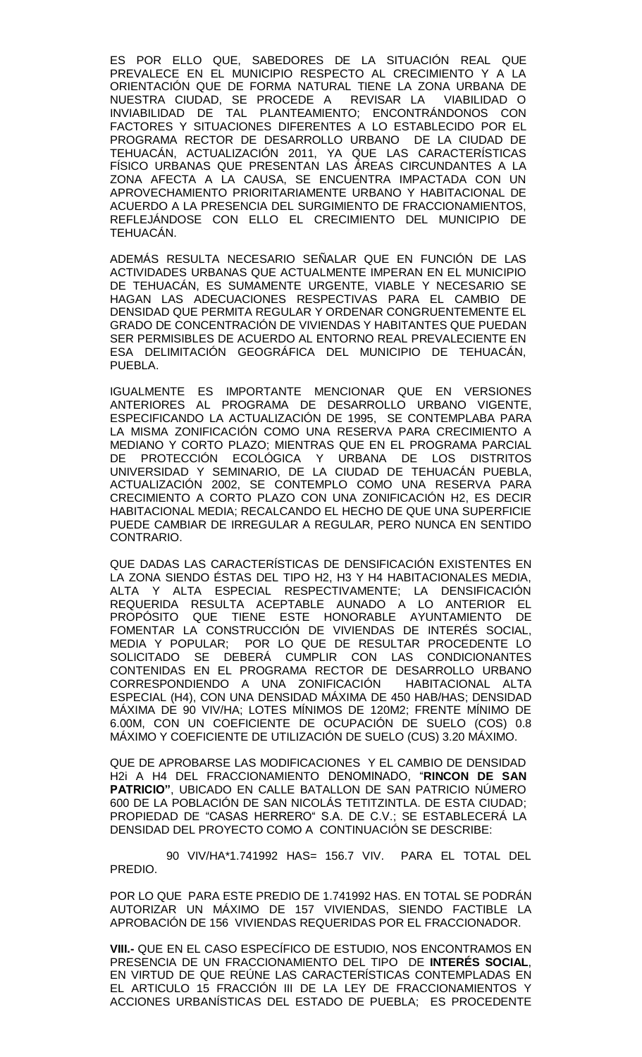ES POR ELLO QUE, SABEDORES DE LA SITUACIÓN REAL QUE PREVALECE EN EL MUNICIPIO RESPECTO AL CRECIMIENTO Y A LA ORIENTACIÓN QUE DE FORMA NATURAL TIENE LA ZONA URBANA DE NUESTRA CIUDAD, SE PROCEDE A REVISAR LA VIABILIDAD O INVIABILIDAD DE TAL PLANTEAMIENTO; ENCONTRÁNDONOS CON FACTORES Y SITUACIONES DIFERENTES A LO ESTABLECIDO POR EL PROGRAMA RECTOR DE DESARROLLO URBANO DE LA CIUDAD DE TEHUACÁN, ACTUALIZACIÓN 2011, YA QUE LAS CARACTERÍSTICAS FÍSICO URBANAS QUE PRESENTAN LAS ÁREAS CIRCUNDANTES A LA ZONA AFECTA A LA CAUSA, SE ENCUENTRA IMPACTADA CON UN APROVECHAMIENTO PRIORITARIAMENTE URBANO Y HABITACIONAL DE ACUERDO A LA PRESENCIA DEL SURGIMIENTO DE FRACCIONAMIENTOS, REFLEJÁNDOSE CON ELLO EL CRECIMIENTO DEL MUNICIPIO DE TEHUACÁN.

ADEMÁS RESULTA NECESARIO SEÑALAR QUE EN FUNCIÓN DE LAS ACTIVIDADES URBANAS QUE ACTUALMENTE IMPERAN EN EL MUNICIPIO DE TEHUACÁN, ES SUMAMENTE URGENTE, VIABLE Y NECESARIO SE HAGAN LAS ADECUACIONES RESPECTIVAS PARA EL CAMBIO DE DENSIDAD QUE PERMITA REGULAR Y ORDENAR CONGRUENTEMENTE EL GRADO DE CONCENTRACIÓN DE VIVIENDAS Y HABITANTES QUE PUEDAN SER PERMISIBLES DE ACUERDO AL ENTORNO REAL PREVALECIENTE EN ESA DELIMITACIÓN GEOGRÁFICA DEL MUNICIPIO DE TEHUACÁN, PUEBLA.

IGUALMENTE ES IMPORTANTE MENCIONAR QUE EN VERSIONES ANTERIORES AL PROGRAMA DE DESARROLLO URBANO VIGENTE, ESPECIFICANDO LA ACTUALIZACIÓN DE 1995, SE CONTEMPLABA PARA LA MISMA ZONIFICACIÓN COMO UNA RESERVA PARA CRECIMIENTO A MEDIANO Y CORTO PLAZO; MIENTRAS QUE EN EL PROGRAMA PARCIAL DE PROTECCIÓN ECOLÓGICA Y URBANA DE LOS DISTRITOS UNIVERSIDAD Y SEMINARIO, DE LA CIUDAD DE TEHUACÁN PUEBLA, ACTUALIZACIÓN 2002, SE CONTEMPLO COMO UNA RESERVA PARA CRECIMIENTO A CORTO PLAZO CON UNA ZONIFICACIÓN H2, ES DECIR HABITACIONAL MEDIA; RECALCANDO EL HECHO DE QUE UNA SUPERFICIE PUEDE CAMBIAR DE IRREGULAR A REGULAR, PERO NUNCA EN SENTIDO CONTRARIO.

QUE DADAS LAS CARACTERÍSTICAS DE DENSIFICACIÓN EXISTENTES EN LA ZONA SIENDO ÉSTAS DEL TIPO H2, H3 Y H4 HABITACIONALES MEDIA, ALTA Y ALTA ESPECIAL RESPECTIVAMENTE; LA DENSIFICACIÓN REQUERIDA RESULTA ACEPTABLE AUNADO A LO ANTERIOR EL PROPÓSITO QUE TIENE ESTE HONORABLE AYUNTAMIENTO DE FOMENTAR LA CONSTRUCCIÓN DE VIVIENDAS DE INTERÉS SOCIAL, MEDIA Y POPULAR; POR LO QUE DE RESULTAR PROCEDENTE LO SOLICITADO SE DEBERÁ CUMPLIR CON LAS CONDICIONANTES CONTENIDAS EN EL PROGRAMA RECTOR DE DESARROLLO URBANO CORRESPONDIENDO A UNA ZONIFICACIÓN HABITACIONAL ALTA ESPECIAL (H4), CON UNA DENSIDAD MÁXIMA DE 450 HAB/HAS; DENSIDAD MÁXIMA DE 90 VIV/HA; LOTES MÍNIMOS DE 120M2; FRENTE MÍNIMO DE 6.00M, CON UN COEFICIENTE DE OCUPACIÓN DE SUELO (COS) 0.8 MÁXIMO Y COEFICIENTE DE UTILIZACIÓN DE SUELO (CUS) 3.20 MÁXIMO.

QUE DE APROBARSE LAS MODIFICACIONES Y EL CAMBIO DE DENSIDAD H2i A H4 DEL FRACCIONAMIENTO DENOMINADO, "**RINCON DE SAN PATRICIO"**, UBICADO EN CALLE BATALLON DE SAN PATRICIO NÚMERO 600 DE LA POBLACIÓN DE SAN NICOLÁS TETITZINTLA. DE ESTA CIUDAD; PROPIEDAD DE "CASAS HERRERO" S.A. DE C.V.; SE ESTABLECERÁ LA DENSIDAD DEL PROYECTO COMO A CONTINUACIÓN SE DESCRIBE:

90 VIV/HA*1.741992 HAS= 156.7 VIV. PARA EL TOTAL DEL PREDIO.

POR LO QUE PARA ESTE PREDIO DE 1.741992 HAS. EN TOTAL SE PODRÁN AUTORIZAR UN MÁXIMO DE 157 VIVIENDAS, SIENDO FACTIBLE LA APROBACIÓN DE 156 VIVIENDAS REQUERIDAS POR EL FRACCIONADOR.

**VIII.-** QUE EN EL CASO ESPECÍFICO DE ESTUDIO, NOS ENCONTRAMOS EN PRESENCIA DE UN FRACCIONAMIENTO DEL TIPO DE **INTERÉS SOCIAL**, EN VIRTUD DE QUE REÚNE LAS CARACTERÍSTICAS CONTEMPLADAS EN EL ARTICULO 15 FRACCIÓN III DE LA LEY DE FRACCIONAMIENTOS Y ACCIONES URBANÍSTICAS DEL ESTADO DE PUEBLA; ES PROCEDENTE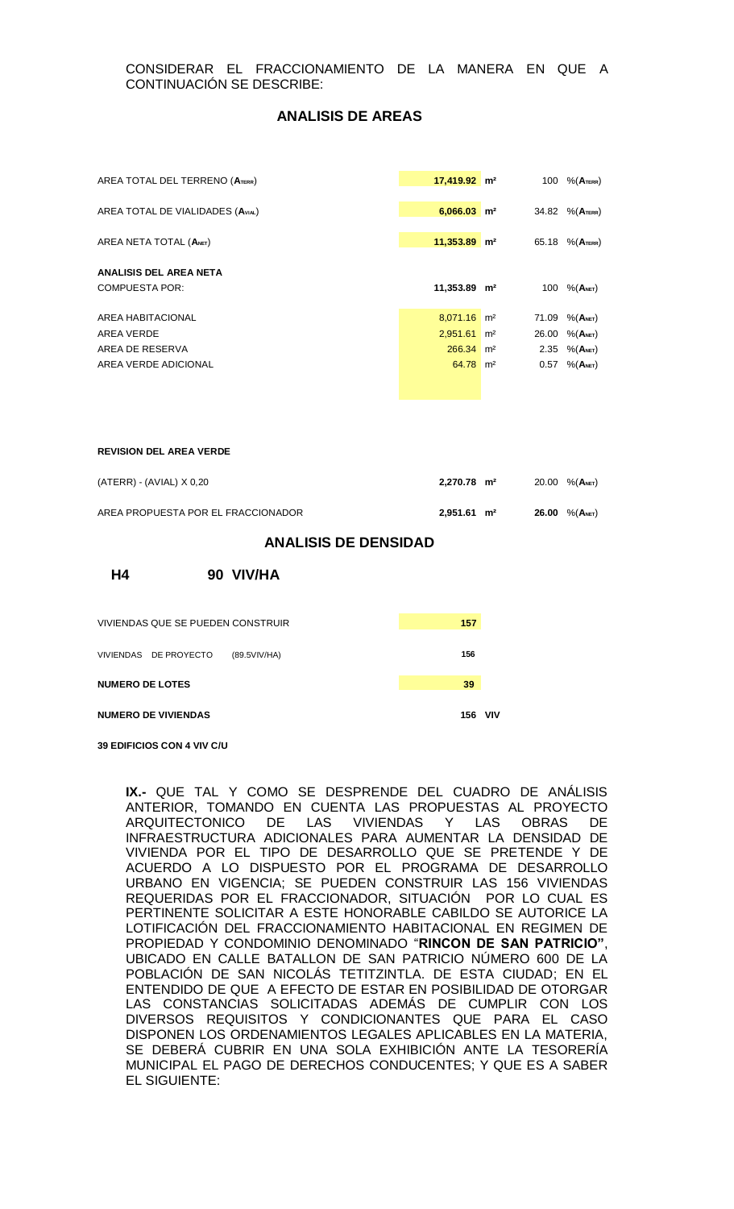CONSIDERAR EL FRACCIONAMIENTO DE LA MANERA EN QUE A CONTINUACIÓN SE DESCRIBE:

## ANALISIS DE AREAS

| | | | | |
|---|---|---|---|---|
| AREA TOTAL DEL TERRENO ($A_{TERR}$) | **17,419.92** | **m²** | 100 | %($A_{TERR}$) |
| AREA TOTAL DE VIALIDADES ($A_{VIAL}$) | **6,066.03** | **m²** | 34.82 | %($A_{TERR}$) |
| AREA NETA TOTAL ($A_{NET}$) | **11,353.89** | **m²** | 65.18 | %($A_{TERR}$) |
| **ANALISIS DEL AREA NETA** | | | | |
| COMPUESTA POR: | **11,353.89** | **m²** | 100 | %($A_{NET}$) |
| AREA HABITACIONAL | 8,071.16 | m² | 71.09 | %($A_{NET}$) |
| AREA VERDE | 2,951.61 | m² | 26.00 | %($A_{NET}$) |
| AREA DE RESERVA | 266.34 | m² | 2.35 | %($A_{NET}$) |
| AREA VERDE ADICIONAL | 64.78 | m² | 0.57 | %($A_{NET}$) |

**REVISION DEL AREA VERDE**

| | | | | |
|---|---|---|---|---|
| (ATERR) - (AVIAL) X 0,20 | **2,270.78** | **m²** | 20.00 | %($A_{NET}$) |
| AREA PROPUESTA POR EL FRACCIONADOR | **2,951.61** | **m²** | **26.00** | %($A_{NET}$) |

## ANALISIS DE DENSIDAD

**H4 90 VIV/HA**

| | |
|---|---|
| VIVIENDAS QUE SE PUEDEN CONSTRUIR | **157** |
| VIVIENDAS DE PROYECTO (89.5VIV/HA) | **156** |
| **NUMERO DE LOTES** | **39** |
| **NUMERO DE VIVIENDAS** | **156 VIV** |

**39 EDIFICIOS CON 4 VIV C/U**

**IX.-** QUE TAL Y COMO SE DESPRENDE DEL CUADRO DE ANÁLISIS ANTERIOR, TOMANDO EN CUENTA LAS PROPUESTAS AL PROYECTO ARQUITECTONICO DE LAS VIVIENDAS Y LAS OBRAS DE INFRAESTRUCTURA ADICIONALES PARA AUMENTAR LA DENSIDAD DE VIVIENDA POR EL TIPO DE DESARROLLO QUE SE PRETENDE Y DE ACUERDO A LO DISPUESTO POR EL PROGRAMA DE DESARROLLO URBANO EN VIGENCIA; SE PUEDEN CONSTRUIR LAS 156 VIVIENDAS REQUERIDAS POR EL FRACCIONADOR, SITUACIÓN POR LO CUAL ES PERTINENTE SOLICITAR A ESTE HONORABLE CABILDO SE AUTORICE LA LOTIFICACIÓN DEL FRACCIONAMIENTO HABITACIONAL EN REGIMEN DE PROPIEDAD Y CONDOMINIO DENOMINADO "**RINCON DE SAN PATRICIO"**, UBICADO EN CALLE BATALLON DE SAN PATRICIO NÚMERO 600 DE LA POBLACIÓN DE SAN NICOLÁS TETITZINTLA. DE ESTA CIUDAD; EN EL ENTENDIDO DE QUE A EFECTO DE ESTAR EN POSIBILIDAD DE OTORGAR LAS CONSTANCIAS SOLICITADAS ADEMÁS DE CUMPLIR CON LOS DIVERSOS REQUISITOS Y CONDICIONANTES QUE PARA EL CASO DISPONEN LOS ORDENAMIENTOS LEGALES APLICABLES EN LA MATERIA, SE DEBERÁ CUBRIR EN UNA SOLA EXHIBICIÓN ANTE LA TESORERÍA MUNICIPAL EL PAGO DE DERECHOS CONDUCENTES; Y QUE ES A SABER EL SIGUIENTE: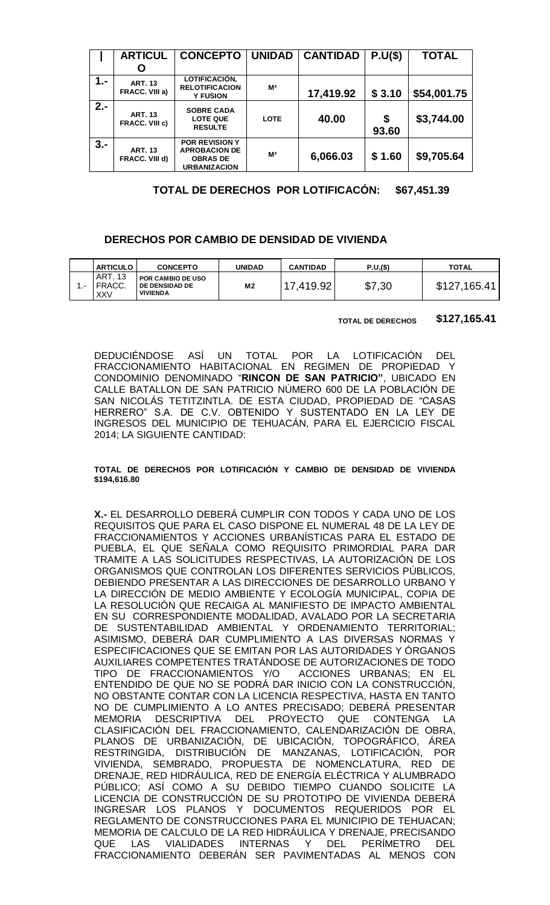| | ARTICULO | CONCEPTO | UNIDAD | CANTIDAD | P.U($) | TOTAL |
|---|---|---|---|---|---|---|
| 1.- | ART. 13 FRACC. VIII a) | LOTIFICACIÓN, RELOTIFICACION Y FUSION | M² | 17,419.92 | $ 3.10 | $54,001.75 |
| 2.- | ART. 13 FRACC. VIII c) | SOBRE CADA LOTE QUE RESULTE | LOTE | 40.00 | $ 93.60 | $3,744.00 |
| 3.- | ART. 13 FRACC. VIII d) | POR REVISION Y APROBACION DE OBRAS DE URBANIZACION | M² | 6,066.03 | $ 1.60 | $9,705.64 |

**TOTAL DE DERECHOS POR LOTIFICACÓN: $67,451.39**

**DERECHOS POR CAMBIO DE DENSIDAD DE VIVIENDA**

| | ARTICULO | CONCEPTO | UNIDAD | CANTIDAD | P.U.($) | TOTAL |
|---|---|---|---|---|---|---|
| 1.- | ART. 13 FRACC. XXV | POR CAMBIO DE USO DE DENSIDAD DE VIVIENDA | M2 | 17,419.92 | $7,30 | $127,165.41 |

**TOTAL DE DERECHOS $127,165.41**

DEDUCIÉNDOSE ASÍ UN TOTAL POR LA LOTIFICACIÓN DEL FRACCIONAMIENTO HABITACIONAL EN REGIMEN DE PROPIEDAD Y CONDOMINIO DENOMINADO "**RINCON DE SAN PATRICIO"**, UBICADO EN CALLE BATALLON DE SAN PATRICIO NÚMERO 600 DE LA POBLACIÓN DE SAN NICOLÁS TETITZINTLA. DE ESTA CIUDAD, PROPIEDAD DE "CASAS HERRERO" S.A. DE C.V. OBTENIDO Y SUSTENTADO EN LA LEY DE INGRESOS DEL MUNICIPIO DE TEHUACÁN, PARA EL EJERCICIO FISCAL 2014; LA SIGUIENTE CANTIDAD:

**TOTAL DE DERECHOS POR LOTIFICACIÓN Y CAMBIO DE DENSIDAD DE VIVIENDA $194,616.80**

**X.-** EL DESARROLLO DEBERÁ CUMPLIR CON TODOS Y CADA UNO DE LOS REQUISITOS QUE PARA EL CASO DISPONE EL NUMERAL 48 DE LA LEY DE FRACCIONAMIENTOS Y ACCIONES URBANÍSTICAS PARA EL ESTADO DE PUEBLA, EL QUE SEÑALA COMO REQUISITO PRIMORDIAL PARA DAR TRAMITE A LAS SOLICITUDES RESPECTIVAS, LA AUTORIZACIÓN DE LOS ORGANISMOS QUE CONTROLAN LOS DIFERENTES SERVICIOS PÚBLICOS, DEBIENDO PRESENTAR A LAS DIRECCIONES DE DESARROLLO URBANO Y LA DIRECCIÓN DE MEDIO AMBIENTE Y ECOLOGÍA MUNICIPAL, COPIA DE LA RESOLUCIÓN QUE RECAIGA AL MANIFIESTO DE IMPACTO AMBIENTAL EN SU CORRESPONDIENTE MODALIDAD, AVALADO POR LA SECRETARIA DE SUSTENTABILIDAD AMBIENTAL Y ORDENAMIENTO TERRITORIAL; ASIMISMO, DEBERÁ DAR CUMPLIMIENTO A LAS DIVERSAS NORMAS Y ESPECIFICACIONES QUE SE EMITAN POR LAS AUTORIDADES Y ÓRGANOS AUXILIARES COMPETENTES TRATÁNDOSE DE AUTORIZACIONES DE TODO TIPO DE FRACCIONAMIENTOS Y/O ACCIONES URBANAS; EN EL ENTENDIDO DE QUE NO SE PODRÁ DAR INICIO CON LA CONSTRUCCIÓN, NO OBSTANTE CONTAR CON LA LICENCIA RESPECTIVA, HASTA EN TANTO NO DE CUMPLIMIENTO A LO ANTES PRECISADO; DEBERÁ PRESENTAR MEMORIA DESCRIPTIVA DEL PROYECTO QUE CONTENGA LA CLASIFICACIÓN DEL FRACCIONAMIENTO, CALENDARIZACIÓN DE OBRA, PLANOS DE URBANIZACIÓN, DE UBICACIÓN, TOPOGRÁFICO, ÁREA RESTRINGIDA, DISTRIBUCIÓN DE MANZANAS, LOTIFICACIÓN, POR VIVIENDA, SEMBRADO, PROPUESTA DE NOMENCLATURA, RED DE DRENAJE, RED HIDRÁULICA, RED DE ENERGÍA ELÉCTRICA Y ALUMBRADO PÚBLICO; ASÍ COMO A SU DEBIDO TIEMPO CUANDO SOLICITE LA LICENCIA DE CONSTRUCCIÓN DE SU PROTOTIPO DE VIVIENDA DEBERÁ INGRESAR LOS PLANOS Y DOCUMENTOS REQUERIDOS POR EL REGLAMENTO DE CONSTRUCCIONES PARA EL MUNICIPIO DE TEHUACAN; MEMORIA DE CALCULO DE LA RED HIDRÁULICA Y DRENAJE, PRECISANDO QUE LAS VIALIDADES INTERNAS Y DEL PERÍMETRO DEL FRACCIONAMIENTO DEBERÁN SER PAVIMENTADAS AL MENOS CON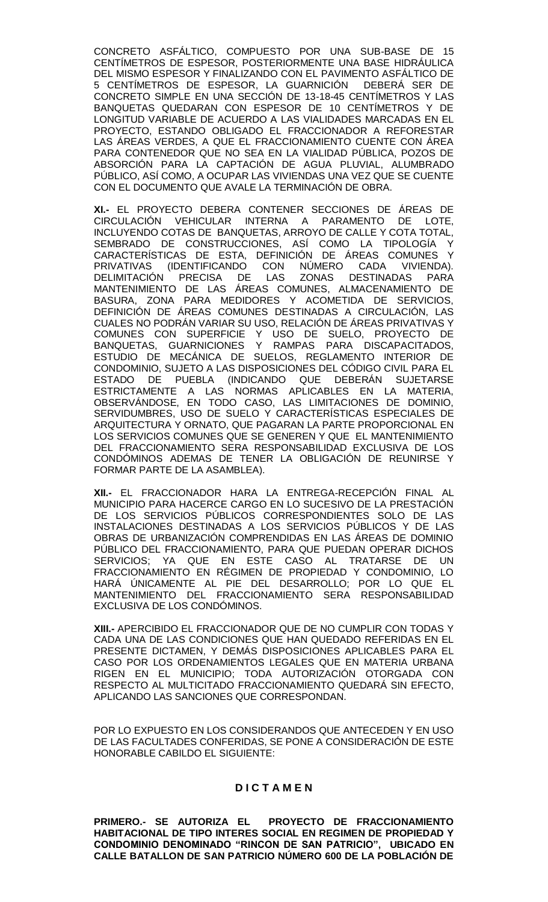CONCRETO ASFÁLTICO, COMPUESTO POR UNA SUB-BASE DE 15 CENTÍMETROS DE ESPESOR, POSTERIORMENTE UNA BASE HIDRÁULICA DEL MISMO ESPESOR Y FINALIZANDO CON EL PAVIMENTO ASFÁLTICO DE 5 CENTÍMETROS DE ESPESOR, LA GUARNICIÓN DEBERÁ SER DE CONCRETO SIMPLE EN UNA SECCIÓN DE 13-18-45 CENTÍMETROS Y LAS BANQUETAS QUEDARAN CON ESPESOR DE 10 CENTÍMETROS Y DE LONGITUD VARIABLE DE ACUERDO A LAS VIALIDADES MARCADAS EN EL PROYECTO, ESTANDO OBLIGADO EL FRACCIONADOR A REFORESTAR LAS ÁREAS VERDES, A QUE EL FRACCIONAMIENTO CUENTE CON ÁREA PARA CONTENEDOR QUE NO SEA EN LA VIALIDAD PÚBLICA, POZOS DE ABSORCIÓN PARA LA CAPTACIÓN DE AGUA PLUVIAL, ALUMBRADO PÚBLICO, ASÍ COMO, A OCUPAR LAS VIVIENDAS UNA VEZ QUE SE CUENTE CON EL DOCUMENTO QUE AVALE LA TERMINACIÓN DE OBRA.

**XI.-** EL PROYECTO DEBERA CONTENER SECCIONES DE ÁREAS DE CIRCULACIÓN VEHICULAR INTERNA A PARAMENTO DE LOTE, INCLUYENDO COTAS DE BANQUETAS, ARROYO DE CALLE Y COTA TOTAL, SEMBRADO DE CONSTRUCCIONES, ASÍ COMO LA TIPOLOGÍA Y CARACTERÍSTICAS DE ESTA, DEFINICIÓN DE ÁREAS COMUNES Y PRIVATIVAS (IDENTIFICANDO CON NÚMERO CADA VIVIENDA). DELIMITACIÓN PRECISA DE LAS ZONAS DESTINADAS PARA MANTENIMIENTO DE LAS ÁREAS COMUNES, ALMACENAMIENTO DE BASURA, ZONA PARA MEDIDORES Y ACOMETIDA DE SERVICIOS, DEFINICIÓN DE ÁREAS COMUNES DESTINADAS A CIRCULACIÓN, LAS CUALES NO PODRÁN VARIAR SU USO, RELACIÓN DE ÁREAS PRIVATIVAS Y COMUNES CON SUPERFICIE Y USO DE SUELO, PROYECTO DE BANQUETAS, GUARNICIONES Y RAMPAS PARA DISCAPACITADOS, ESTUDIO DE MECÁNICA DE SUELOS, REGLAMENTO INTERIOR DE CONDOMINIO, SUJETO A LAS DISPOSICIONES DEL CÓDIGO CIVIL PARA EL ESTADO DE PUEBLA (INDICANDO QUE DEBERÁN SUJETARSE ESTRICTAMENTE A LAS NORMAS APLICABLES EN LA MATERIA, OBSERVÁNDOSE, EN TODO CASO, LAS LIMITACIONES DE DOMINIO, SERVIDUMBRES, USO DE SUELO Y CARACTERÍSTICAS ESPECIALES DE ARQUITECTURA Y ORNATO, QUE PAGARAN LA PARTE PROPORCIONAL EN LOS SERVICIOS COMUNES QUE SE GENEREN Y QUE EL MANTENIMIENTO DEL FRACCIONAMIENTO SERA RESPONSABILIDAD EXCLUSIVA DE LOS CONDÓMINOS ADEMAS DE TENER LA OBLIGACIÓN DE REUNIRSE Y FORMAR PARTE DE LA ASAMBLEA).

**XII.-** EL FRACCIONADOR HARA LA ENTREGA-RECEPCIÓN FINAL AL MUNICIPIO PARA HACERCE CARGO EN LO SUCESIVO DE LA PRESTACIÓN DE LOS SERVICIOS PÚBLICOS CORRESPONDIENTES SOLO DE LAS INSTALACIONES DESTINADAS A LOS SERVICIOS PÚBLICOS Y DE LAS OBRAS DE URBANIZACIÓN COMPRENDIDAS EN LAS ÁREAS DE DOMINIO PÚBLICO DEL FRACCIONAMIENTO, PARA QUE PUEDAN OPERAR DICHOS SERVICIOS; YA QUE EN ESTE CASO AL TRATARSE DE UN FRACCIONAMIENTO EN RÉGIMEN DE PROPIEDAD Y CONDOMINIO, LO HARÁ ÚNICAMENTE AL PIE DEL DESARROLLO; POR LO QUE EL MANTENIMIENTO DEL FRACCIONAMIENTO SERA RESPONSABILIDAD EXCLUSIVA DE LOS CONDÓMINOS.

**XIII.-** APERCIBIDO EL FRACCIONADOR QUE DE NO CUMPLIR CON TODAS Y CADA UNA DE LAS CONDICIONES QUE HAN QUEDADO REFERIDAS EN EL PRESENTE DICTAMEN, Y DEMÁS DISPOSICIONES APLICABLES PARA EL CASO POR LOS ORDENAMIENTOS LEGALES QUE EN MATERIA URBANA RIGEN EN EL MUNICIPIO; TODA AUTORIZACIÓN OTORGADA CON RESPECTO AL MULTICITADO FRACCIONAMIENTO QUEDARÁ SIN EFECTO, APLICANDO LAS SANCIONES QUE CORRESPONDAN.

POR LO EXPUESTO EN LOS CONSIDERANDOS QUE ANTECEDEN Y EN USO DE LAS FACULTADES CONFERIDAS, SE PONE A CONSIDERACIÓN DE ESTE HONORABLE CABILDO EL SIGUIENTE:

## D I C T A M E N

**PRIMERO.- SE AUTORIZA EL PROYECTO DE FRACCIONAMIENTO HABITACIONAL DE TIPO INTERES SOCIAL EN REGIMEN DE PROPIEDAD Y CONDOMINIO DENOMINADO "RINCON DE SAN PATRICIO", UBICADO EN CALLE BATALLON DE SAN PATRICIO NÚMERO 600 DE LA POBLACIÓN DE**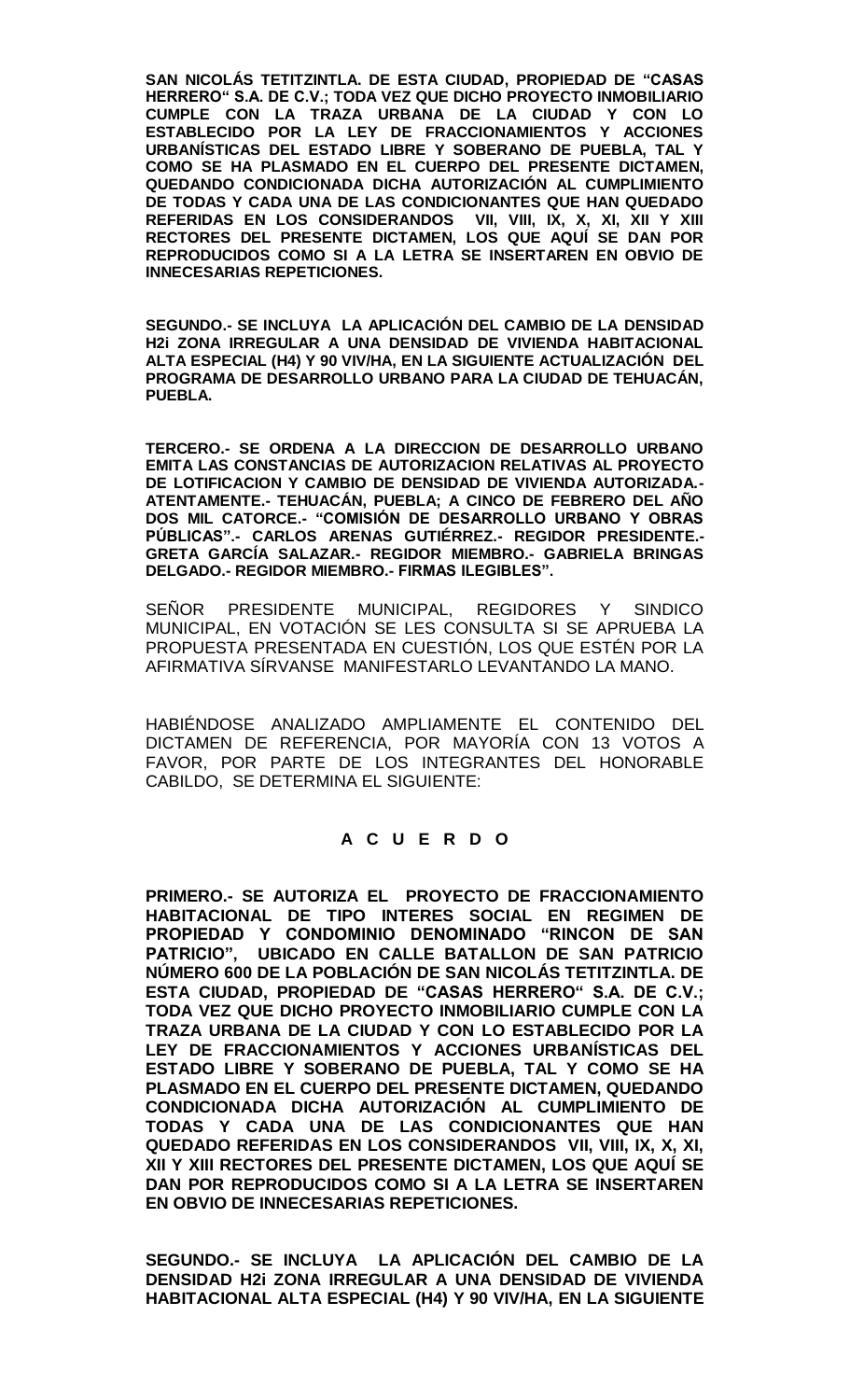**SAN NICOLÁS TETITZINTLA. DE ESTA CIUDAD, PROPIEDAD DE "CASAS HERRERO" S.A. DE C.V.; TODA VEZ QUE DICHO PROYECTO INMOBILIARIO CUMPLE CON LA TRAZA URBANA DE LA CIUDAD Y CON LO ESTABLECIDO POR LA LEY DE FRACCIONAMIENTOS Y ACCIONES URBANÍSTICAS DEL ESTADO LIBRE Y SOBERANO DE PUEBLA, TAL Y COMO SE HA PLASMADO EN EL CUERPO DEL PRESENTE DICTAMEN, QUEDANDO CONDICIONADA DICHA AUTORIZACIÓN AL CUMPLIMIENTO DE TODAS Y CADA UNA DE LAS CONDICIONANTES QUE HAN QUEDADO REFERIDAS EN LOS CONSIDERANDOS VII, VIII, IX, X, XI, XII Y XIII RECTORES DEL PRESENTE DICTAMEN, LOS QUE AQUÍ SE DAN POR REPRODUCIDOS COMO SI A LA LETRA SE INSERTAREN EN OBVIO DE INNECESARIAS REPETICIONES.**

**SEGUNDO.- SE INCLUYA LA APLICACIÓN DEL CAMBIO DE LA DENSIDAD H2i ZONA IRREGULAR A UNA DENSIDAD DE VIVIENDA HABITACIONAL ALTA ESPECIAL (H4) Y 90 VIV/HA, EN LA SIGUIENTE ACTUALIZACIÓN DEL PROGRAMA DE DESARROLLO URBANO PARA LA CIUDAD DE TEHUACÁN, PUEBLA.**

**TERCERO.- SE ORDENA A LA DIRECCION DE DESARROLLO URBANO EMITA LAS CONSTANCIAS DE AUTORIZACION RELATIVAS AL PROYECTO DE LOTIFICACION Y CAMBIO DE DENSIDAD DE VIVIENDA AUTORIZADA.- ATENTAMENTE.- TEHUACÁN, PUEBLA; A CINCO DE FEBRERO DEL AÑO DOS MIL CATORCE.- "COMISIÓN DE DESARROLLO URBANO Y OBRAS PÚBLICAS".- CARLOS ARENAS GUTIÉRREZ.- REGIDOR PRESIDENTE.- GRETA GARCÍA SALAZAR.- REGIDOR MIEMBRO.- GABRIELA BRINGAS DELGADO.- REGIDOR MIEMBRO.- FIRMAS ILEGIBLES".**

SEÑOR PRESIDENTE MUNICIPAL, REGIDORES Y SINDICO MUNICIPAL, EN VOTACIÓN SE LES CONSULTA SI SE APRUEBA LA PROPUESTA PRESENTADA EN CUESTIÓN, LOS QUE ESTÉN POR LA AFIRMATIVA SÍRVANSE MANIFESTARLO LEVANTANDO LA MANO.

HABIÉNDOSE ANALIZADO AMPLIAMENTE EL CONTENIDO DEL DICTAMEN DE REFERENCIA, POR MAYORÍA CON 13 VOTOS A FAVOR, POR PARTE DE LOS INTEGRANTES DEL HONORABLE CABILDO, SE DETERMINA EL SIGUIENTE:

## A C U E R D O

**PRIMERO.- SE AUTORIZA EL PROYECTO DE FRACCIONAMIENTO HABITACIONAL DE TIPO INTERES SOCIAL EN REGIMEN DE PROPIEDAD Y CONDOMINIO DENOMINADO "RINCON DE SAN PATRICIO", UBICADO EN CALLE BATALLON DE SAN PATRICIO NÚMERO 600 DE LA POBLACIÓN DE SAN NICOLÁS TETITZINTLA. DE ESTA CIUDAD, PROPIEDAD DE "CASAS HERRERO" S.A. DE C.V.; TODA VEZ QUE DICHO PROYECTO INMOBILIARIO CUMPLE CON LA TRAZA URBANA DE LA CIUDAD Y CON LO ESTABLECIDO POR LA LEY DE FRACCIONAMIENTOS Y ACCIONES URBANÍSTICAS DEL ESTADO LIBRE Y SOBERANO DE PUEBLA, TAL Y COMO SE HA PLASMADO EN EL CUERPO DEL PRESENTE DICTAMEN, QUEDANDO CONDICIONADA DICHA AUTORIZACIÓN AL CUMPLIMIENTO DE TODAS Y CADA UNA DE LAS CONDICIONANTES QUE HAN QUEDADO REFERIDAS EN LOS CONSIDERANDOS VII, VIII, IX, X, XI, XII Y XIII RECTORES DEL PRESENTE DICTAMEN, LOS QUE AQUÍ SE DAN POR REPRODUCIDOS COMO SI A LA LETRA SE INSERTAREN EN OBVIO DE INNECESARIAS REPETICIONES.**

**SEGUNDO.- SE INCLUYA LA APLICACIÓN DEL CAMBIO DE LA DENSIDAD H2i ZONA IRREGULAR A UNA DENSIDAD DE VIVIENDA HABITACIONAL ALTA ESPECIAL (H4) Y 90 VIV/HA, EN LA SIGUIENTE**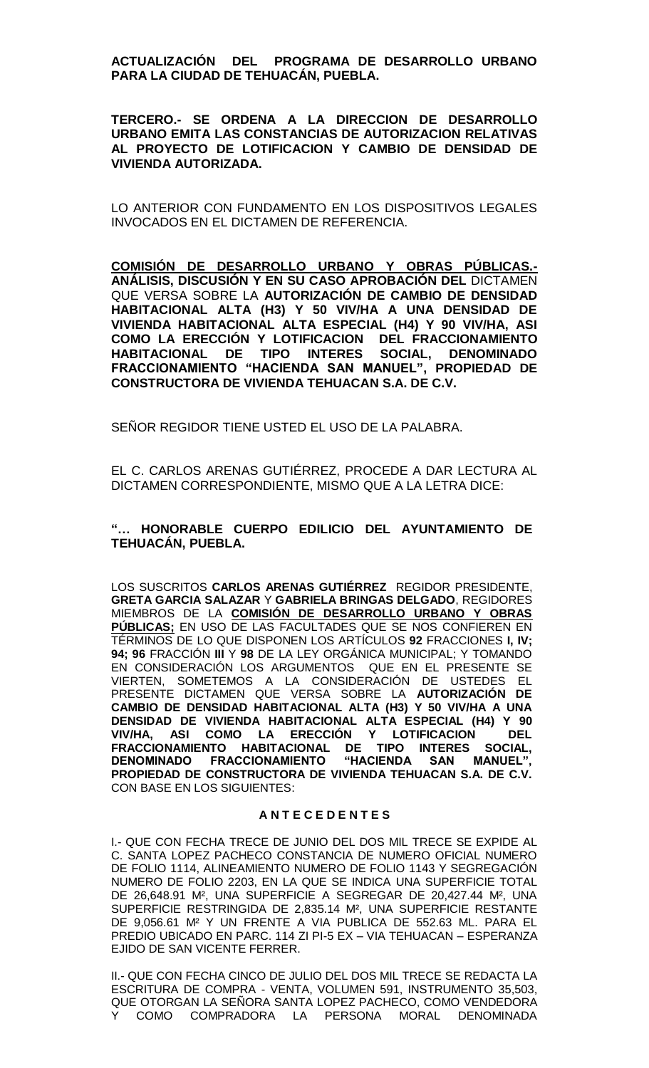**ACTUALIZACIÓN DEL PROGRAMA DE DESARROLLO URBANO PARA LA CIUDAD DE TEHUACÁN, PUEBLA.**

**TERCERO.- SE ORDENA A LA DIRECCION DE DESARROLLO URBANO EMITA LAS CONSTANCIAS DE AUTORIZACION RELATIVAS AL PROYECTO DE LOTIFICACION Y CAMBIO DE DENSIDAD DE VIVIENDA AUTORIZADA.**

LO ANTERIOR CON FUNDAMENTO EN LOS DISPOSITIVOS LEGALES INVOCADOS EN EL DICTAMEN DE REFERENCIA.

**COMISIÓN DE DESARROLLO URBANO Y OBRAS PÚBLICAS.- ANÁLISIS, DISCUSIÓN Y EN SU CASO APROBACIÓN DEL** DICTAMEN QUE VERSA SOBRE LA **AUTORIZACIÓN DE CAMBIO DE DENSIDAD HABITACIONAL ALTA (H3) Y 50 VIV/HA A UNA DENSIDAD DE VIVIENDA HABITACIONAL ALTA ESPECIAL (H4) Y 90 VIV/HA, ASI COMO LA ERECCIÓN Y LOTIFICACION DEL FRACCIONAMIENTO HABITACIONAL DE TIPO INTERES SOCIAL, DENOMINADO FRACCIONAMIENTO "HACIENDA SAN MANUEL", PROPIEDAD DE CONSTRUCTORA DE VIVIENDA TEHUACAN S.A. DE C.V.**

SEÑOR REGIDOR TIENE USTED EL USO DE LA PALABRA.

EL C. CARLOS ARENAS GUTIÉRREZ, PROCEDE A DAR LECTURA AL DICTAMEN CORRESPONDIENTE, MISMO QUE A LA LETRA DICE:

**"… HONORABLE CUERPO EDILICIO DEL AYUNTAMIENTO DE TEHUACÁN, PUEBLA.**

LOS SUSCRITOS **CARLOS ARENAS GUTIÉRREZ** REGIDOR PRESIDENTE, **GRETA GARCIA SALAZAR** Y **GABRIELA BRINGAS DELGADO**, REGIDORES MIEMBROS DE LA **COMISIÓN DE DESARROLLO URBANO Y OBRAS PÚBLICAS;** EN USO DE LAS FACULTADES QUE SE NOS CONFIEREN EN TÉRMINOS DE LO QUE DISPONEN LOS ARTÍCULOS **92** FRACCIONES **I, IV; 94; 96** FRACCIÓN **III** Y **98** DE LA LEY ORGÁNICA MUNICIPAL; Y TOMANDO EN CONSIDERACIÓN LOS ARGUMENTOS QUE EN EL PRESENTE SE VIERTEN, SOMETEMOS A LA CONSIDERACIÓN DE USTEDES EL PRESENTE DICTAMEN QUE VERSA SOBRE LA **AUTORIZACIÓN DE CAMBIO DE DENSIDAD HABITACIONAL ALTA (H3) Y 50 VIV/HA A UNA DENSIDAD DE VIVIENDA HABITACIONAL ALTA ESPECIAL (H4) Y 90 VIV/HA, ASI COMO LA ERECCIÓN Y LOTIFICACION DEL FRACCIONAMIENTO HABITACIONAL DE TIPO INTERES SOCIAL, DENOMINADO FRACCIONAMIENTO "HACIENDA SAN MANUEL", PROPIEDAD DE CONSTRUCTORA DE VIVIENDA TEHUACAN S.A. DE C.V.** CON BASE EN LOS SIGUIENTES:

**A N T E C E D E N T E S**

I.- QUE CON FECHA TRECE DE JUNIO DEL DOS MIL TRECE SE EXPIDE AL C. SANTA LOPEZ PACHECO CONSTANCIA DE NUMERO OFICIAL NUMERO DE FOLIO 1114, ALINEAMIENTO NUMERO DE FOLIO 1143 Y SEGREGACIÓN NUMERO DE FOLIO 2203, EN LA QUE SE INDICA UNA SUPERFICIE TOTAL DE 26,648.91 M², UNA SUPERFICIE A SEGREGAR DE 20,427.44 M², UNA SUPERFICIE RESTRINGIDA DE 2,835.14 M², UNA SUPERFICIE RESTANTE DE 9,056.61 M² Y UN FRENTE A VIA PUBLICA DE 552.63 ML. PARA EL PREDIO UBICADO EN PARC. 114 ZI PI-5 EX – VIA TEHUACAN – ESPERANZA EJIDO DE SAN VICENTE FERRER.

II.- QUE CON FECHA CINCO DE JULIO DEL DOS MIL TRECE SE REDACTA LA ESCRITURA DE COMPRA - VENTA, VOLUMEN 591, INSTRUMENTO 35,503, QUE OTORGAN LA SEÑORA SANTA LOPEZ PACHECO, COMO VENDEDORA Y COMO COMPRADORA LA PERSONA MORAL DENOMINADA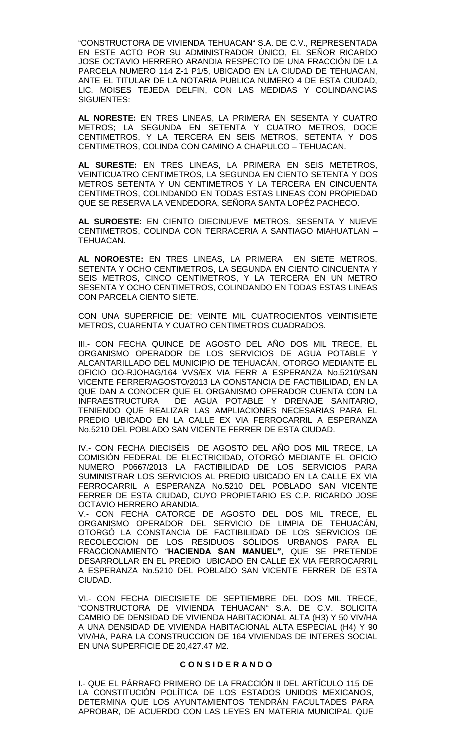"CONSTRUCTORA DE VIVIENDA TEHUACAN" S.A. DE C.V., REPRESENTADA EN ESTE ACTO POR SU ADMINISTRADOR ÚNICO, EL SEÑOR RICARDO JOSE OCTAVIO HERRERO ARANDIA RESPECTO DE UNA FRACCIÓN DE LA PARCELA NUMERO 114 Z-1 P1/5, UBICADO EN LA CIUDAD DE TEHUACAN, ANTE EL TITULAR DE LA NOTARIA PUBLICA NUMERO 4 DE ESTA CIUDAD, LIC. MOISES TEJEDA DELFIN, CON LAS MEDIDAS Y COLINDANCIAS SIGUIENTES:

**AL NORESTE:** EN TRES LINEAS, LA PRIMERA EN SESENTA Y CUATRO METROS; LA SEGUNDA EN SETENTA Y CUATRO METROS, DOCE CENTIMETROS, Y LA TERCERA EN SEIS METROS, SETENTA Y DOS CENTIMETROS, COLINDA CON CAMINO A CHAPULCO – TEHUACAN.

**AL SURESTE:** EN TRES LINEAS, LA PRIMERA EN SEIS METETROS, VEINTICUATRO CENTIMETROS, LA SEGUNDA EN CIENTO SETENTA Y DOS METROS SETENTA Y UN CENTIMETROS Y LA TERCERA EN CINCUENTA CENTIMETROS, COLINDANDO EN TODAS ESTAS LINEAS CON PROPIEDAD QUE SE RESERVA LA VENDEDORA, SEÑORA SANTA LOPÉZ PACHECO.

**AL SUROESTE:** EN CIENTO DIECINUEVE METROS, SESENTA Y NUEVE CENTIMETROS, COLINDA CON TERRACERIA A SANTIAGO MIAHUATLAN – TEHUACAN.

**AL NOROESTE:** EN TRES LINEAS, LA PRIMERA EN SIETE METROS, SETENTA Y OCHO CENTIMETROS, LA SEGUNDA EN CIENTO CINCUENTA Y SEIS METROS, CINCO CENTIMETROS, Y LA TERCERA EN UN METRO SESENTA Y OCHO CENTIMETROS, COLINDANDO EN TODAS ESTAS LINEAS CON PARCELA CIENTO SIETE.

CON UNA SUPERFICIE DE: VEINTE MIL CUATROCIENTOS VEINTISIETE METROS, CUARENTA Y CUATRO CENTIMETROS CUADRADOS.

III.- CON FECHA QUINCE DE AGOSTO DEL AÑO DOS MIL TRECE, EL ORGANISMO OPERADOR DE LOS SERVICIOS DE AGUA POTABLE Y ALCANTARILLADO DEL MUNICIPIO DE TEHUACÁN, OTORGO MEDIANTE EL OFICIO OO-RJOHAG/164 VVS/EX VIA FERR A ESPERANZA No.5210/SAN VICENTE FERRER/AGOSTO/2013 LA CONSTANCIA DE FACTIBILIDAD, EN LA QUE DAN A CONOCER QUE EL ORGANISMO OPERADOR CUENTA CON LA INFRAESTRUCTURA DE AGUA POTABLE Y DRENAJE SANITARIO, TENIENDO QUE REALIZAR LAS AMPLIACIONES NECESARIAS PARA EL PREDIO UBICADO EN LA CALLE EX VIA FERROCARRIL A ESPERANZA No.5210 DEL POBLADO SAN VICENTE FERRER DE ESTA CIUDAD.

IV.- CON FECHA DIECISÉIS DE AGOSTO DEL AÑO DOS MIL TRECE, LA COMISIÓN FEDERAL DE ELECTRICIDAD, OTORGÓ MEDIANTE EL OFICIO NUMERO P0667/2013 LA FACTIBILIDAD DE LOS SERVICIOS PARA SUMINISTRAR LOS SERVICIOS AL PREDIO UBICADO EN LA CALLE EX VIA FERROCARRIL A ESPERANZA No.5210 DEL POBLADO SAN VICENTE FERRER DE ESTA CIUDAD, CUYO PROPIETARIO ES C.P. RICARDO JOSE OCTAVIO HERRERO ARANDIA.

V.- CON FECHA CATORCE DE AGOSTO DEL DOS MIL TRECE, EL ORGANISMO OPERADOR DEL SERVICIO DE LIMPIA DE TEHUACÁN, OTORGÓ LA CONSTANCIA DE FACTIBILIDAD DE LOS SERVICIOS DE RECOLECCION DE LOS RESIDUOS SÓLIDOS URBANOS PARA EL FRACCIONAMIENTO "**HACIENDA SAN MANUEL"**, QUE SE PRETENDE DESARROLLAR EN EL PREDIO UBICADO EN CALLE EX VIA FERROCARRIL A ESPERANZA No.5210 DEL POBLADO SAN VICENTE FERRER DE ESTA CIUDAD.

VI.- CON FECHA DIECISIETE DE SEPTIEMBRE DEL DOS MIL TRECE, "CONSTRUCTORA DE VIVIENDA TEHUACAN" S.A. DE C.V. SOLICITA CAMBIO DE DENSIDAD DE VIVIENDA HABITACIONAL ALTA (H3) Y 50 VIV/HA A UNA DENSIDAD DE VIVIENDA HABITACIONAL ALTA ESPECIAL (H4) Y 90 VIV/HA, PARA LA CONSTRUCCION DE 164 VIVIENDAS DE INTERES SOCIAL EN UNA SUPERFICIE DE 20,427.47 M2.

**C O N S I D E R A N D O**

I.- QUE EL PÁRRAFO PRIMERO DE LA FRACCIÓN II DEL ARTÍCULO 115 DE LA CONSTITUCIÓN POLÍTICA DE LOS ESTADOS UNIDOS MEXICANOS, DETERMINA QUE LOS AYUNTAMIENTOS TENDRÁN FACULTADES PARA APROBAR, DE ACUERDO CON LAS LEYES EN MATERIA MUNICIPAL QUE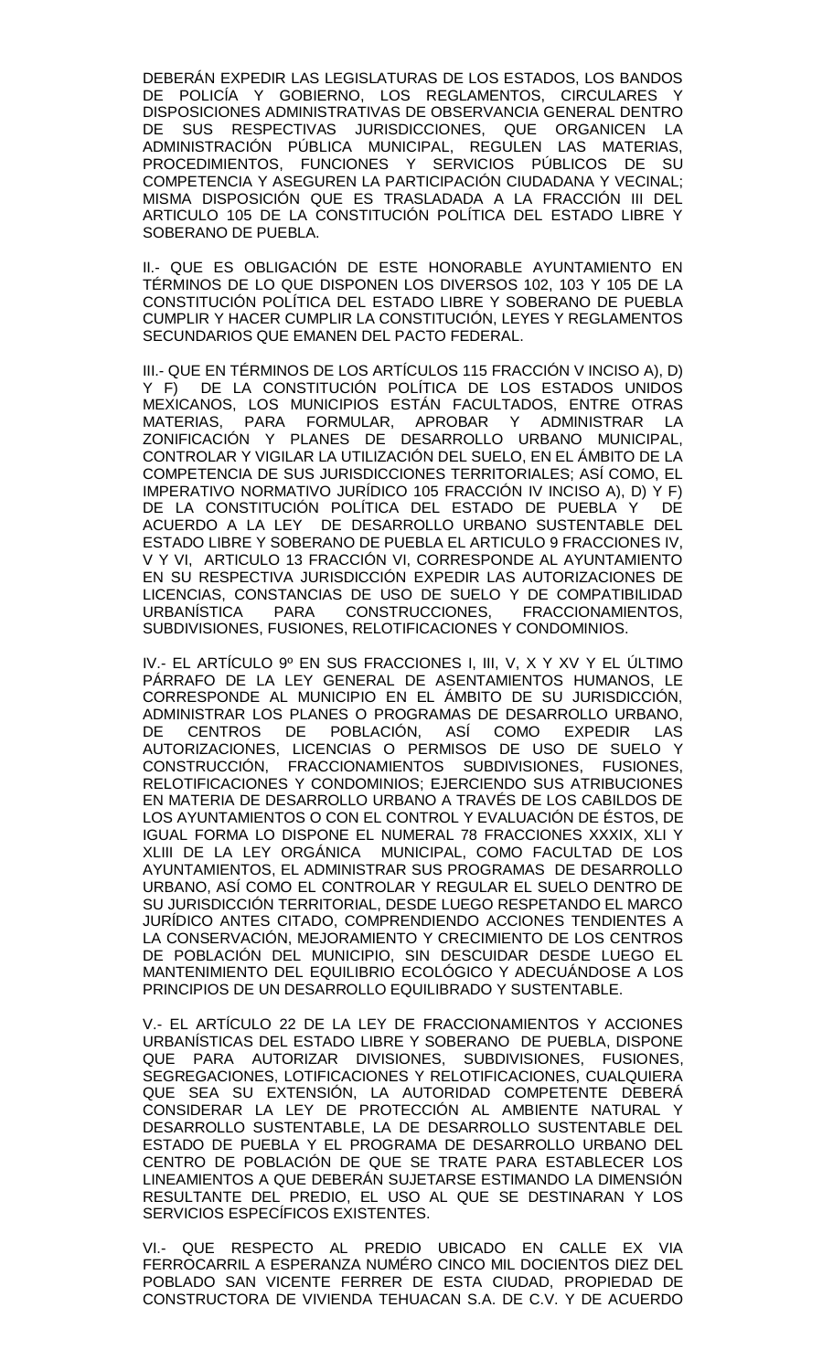DEBERÁN EXPEDIR LAS LEGISLATURAS DE LOS ESTADOS, LOS BANDOS DE POLICÍA Y GOBIERNO, LOS REGLAMENTOS, CIRCULARES Y DISPOSICIONES ADMINISTRATIVAS DE OBSERVANCIA GENERAL DENTRO DE SUS RESPECTIVAS JURISDICCIONES, QUE ORGANICEN LA ADMINISTRACIÓN PÚBLICA MUNICIPAL, REGULEN LAS MATERIAS, PROCEDIMIENTOS, FUNCIONES Y SERVICIOS PÚBLICOS DE SU COMPETENCIA Y ASEGUREN LA PARTICIPACIÓN CIUDADANA Y VECINAL; MISMA DISPOSICIÓN QUE ES TRASLADADA A LA FRACCIÓN III DEL ARTICULO 105 DE LA CONSTITUCIÓN POLÍTICA DEL ESTADO LIBRE Y SOBERANO DE PUEBLA.

II.- QUE ES OBLIGACIÓN DE ESTE HONORABLE AYUNTAMIENTO EN TÉRMINOS DE LO QUE DISPONEN LOS DIVERSOS 102, 103 Y 105 DE LA CONSTITUCIÓN POLÍTICA DEL ESTADO LIBRE Y SOBERANO DE PUEBLA CUMPLIR Y HACER CUMPLIR LA CONSTITUCIÓN, LEYES Y REGLAMENTOS SECUNDARIOS QUE EMANEN DEL PACTO FEDERAL.

III.- QUE EN TÉRMINOS DE LOS ARTÍCULOS 115 FRACCIÓN V INCISO A), D) Y F) DE LA CONSTITUCIÓN POLÍTICA DE LOS ESTADOS UNIDOS MEXICANOS, LOS MUNICIPIOS ESTÁN FACULTADOS, ENTRE OTRAS MATERIAS, PARA FORMULAR, APROBAR Y ADMINISTRAR LA ZONIFICACIÓN Y PLANES DE DESARROLLO URBANO MUNICIPAL, CONTROLAR Y VIGILAR LA UTILIZACIÓN DEL SUELO, EN EL ÁMBITO DE LA COMPETENCIA DE SUS JURISDICCIONES TERRITORIALES; ASÍ COMO, EL IMPERATIVO NORMATIVO JURÍDICO 105 FRACCIÓN IV INCISO A), D) Y F) DE LA CONSTITUCIÓN POLÍTICA DEL ESTADO DE PUEBLA Y DE ACUERDO A LA LEY DE DESARROLLO URBANO SUSTENTABLE DEL ESTADO LIBRE Y SOBERANO DE PUEBLA EL ARTICULO 9 FRACCIONES IV, V Y VI, ARTICULO 13 FRACCIÓN VI, CORRESPONDE AL AYUNTAMIENTO EN SU RESPECTIVA JURISDICCIÓN EXPEDIR LAS AUTORIZACIONES DE LICENCIAS, CONSTANCIAS DE USO DE SUELO Y DE COMPATIBILIDAD URBANÍSTICA PARA CONSTRUCCIONES, FRACCIONAMIENTOS, SUBDIVISIONES, FUSIONES, RELOTIFICACIONES Y CONDOMINIOS.

IV.- EL ARTÍCULO 9º EN SUS FRACCIONES I, III, V, X Y XV Y EL ÚLTIMO PÁRRAFO DE LA LEY GENERAL DE ASENTAMIENTOS HUMANOS, LE CORRESPONDE AL MUNICIPIO EN EL ÁMBITO DE SU JURISDICCIÓN, ADMINISTRAR LOS PLANES O PROGRAMAS DE DESARROLLO URBANO, DE CENTROS DE POBLACIÓN, ASÍ COMO EXPEDIR LAS AUTORIZACIONES, LICENCIAS O PERMISOS DE USO DE SUELO Y CONSTRUCCIÓN, FRACCIONAMIENTOS SUBDIVISIONES, FUSIONES, RELOTIFICACIONES Y CONDOMINIOS; EJERCIENDO SUS ATRIBUCIONES EN MATERIA DE DESARROLLO URBANO A TRAVÉS DE LOS CABILDOS DE LOS AYUNTAMIENTOS O CON EL CONTROL Y EVALUACIÓN DE ÉSTOS, DE IGUAL FORMA LO DISPONE EL NUMERAL 78 FRACCIONES XXXIX, XLI Y XLIII DE LA LEY ORGÁNICA MUNICIPAL, COMO FACULTAD DE LOS AYUNTAMIENTOS, EL ADMINISTRAR SUS PROGRAMAS DE DESARROLLO URBANO, ASÍ COMO EL CONTROLAR Y REGULAR EL SUELO DENTRO DE SU JURISDICCIÓN TERRITORIAL, DESDE LUEGO RESPETANDO EL MARCO JURÍDICO ANTES CITADO, COMPRENDIENDO ACCIONES TENDIENTES A LA CONSERVACIÓN, MEJORAMIENTO Y CRECIMIENTO DE LOS CENTROS DE POBLACIÓN DEL MUNICIPIO, SIN DESCUIDAR DESDE LUEGO EL MANTENIMIENTO DEL EQUILIBRIO ECOLÓGICO Y ADECUÁNDOSE A LOS PRINCIPIOS DE UN DESARROLLO EQUILIBRADO Y SUSTENTABLE.

V.- EL ARTÍCULO 22 DE LA LEY DE FRACCIONAMIENTOS Y ACCIONES URBANÍSTICAS DEL ESTADO LIBRE Y SOBERANO DE PUEBLA, DISPONE QUE PARA AUTORIZAR DIVISIONES, SUBDIVISIONES, FUSIONES, SEGREGACIONES, LOTIFICACIONES Y RELOTIFICACIONES, CUALQUIERA QUE SEA SU EXTENSIÓN, LA AUTORIDAD COMPETENTE DEBERÁ CONSIDERAR LA LEY DE PROTECCIÓN AL AMBIENTE NATURAL Y DESARROLLO SUSTENTABLE, LA DE DESARROLLO SUSTENTABLE DEL ESTADO DE PUEBLA Y EL PROGRAMA DE DESARROLLO URBANO DEL CENTRO DE POBLACIÓN DE QUE SE TRATE PARA ESTABLECER LOS LINEAMIENTOS A QUE DEBERÁN SUJETARSE ESTIMANDO LA DIMENSIÓN RESULTANTE DEL PREDIO, EL USO AL QUE SE DESTINARAN Y LOS SERVICIOS ESPECÍFICOS EXISTENTES.

VI.- QUE RESPECTO AL PREDIO UBICADO EN CALLE EX VIA FERROCARRIL A ESPERANZA NUMÉRO CINCO MIL DOCIENTOS DIEZ DEL POBLADO SAN VICENTE FERRER DE ESTA CIUDAD, PROPIEDAD DE CONSTRUCTORA DE VIVIENDA TEHUACAN S.A. DE C.V. Y DE ACUERDO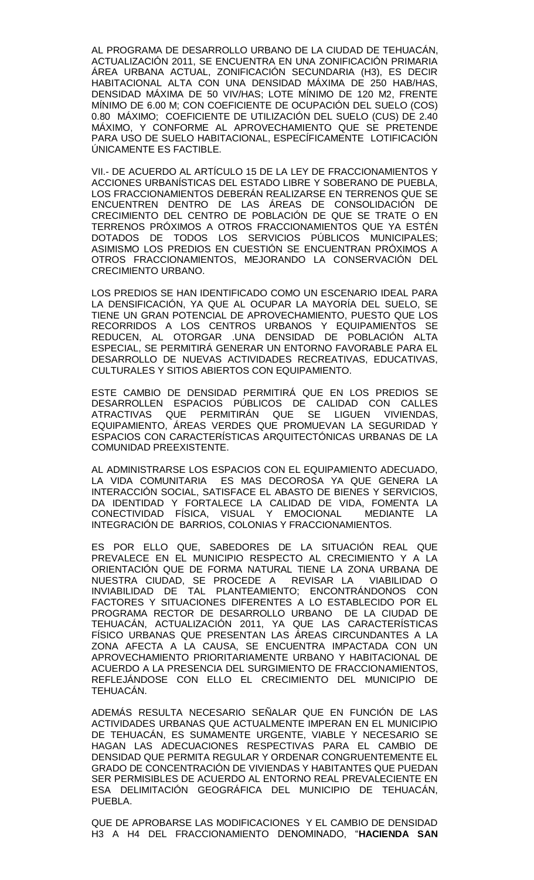AL PROGRAMA DE DESARROLLO URBANO DE LA CIUDAD DE TEHUACÁN, ACTUALIZACIÓN 2011, SE ENCUENTRA EN UNA ZONIFICACIÓN PRIMARIA ÁREA URBANA ACTUAL, ZONIFICACIÓN SECUNDARIA (H3), ES DECIR HABITACIONAL ALTA CON UNA DENSIDAD MÁXIMA DE 250 HAB/HAS, DENSIDAD MÁXIMA DE 50 VIV/HAS; LOTE MÍNIMO DE 120 M2, FRENTE MÍNIMO DE 6.00 M; CON COEFICIENTE DE OCUPACIÓN DEL SUELO (COS) 0.80 MÁXIMO; COEFICIENTE DE UTILIZACIÓN DEL SUELO (CUS) DE 2.40 MÁXIMO, Y CONFORME AL APROVECHAMIENTO QUE SE PRETENDE PARA USO DE SUELO HABITACIONAL, ESPECÍFICAMENTE LOTIFICACIÓN ÚNICAMENTE ES FACTIBLE.

VII.- DE ACUERDO AL ARTÍCULO 15 DE LA LEY DE FRACCIONAMIENTOS Y ACCIONES URBANÍSTICAS DEL ESTADO LIBRE Y SOBERANO DE PUEBLA, LOS FRACCIONAMIENTOS DEBERÁN REALIZARSE EN TERRENOS QUE SE ENCUENTREN DENTRO DE LAS ÁREAS DE CONSOLIDACIÓN DE CRECIMIENTO DEL CENTRO DE POBLACIÓN DE QUE SE TRATE O EN TERRENOS PRÓXIMOS A OTROS FRACCIONAMIENTOS QUE YA ESTÉN DOTADOS DE TODOS LOS SERVICIOS PÚBLICOS MUNICIPALES; ASIMISMO LOS PREDIOS EN CUESTIÓN SE ENCUENTRAN PRÓXIMOS A OTROS FRACCIONAMIENTOS, MEJORANDO LA CONSERVACIÓN DEL CRECIMIENTO URBANO.

LOS PREDIOS SE HAN IDENTIFICADO COMO UN ESCENARIO IDEAL PARA LA DENSIFICACIÓN, YA QUE AL OCUPAR LA MAYORÍA DEL SUELO, SE TIENE UN GRAN POTENCIAL DE APROVECHAMIENTO, PUESTO QUE LOS RECORRIDOS A LOS CENTROS URBANOS Y EQUIPAMIENTOS SE REDUCEN, AL OTORGAR .UNA DENSIDAD DE POBLACIÓN ALTA ESPECIAL, SE PERMITIRÁ GENERAR UN ENTORNO FAVORABLE PARA EL DESARROLLO DE NUEVAS ACTIVIDADES RECREATIVAS, EDUCATIVAS, CULTURALES Y SITIOS ABIERTOS CON EQUIPAMIENTO.

ESTE CAMBIO DE DENSIDAD PERMITIRÁ QUE EN LOS PREDIOS SE DESARROLLEN ESPACIOS PÚBLICOS DE CALIDAD CON CALLES ATRACTIVAS QUE PERMITIRÁN QUE SE LIGUEN VIVIENDAS, EQUIPAMIENTO, ÁREAS VERDES QUE PROMUEVAN LA SEGURIDAD Y ESPACIOS CON CARACTERÍSTICAS ARQUITECTÓNICAS URBANAS DE LA COMUNIDAD PREEXISTENTE.

AL ADMINISTRARSE LOS ESPACIOS CON EL EQUIPAMIENTO ADECUADO, LA VIDA COMUNITARIA ES MAS DECOROSA YA QUE GENERA LA INTERACCIÓN SOCIAL, SATISFACE EL ABASTO DE BIENES Y SERVICIOS, DA IDENTIDAD Y FORTALECE LA CALIDAD DE VIDA, FOMENTA LA CONECTIVIDAD FÍSICA, VISUAL Y EMOCIONAL MEDIANTE LA INTEGRACIÓN DE BARRIOS, COLONIAS Y FRACCIONAMIENTOS.

ES POR ELLO QUE, SABEDORES DE LA SITUACIÓN REAL QUE PREVALECE EN EL MUNICIPIO RESPECTO AL CRECIMIENTO Y A LA ORIENTACIÓN QUE DE FORMA NATURAL TIENE LA ZONA URBANA DE NUESTRA CIUDAD, SE PROCEDE A REVISAR LA VIABILIDAD O INVIABILIDAD DE TAL PLANTEAMIENTO; ENCONTRÁNDONOS CON FACTORES Y SITUACIONES DIFERENTES A LO ESTABLECIDO POR EL PROGRAMA RECTOR DE DESARROLLO URBANO DE LA CIUDAD DE TEHUACÁN, ACTUALIZACIÓN 2011, YA QUE LAS CARACTERÍSTICAS FÍSICO URBANAS QUE PRESENTAN LAS ÁREAS CIRCUNDANTES A LA ZONA AFECTA A LA CAUSA, SE ENCUENTRA IMPACTADA CON UN APROVECHAMIENTO PRIORITARIAMENTE URBANO Y HABITACIONAL DE ACUERDO A LA PRESENCIA DEL SURGIMIENTO DE FRACCIONAMIENTOS, REFLEJÁNDOSE CON ELLO EL CRECIMIENTO DEL MUNICIPIO DE TEHUACÁN.

ADEMÁS RESULTA NECESARIO SEÑALAR QUE EN FUNCIÓN DE LAS ACTIVIDADES URBANAS QUE ACTUALMENTE IMPERAN EN EL MUNICIPIO DE TEHUACÁN, ES SUMAMENTE URGENTE, VIABLE Y NECESARIO SE HAGAN LAS ADECUACIONES RESPECTIVAS PARA EL CAMBIO DE DENSIDAD QUE PERMITA REGULAR Y ORDENAR CONGRUENTEMENTE EL GRADO DE CONCENTRACIÓN DE VIVIENDAS Y HABITANTES QUE PUEDAN SER PERMISIBLES DE ACUERDO AL ENTORNO REAL PREVALECIENTE EN ESA DELIMITACIÓN GEOGRÁFICA DEL MUNICIPIO DE TEHUACÁN, PUEBLA.

QUE DE APROBARSE LAS MODIFICACIONES Y EL CAMBIO DE DENSIDAD H3 A H4 DEL FRACCIONAMIENTO DENOMINADO, "**HACIENDA SAN**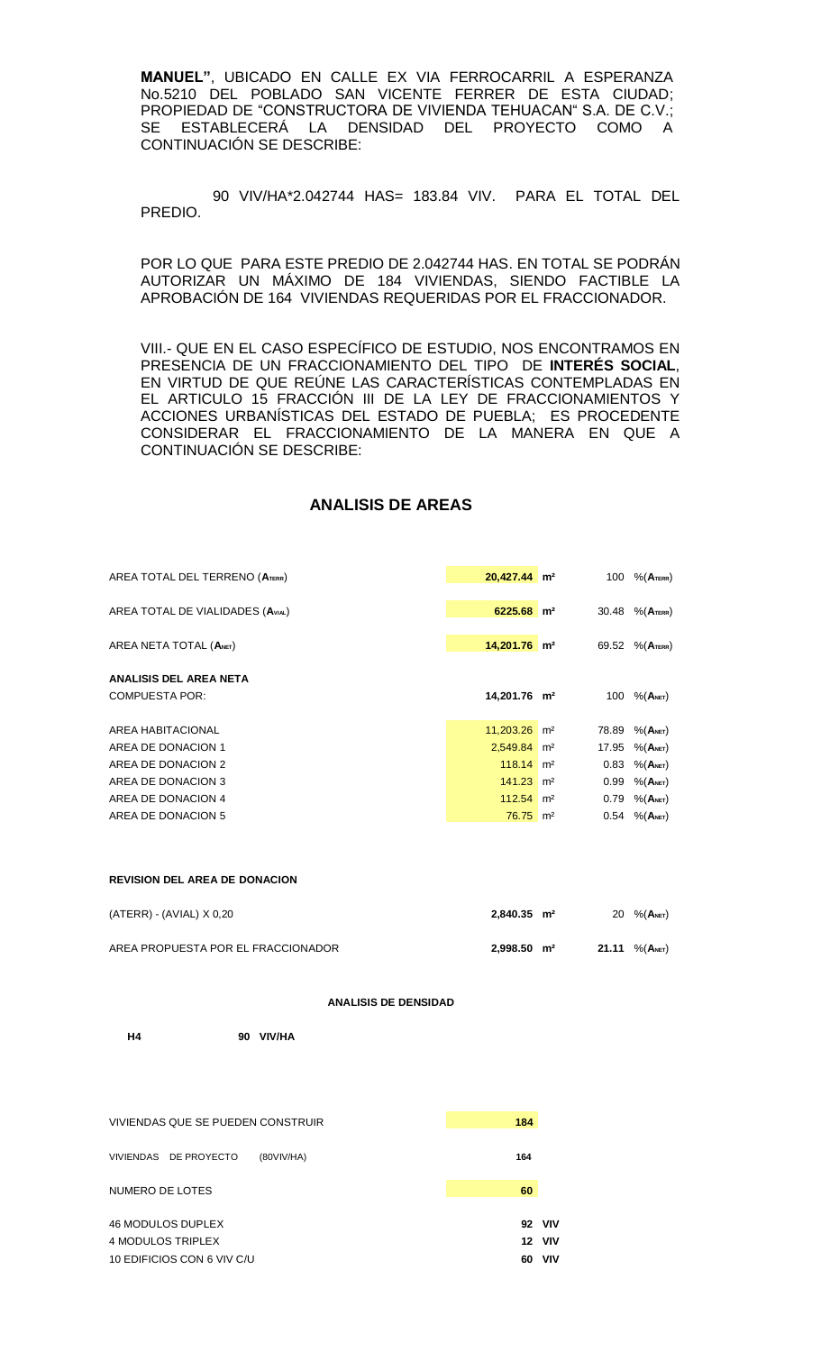**MANUEL"**, UBICADO EN CALLE EX VIA FERROCARRIL A ESPERANZA No.5210 DEL POBLADO SAN VICENTE FERRER DE ESTA CIUDAD; PROPIEDAD DE "CONSTRUCTORA DE VIVIENDA TEHUACAN" S.A. DE C.V.; SE ESTABLECERÁ LA DENSIDAD DEL PROYECTO COMO A CONTINUACIÓN SE DESCRIBE:

90 VIV/HA*2.042744 HAS= 183.84 VIV. PARA EL TOTAL DEL PREDIO.

POR LO QUE PARA ESTE PREDIO DE 2.042744 HAS. EN TOTAL SE PODRÁN AUTORIZAR UN MÁXIMO DE 184 VIVIENDAS, SIENDO FACTIBLE LA APROBACIÓN DE 164 VIVIENDAS REQUERIDAS POR EL FRACCIONADOR.

VIII.- QUE EN EL CASO ESPECÍFICO DE ESTUDIO, NOS ENCONTRAMOS EN PRESENCIA DE UN FRACCIONAMIENTO DEL TIPO DE **INTERÉS SOCIAL**, EN VIRTUD DE QUE REÚNE LAS CARACTERÍSTICAS CONTEMPLADAS EN EL ARTICULO 15 FRACCIÓN III DE LA LEY DE FRACCIONAMIENTOS Y ACCIONES URBANÍSTICAS DEL ESTADO DE PUEBLA; ES PROCEDENTE CONSIDERAR EL FRACCIONAMIENTO DE LA MANERA EN QUE A CONTINUACIÓN SE DESCRIBE:

## ANALISIS DE AREAS

| | | | | |
|---|---|---|---|---|
| AREA TOTAL DEL TERRENO ($A_{TERR}$) | **20,427.44** | **m²** | 100 | %(**$A_{TERR}$**) |
| AREA TOTAL DE VIALIDADES ($A_{VIAL}$) | **6225.68** | **m²** | 30.48 | %(**$A_{TERR}$**) |
| AREA NETA TOTAL (**$A_{NET}$**) | **14,201.76** | **m²** | 69.52 | %(**$A_{TERR}$**) |
| **ANALISIS DEL AREA NETA** | | | | |
| COMPUESTA POR: | **14,201.76** | **m²** | 100 | %(**$A_{NET}$**) |
| AREA HABITACIONAL | 11,203.26 | m² | 78.89 | %(**$A_{NET}$**) |
| AREA DE DONACION 1 | 2,549.84 | m² | 17.95 | %(**$A_{NET}$**) |
| AREA DE DONACION 2 | 118.14 | m² | 0.83 | %(**$A_{NET}$**) |
| AREA DE DONACION 3 | 141.23 | m² | 0.99 | %(**$A_{NET}$**) |
| AREA DE DONACION 4 | 112.54 | m² | 0.79 | %(**$A_{NET}$**) |
| AREA DE DONACION 5 | 76.75 | m² | 0.54 | %(**$A_{NET}$**) |

**REVISION DEL AREA DE DONACION**

| | | | | |
|---|---|---|---|---|
| (ATERR) - (AVIAL) X 0,20 | **2,840.35** | **m²** | 20 | %(**$A_{NET}$**) |
| AREA PROPUESTA POR EL FRACCIONADOR | **2,998.50** | **m²** | **21.11** | %(**$A_{NET}$**) |

**ANALISIS DE DENSIDAD**

**H4** **90 VIV/HA**

| | | |
|---|---|---|
| VIVIENDAS QUE SE PUEDEN CONSTRUIR | **184** | |
| VIVIENDAS DE PROYECTO (80VIV/HA) | **164** | |
| NUMERO DE LOTES | **60** | |
| 46 MODULOS DUPLEX | **92** | **VIV** |
| 4 MODULOS TRIPLEX | **12** | **VIV** |
| 10 EDIFICIOS CON 6 VIV C/U | **60** | **VIV** |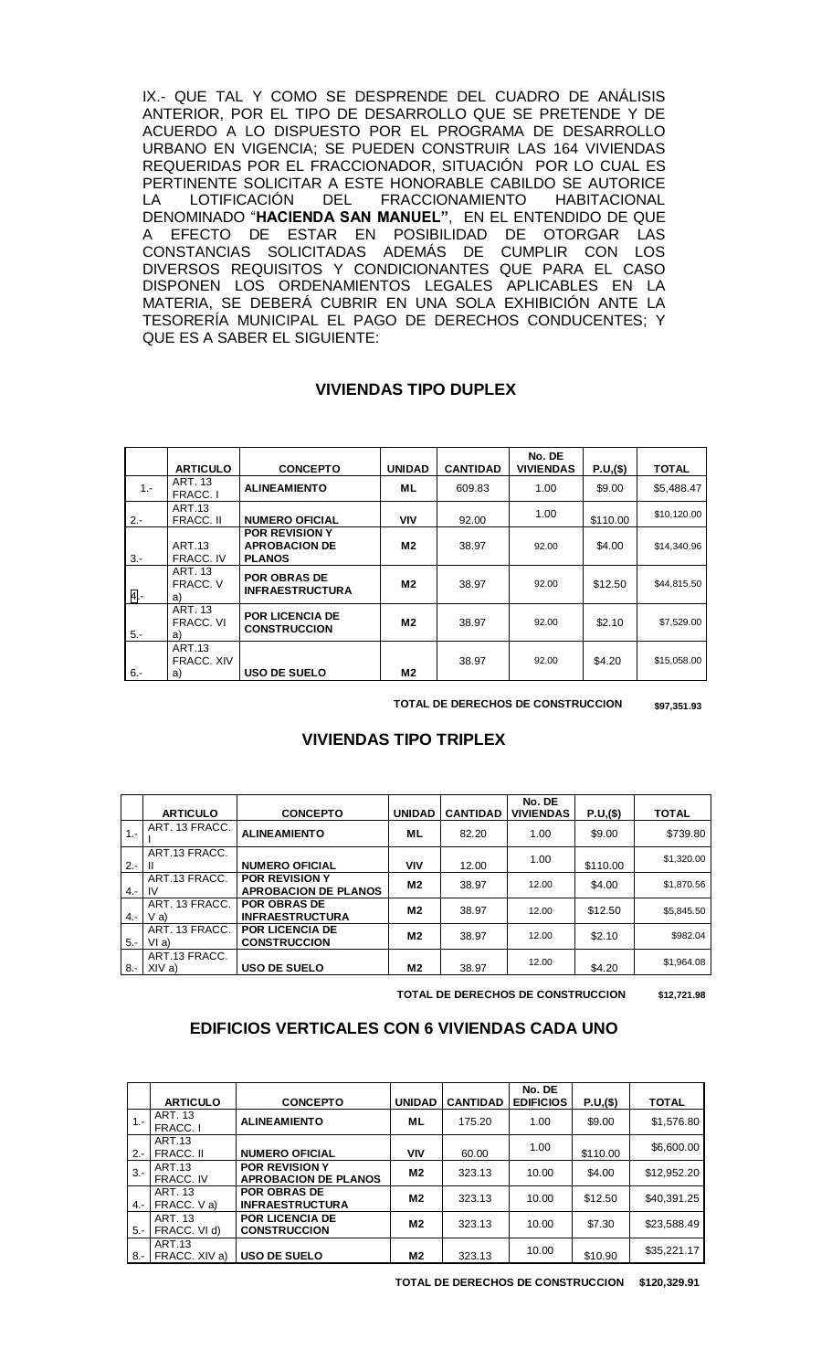IX.- QUE TAL Y COMO SE DESPRENDE DEL CUADRO DE ANÁLISIS ANTERIOR, POR EL TIPO DE DESARROLLO QUE SE PRETENDE Y DE ACUERDO A LO DISPUESTO POR EL PROGRAMA DE DESARROLLO URBANO EN VIGENCIA; SE PUEDEN CONSTRUIR LAS 164 VIVIENDAS REQUERIDAS POR EL FRACCIONADOR, SITUACIÓN POR LO CUAL ES PERTINENTE SOLICITAR A ESTE HONORABLE CABILDO SE AUTORICE LA LOTIFICACIÓN DEL FRACCIONAMIENTO HABITACIONAL DENOMINADO "**HACIENDA SAN MANUEL"**, EN EL ENTENDIDO DE QUE A EFECTO DE ESTAR EN POSIBILIDAD DE OTORGAR LAS CONSTANCIAS SOLICITADAS ADEMÁS DE CUMPLIR CON LOS DIVERSOS REQUISITOS Y CONDICIONANTES QUE PARA EL CASO DISPONEN LOS ORDENAMIENTOS LEGALES APLICABLES EN LA MATERIA, SE DEBERÁ CUBRIR EN UNA SOLA EXHIBICIÓN ANTE LA TESORERÍA MUNICIPAL EL PAGO DE DERECHOS CONDUCENTES; Y QUE ES A SABER EL SIGUIENTE:

## VIVIENDAS TIPO DUPLEX

| | ARTICULO | CONCEPTO | UNIDAD | CANTIDAD | No. DE VIVIENDAS | P.U,($) | TOTAL |
|---|---|---|---|---|---|---|---|
| 1.- | ART. 13 FRACC. I | **ALINEAMIENTO** | **ML** | 609.83 | 1.00 | $9.00 | $5,488.47 |
| 2.- | ART.13 FRACC. II | **NUMERO OFICIAL** | **VIV** | 92.00 | 1.00 | $110.00 | $10,120.00 |
| 3.- | ART.13 FRACC. IV | **POR REVISION Y APROBACION DE PLANOS** | **M2** | 38.97 | 92.00 | $4.00 | $14,340.96 |
| 4.- | ART. 13 FRACC. V a) | **POR OBRAS DE INFRAESTRUCTURA** | **M2** | 38.97 | 92.00 | $12.50 | $44,815.50 |
| 5.- | ART. 13 FRACC. VI a) | **POR LICENCIA DE CONSTRUCCION** | **M2** | 38.97 | 92.00 | $2.10 | $7,529.00 |
| 6.- | ART.13 FRACC. XIV a) | **USO DE SUELO** | **M2** | 38.97 | 92.00 | $4.20 | $15,058.00 |

**TOTAL DE DERECHOS DE CONSTRUCCION $97,351.93**

## VIVIENDAS TIPO TRIPLEX

| | ARTICULO | CONCEPTO | UNIDAD | CANTIDAD | No. DE VIVIENDAS | P.U,($) | TOTAL |
|---|---|---|---|---|---|---|---|
| 1.- | ART. 13 FRACC. I | **ALINEAMIENTO** | **ML** | 82.20 | 1.00 | $9.00 | $739.80 |
| 2.- | ART.13 FRACC. II | **NUMERO OFICIAL** | **VIV** | 12.00 | 1.00 | $110.00 | $1,320.00 |
| 4.- | ART.13 FRACC. IV | **POR REVISION Y APROBACION DE PLANOS** | **M2** | 38.97 | 12.00 | $4.00 | $1,870.56 |
| 4.- | ART. 13 FRACC. V a) | **POR OBRAS DE INFRAESTRUCTURA** | **M2** | 38.97 | 12.00 | $12.50 | $5,845.50 |
| 5.- | ART. 13 FRACC. VI a) | **POR LICENCIA DE CONSTRUCCION** | **M2** | 38.97 | 12.00 | $2.10 | $982.04 |
| 8.- | ART.13 FRACC. XIV a) | **USO DE SUELO** | **M2** | 38.97 | 12.00 | $4.20 | $1,964.08 |

**TOTAL DE DERECHOS DE CONSTRUCCION $12,721.98**

## EDIFICIOS VERTICALES CON 6 VIVIENDAS CADA UNO

| | ARTICULO | CONCEPTO | UNIDAD | CANTIDAD | No. DE EDIFICIOS | P.U,($) | TOTAL |
|---|---|---|---|---|---|---|---|
| 1.- | ART. 13 FRACC. I | **ALINEAMIENTO** | **ML** | 175.20 | 1.00 | $9.00 | $1,576.80 |
| 2.- | ART.13 FRACC. II | **NUMERO OFICIAL** | **VIV** | 60.00 | 1.00 | $110.00 | $6,600.00 |
| 3.- | ART.13 FRACC. IV | **POR REVISION Y APROBACION DE PLANOS** | **M2** | 323.13 | 10.00 | $4.00 | $12,952.20 |
| 4.- | ART. 13 FRACC. V a) | **POR OBRAS DE INFRAESTRUCTURA** | **M2** | 323.13 | 10.00 | $12.50 | $40,391.25 |
| 5.- | ART. 13 FRACC. VI d) | **POR LICENCIA DE CONSTRUCCION** | **M2** | 323.13 | 10.00 | $7.30 | $23,588.49 |
| 8.- | ART.13 FRACC. XIV a) | **USO DE SUELO** | **M2** | 323.13 | 10.00 | $10.90 | $35,221.17 |

**TOTAL DE DERECHOS DE CONSTRUCCION $120,329.91**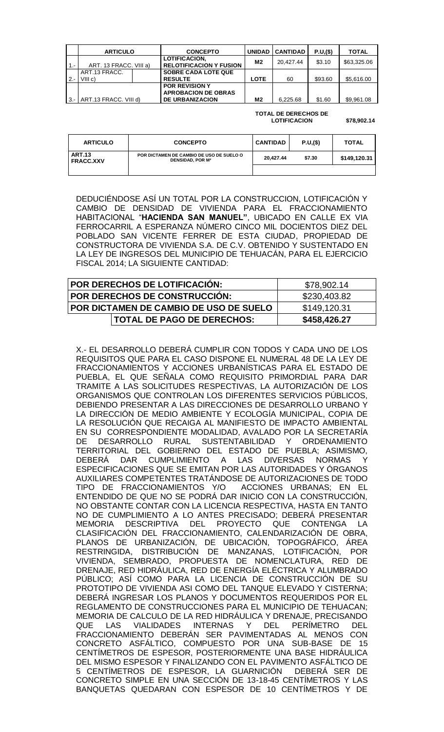| | ARTICULO | | CONCEPTO | UNIDAD | CANTIDAD | P.U.($) | TOTAL |
|---|---|---|---|---|---|---|---|
| 1.- | ART. 13 FRACC. VIII a) | | LOTIFICACION, RELOTIFICACION Y FUSION | M2 | 20,427.44 | $3.10 | $63,325.06 |
| 2.- | ART.13 FRACC. VIII c) | | SOBRE CADA LOTE QUE RESULTE | LOTE | 60 | $93.60 | $5,616.00 |
| 3.- | ART.13 FRACC. VIII d) | | POR REVISION Y APROBACION DE OBRAS DE URBANIZACION | M2 | 6,225.68 | $1.60 | $9,961.08 |

**TOTAL DE DERECHOS DE LOTIFICACION** **$78,902.14**

| ARTICULO | CONCEPTO | CANTIDAD | P.U.($) | TOTAL |
|---|---|---|---|---|
| ART.13 FRACC.XXV | POR DICTAMEN DE CAMBIO DE USO DE SUELO O DENSIDAD, POR M² | 20,427.44 | $7.30 | $149,120.31 |

DEDUCIÉNDOSE ASÍ UN TOTAL POR LA CONSTRUCCION, LOTIFICACIÓN Y CAMBIO DE DENSIDAD DE VIVIENDA PARA EL FRACCIONAMIENTO HABITACIONAL "**HACIENDA SAN MANUEL"**, UBICADO EN CALLE EX VIA FERROCARRIL A ESPERANZA NÚMERO CINCO MIL DOCIENTOS DIEZ DEL POBLADO SAN VICENTE FERRER DE ESTA CIUDAD, PROPIEDAD DE CONSTRUCTORA DE VIVIENDA S.A. DE C.V. OBTENIDO Y SUSTENTADO EN LA LEY DE INGRESOS DEL MUNICIPIO DE TEHUACÁN, PARA EL EJERCICIO FISCAL 2014; LA SIGUIENTE CANTIDAD:

| Concepto | Importe |
|---|---|
| **POR DERECHOS DE LOTIFICACIÓN:** | $78,902.14 |
| **POR DERECHOS DE CONSTRUCCIÓN:** | $230,403.82 |
| **POR DICTAMEN DE CAMBIO DE USO DE SUELO** | $149,120.31 |
| **TOTAL DE PAGO DE DERECHOS:** | **$458,426.27** |

X.- EL DESARROLLO DEBERÁ CUMPLIR CON TODOS Y CADA UNO DE LOS REQUISITOS QUE PARA EL CASO DISPONE EL NUMERAL 48 DE LA LEY DE FRACCIONAMIENTOS Y ACCIONES URBANÍSTICAS PARA EL ESTADO DE PUEBLA, EL QUE SEÑALA COMO REQUISITO PRIMORDIAL PARA DAR TRAMITE A LAS SOLICITUDES RESPECTIVAS, LA AUTORIZACIÓN DE LOS ORGANISMOS QUE CONTROLAN LOS DIFERENTES SERVICIOS PÚBLICOS, DEBIENDO PRESENTAR A LAS DIRECCIONES DE DESARROLLO URBANO Y LA DIRECCIÓN DE MEDIO AMBIENTE Y ECOLOGÍA MUNICIPAL, COPIA DE LA RESOLUCIÓN QUE RECAIGA AL MANIFIESTO DE IMPACTO AMBIENTAL EN SU CORRESPONDIENTE MODALIDAD, AVALADO POR LA SECRETARÍA DE DESARROLLO RURAL SUSTENTABILIDAD Y ORDENAMIENTO TERRITORIAL DEL GOBIERNO DEL ESTADO DE PUEBLA; ASIMISMO, DEBERÁ DAR CUMPLIMIENTO A LAS DIVERSAS NORMAS Y ESPECIFICACIONES QUE SE EMITAN POR LAS AUTORIDADES Y ÓRGANOS AUXILIARES COMPETENTES TRATÁNDOSE DE AUTORIZACIONES DE TODO TIPO DE FRACCIONAMIENTOS Y/O ACCIONES URBANAS; EN EL ENTENDIDO DE QUE NO SE PODRÁ DAR INICIO CON LA CONSTRUCCIÓN, NO OBSTANTE CONTAR CON LA LICENCIA RESPECTIVA, HASTA EN TANTO NO DE CUMPLIMIENTO A LO ANTES PRECISADO; DEBERÁ PRESENTAR MEMORIA DESCRIPTIVA DEL PROYECTO QUE CONTENGA LA CLASIFICACIÓN DEL FRACCIONAMIENTO, CALENDARIZACIÓN DE OBRA, PLANOS DE URBANIZACIÓN, DE UBICACIÓN, TOPOGRÁFICO, ÁREA RESTRINGIDA, DISTRIBUCIÓN DE MANZANAS, LOTIFICACIÓN, POR VIVIENDA, SEMBRADO, PROPUESTA DE NOMENCLATURA, RED DE DRENAJE, RED HIDRÁULICA, RED DE ENERGÍA ELÉCTRICA Y ALUMBRADO PÚBLICO; ASÍ COMO PARA LA LICENCIA DE CONSTRUCCIÓN DE SU PROTOTIPO DE VIVIENDA ASI COMO DEL TANQUE ELEVADO Y CISTERNA; DEBERÁ INGRESAR LOS PLANOS Y DOCUMENTOS REQUERIDOS POR EL REGLAMENTO DE CONSTRUCCIONES PARA EL MUNICIPIO DE TEHUACAN; MEMORIA DE CALCULO DE LA RED HIDRÁULICA Y DRENAJE, PRECISANDO QUE LAS VIALIDADES INTERNAS Y DEL PERÍMETRO DEL FRACCIONAMIENTO DEBERÁN SER PAVIMENTADAS AL MENOS CON CONCRETO ASFÁLTICO, COMPUESTO POR UNA SUB-BASE DE 15 CENTÍMETROS DE ESPESOR, POSTERIORMENTE UNA BASE HIDRÁULICA DEL MISMO ESPESOR Y FINALIZANDO CON EL PAVIMENTO ASFÁLTICO DE 5 CENTÍMETROS DE ESPESOR, LA GUARNICIÓN DEBERÁ SER DE CONCRETO SIMPLE EN UNA SECCIÓN DE 13-18-45 CENTÍMETROS Y LAS BANQUETAS QUEDARAN CON ESPESOR DE 10 CENTÍMETROS Y DE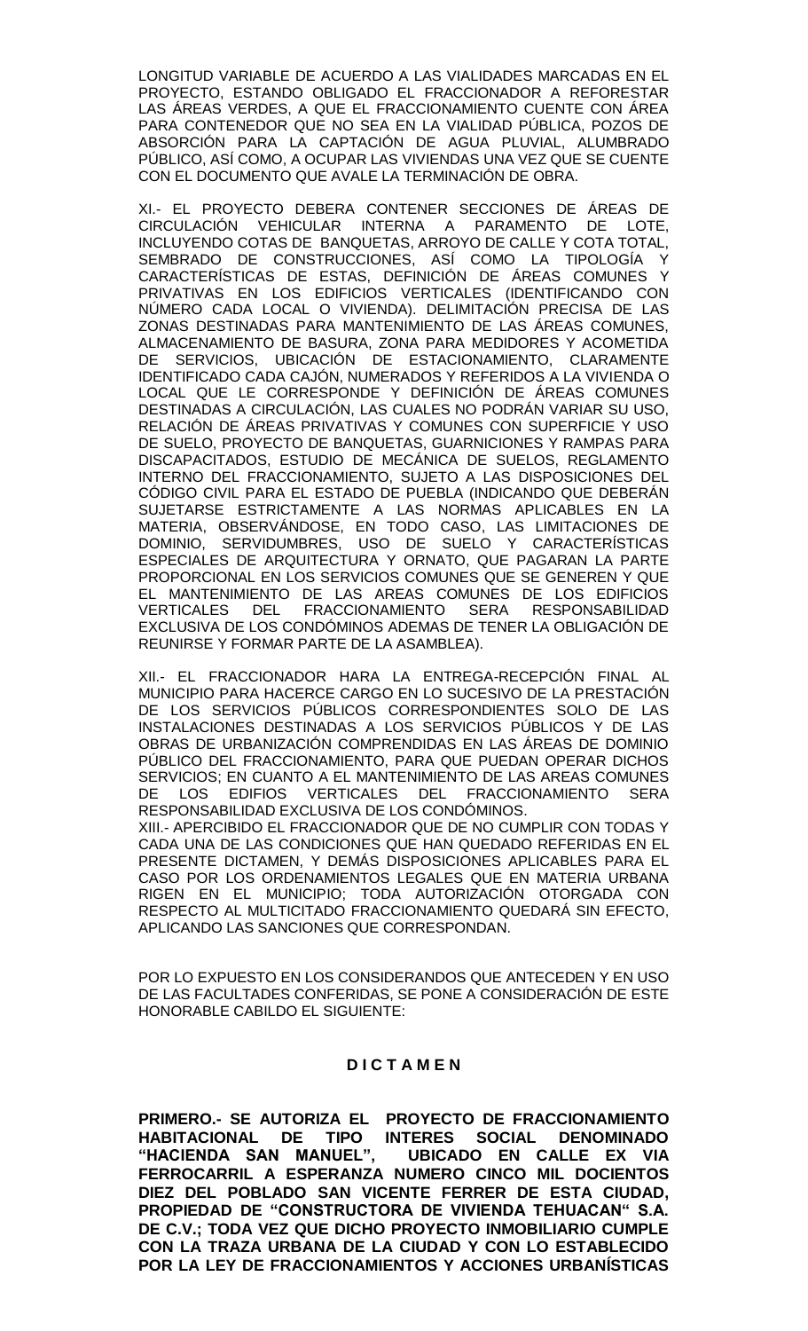LONGITUD VARIABLE DE ACUERDO A LAS VIALIDADES MARCADAS EN EL PROYECTO, ESTANDO OBLIGADO EL FRACCIONADOR A REFORESTAR LAS ÁREAS VERDES, A QUE EL FRACCIONAMIENTO CUENTE CON ÁREA PARA CONTENEDOR QUE NO SEA EN LA VIALIDAD PÚBLICA, POZOS DE ABSORCIÓN PARA LA CAPTACIÓN DE AGUA PLUVIAL, ALUMBRADO PÚBLICO, ASÍ COMO, A OCUPAR LAS VIVIENDAS UNA VEZ QUE SE CUENTE CON EL DOCUMENTO QUE AVALE LA TERMINACIÓN DE OBRA.

XI.- EL PROYECTO DEBERA CONTENER SECCIONES DE ÁREAS DE CIRCULACIÓN VEHICULAR INTERNA A PARAMENTO DE LOTE, INCLUYENDO COTAS DE BANQUETAS, ARROYO DE CALLE Y COTA TOTAL, SEMBRADO DE CONSTRUCCIONES, ASÍ COMO LA TIPOLOGÍA Y CARACTERÍSTICAS DE ESTAS, DEFINICIÓN DE ÁREAS COMUNES Y PRIVATIVAS EN LOS EDIFICIOS VERTICALES (IDENTIFICANDO CON NÚMERO CADA LOCAL O VIVIENDA). DELIMITACIÓN PRECISA DE LAS ZONAS DESTINADAS PARA MANTENIMIENTO DE LAS ÁREAS COMUNES, ALMACENAMIENTO DE BASURA, ZONA PARA MEDIDORES Y ACOMETIDA DE SERVICIOS, UBICACIÓN DE ESTACIONAMIENTO, CLARAMENTE IDENTIFICADO CADA CAJÓN, NUMERADOS Y REFERIDOS A LA VIVIENDA O LOCAL QUE LE CORRESPONDE Y DEFINICIÓN DE ÁREAS COMUNES DESTINADAS A CIRCULACIÓN, LAS CUALES NO PODRÁN VARIAR SU USO, RELACIÓN DE ÁREAS PRIVATIVAS Y COMUNES CON SUPERFICIE Y USO DE SUELO, PROYECTO DE BANQUETAS, GUARNICIONES Y RAMPAS PARA DISCAPACITADOS, ESTUDIO DE MECÁNICA DE SUELOS, REGLAMENTO INTERNO DEL FRACCIONAMIENTO, SUJETO A LAS DISPOSICIONES DEL CÓDIGO CIVIL PARA EL ESTADO DE PUEBLA (INDICANDO QUE DEBERÁN SUJETARSE ESTRICTAMENTE A LAS NORMAS APLICABLES EN LA MATERIA, OBSERVÁNDOSE, EN TODO CASO, LAS LIMITACIONES DE DOMINIO, SERVIDUMBRES, USO DE SUELO Y CARACTERÍSTICAS ESPECIALES DE ARQUITECTURA Y ORNATO, QUE PAGARAN LA PARTE PROPORCIONAL EN LOS SERVICIOS COMUNES QUE SE GENEREN Y QUE EL MANTENIMIENTO DE LAS AREAS COMUNES DE LOS EDIFICIOS VERTICALES DEL FRACCIONAMIENTO SERA RESPONSABILIDAD EXCLUSIVA DE LOS CONDÓMINOS ADEMAS DE TENER LA OBLIGACIÓN DE REUNIRSE Y FORMAR PARTE DE LA ASAMBLEA).

XII.- EL FRACCIONADOR HARA LA ENTREGA-RECEPCIÓN FINAL AL MUNICIPIO PARA HACERCE CARGO EN LO SUCESIVO DE LA PRESTACIÓN DE LOS SERVICIOS PÚBLICOS CORRESPONDIENTES SOLO DE LAS INSTALACIONES DESTINADAS A LOS SERVICIOS PÚBLICOS Y DE LAS OBRAS DE URBANIZACIÓN COMPRENDIDAS EN LAS ÁREAS DE DOMINIO PÚBLICO DEL FRACCIONAMIENTO, PARA QUE PUEDAN OPERAR DICHOS SERVICIOS; EN CUANTO A EL MANTENIMIENTO DE LAS AREAS COMUNES DE LOS EDIFICIOS VERTICALES DEL FRACCIONAMIENTO SERA RESPONSABILIDAD EXCLUSIVA DE LOS CONDÓMINOS.

XIII.- APERCIBIDO EL FRACCIONADOR QUE DE NO CUMPLIR CON TODAS Y CADA UNA DE LAS CONDICIONES QUE HAN QUEDADO REFERIDAS EN EL PRESENTE DICTAMEN, Y DEMÁS DISPOSICIONES APLICABLES PARA EL CASO POR LOS ORDENAMIENTOS LEGALES QUE EN MATERIA URBANA RIGEN EN EL MUNICIPIO; TODA AUTORIZACIÓN OTORGADA CON RESPECTO AL MULTICITADO FRACCIONAMIENTO QUEDARÁ SIN EFECTO, APLICANDO LAS SANCIONES QUE CORRESPONDAN.

POR LO EXPUESTO EN LOS CONSIDERANDOS QUE ANTECEDEN Y EN USO DE LAS FACULTADES CONFERIDAS, SE PONE A CONSIDERACIÓN DE ESTE HONORABLE CABILDO EL SIGUIENTE:

**D I C T A M E N**

**PRIMERO.- SE AUTORIZA EL PROYECTO DE FRACCIONAMIENTO HABITACIONAL DE TIPO INTERES SOCIAL DENOMINADO "HACIENDA SAN MANUEL", UBICADO EN CALLE EX VIA FERROCARRIL A ESPERANZA NUMERO CINCO MIL DOCIENTOS DIEZ DEL POBLADO SAN VICENTE FERRER DE ESTA CIUDAD, PROPIEDAD DE "CONSTRUCTORA DE VIVIENDA TEHUACAN" S.A. DE C.V.; TODA VEZ QUE DICHO PROYECTO INMOBILIARIO CUMPLE CON LA TRAZA URBANA DE LA CIUDAD Y CON LO ESTABLECIDO POR LA LEY DE FRACCIONAMIENTOS Y ACCIONES URBANÍSTICAS**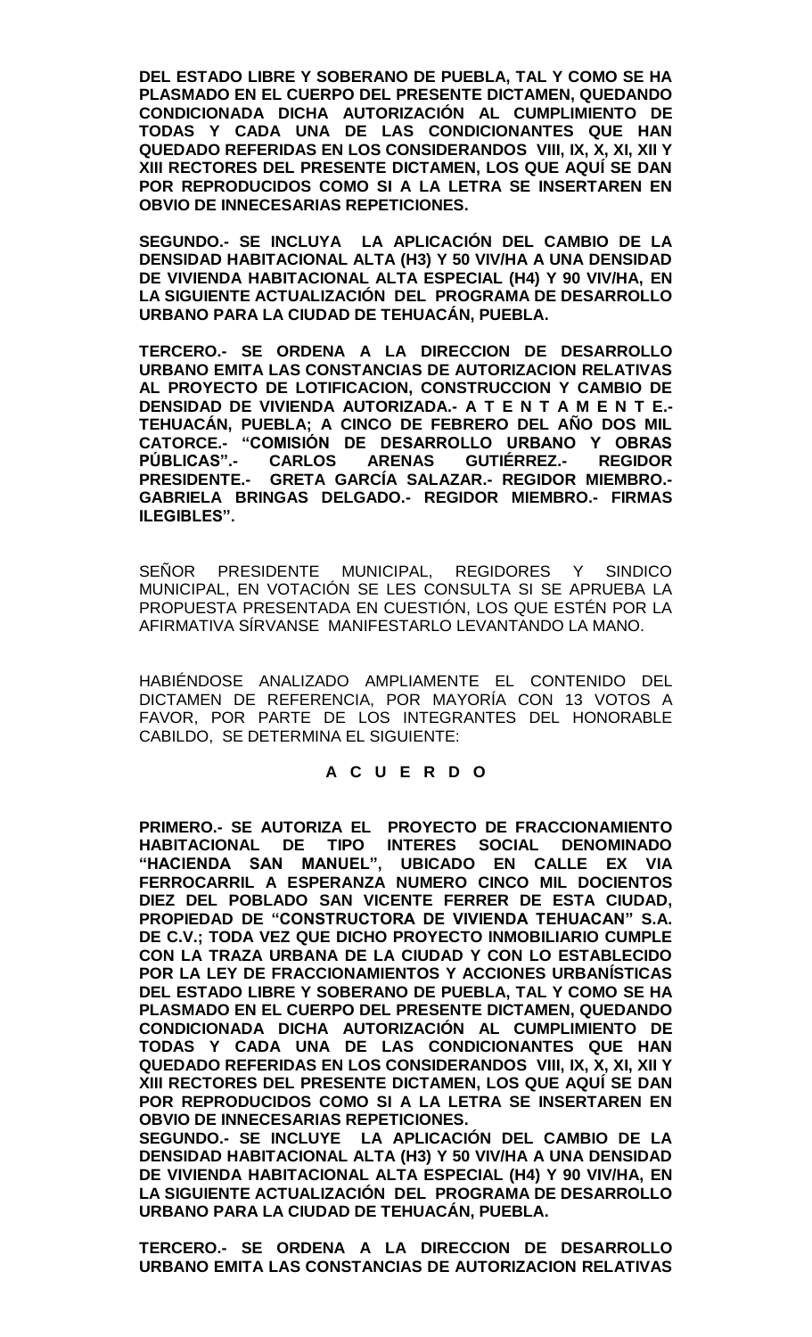**DEL ESTADO LIBRE Y SOBERANO DE PUEBLA, TAL Y COMO SE HA PLASMADO EN EL CUERPO DEL PRESENTE DICTAMEN, QUEDANDO CONDICIONADA DICHA AUTORIZACIÓN AL CUMPLIMIENTO DE TODAS Y CADA UNA DE LAS CONDICIONANTES QUE HAN QUEDADO REFERIDAS EN LOS CONSIDERANDOS VIII, IX, X, XI, XII Y XIII RECTORES DEL PRESENTE DICTAMEN, LOS QUE AQUÍ SE DAN POR REPRODUCIDOS COMO SI A LA LETRA SE INSERTAREN EN OBVIO DE INNECESARIAS REPETICIONES.**

**SEGUNDO.- SE INCLUYA LA APLICACIÓN DEL CAMBIO DE LA DENSIDAD HABITACIONAL ALTA (H3) Y 50 VIV/HA A UNA DENSIDAD DE VIVIENDA HABITACIONAL ALTA ESPECIAL (H4) Y 90 VIV/HA, EN LA SIGUIENTE ACTUALIZACIÓN DEL PROGRAMA DE DESARROLLO URBANO PARA LA CIUDAD DE TEHUACÁN, PUEBLA.**

**TERCERO.- SE ORDENA A LA DIRECCION DE DESARROLLO URBANO EMITA LAS CONSTANCIAS DE AUTORIZACION RELATIVAS AL PROYECTO DE LOTIFICACION, CONSTRUCCION Y CAMBIO DE DENSIDAD DE VIVIENDA AUTORIZADA.- A T E N T A M E N T E.- TEHUACÁN, PUEBLA; A CINCO DE FEBRERO DEL AÑO DOS MIL CATORCE.- "COMISIÓN DE DESARROLLO URBANO Y OBRAS PÚBLICAS".- CARLOS ARENAS GUTIÉRREZ.- REGIDOR PRESIDENTE.- GRETA GARCÍA SALAZAR.- REGIDOR MIEMBRO.- GABRIELA BRINGAS DELGADO.- REGIDOR MIEMBRO.- FIRMAS ILEGIBLES".**

SEÑOR PRESIDENTE MUNICIPAL, REGIDORES Y SINDICO MUNICIPAL, EN VOTACIÓN SE LES CONSULTA SI SE APRUEBA LA PROPUESTA PRESENTADA EN CUESTIÓN, LOS QUE ESTÉN POR LA AFIRMATIVA SÍRVANSE MANIFESTARLO LEVANTANDO LA MANO.

HABIÉNDOSE ANALIZADO AMPLIAMENTE EL CONTENIDO DEL DICTAMEN DE REFERENCIA, POR MAYORÍA CON 13 VOTOS A FAVOR, POR PARTE DE LOS INTEGRANTES DEL HONORABLE CABILDO, SE DETERMINA EL SIGUIENTE:

**A C U E R D O**

**PRIMERO.- SE AUTORIZA EL PROYECTO DE FRACCIONAMIENTO HABITACIONAL DE TIPO INTERES SOCIAL DENOMINADO "HACIENDA SAN MANUEL", UBICADO EN CALLE EX VIA FERROCARRIL A ESPERANZA NUMERO CINCO MIL DOCIENTOS DIEZ DEL POBLADO SAN VICENTE FERRER DE ESTA CIUDAD, PROPIEDAD DE "CONSTRUCTORA DE VIVIENDA TEHUACAN" S.A. DE C.V.; TODA VEZ QUE DICHO PROYECTO INMOBILIARIO CUMPLE CON LA TRAZA URBANA DE LA CIUDAD Y CON LO ESTABLECIDO POR LA LEY DE FRACCIONAMIENTOS Y ACCIONES URBANÍSTICAS DEL ESTADO LIBRE Y SOBERANO DE PUEBLA, TAL Y COMO SE HA PLASMADO EN EL CUERPO DEL PRESENTE DICTAMEN, QUEDANDO CONDICIONADA DICHA AUTORIZACIÓN AL CUMPLIMIENTO DE TODAS Y CADA UNA DE LAS CONDICIONANTES QUE HAN QUEDADO REFERIDAS EN LOS CONSIDERANDOS VIII, IX, X, XI, XII Y XIII RECTORES DEL PRESENTE DICTAMEN, LOS QUE AQUÍ SE DAN POR REPRODUCIDOS COMO SI A LA LETRA SE INSERTAREN EN OBVIO DE INNECESARIAS REPETICIONES.**
**SEGUNDO.- SE INCLUYE LA APLICACIÓN DEL CAMBIO DE LA DENSIDAD HABITACIONAL ALTA (H3) Y 50 VIV/HA A UNA DENSIDAD DE VIVIENDA HABITACIONAL ALTA ESPECIAL (H4) Y 90 VIV/HA, EN LA SIGUIENTE ACTUALIZACIÓN DEL PROGRAMA DE DESARROLLO URBANO PARA LA CIUDAD DE TEHUACÁN, PUEBLA.**

**TERCERO.- SE ORDENA A LA DIRECCION DE DESARROLLO URBANO EMITA LAS CONSTANCIAS DE AUTORIZACION RELATIVAS**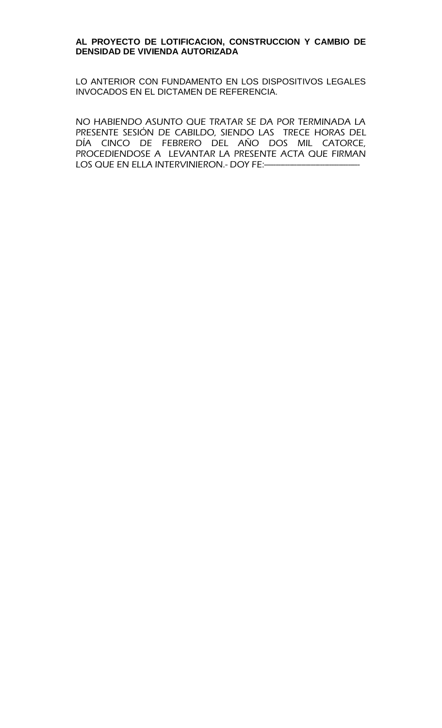**AL PROYECTO DE LOTIFICACION, CONSTRUCCION Y CAMBIO DE DENSIDAD DE VIVIENDA AUTORIZADA**

LO ANTERIOR CON FUNDAMENTO EN LOS DISPOSITIVOS LEGALES INVOCADOS EN EL DICTAMEN DE REFERENCIA.

NO HABIENDO ASUNTO QUE TRATAR SE DA POR TERMINADA LA PRESENTE SESIÓN DE CABILDO, SIENDO LAS TRECE HORAS DEL DÍA CINCO DE FEBRERO DEL AÑO DOS MIL CATORCE, PROCEDIENDOSE A LEVANTAR LA PRESENTE ACTA QUE FIRMAN LOS QUE EN ELLA INTERVINIERON.- DOY FE:------------------------------------